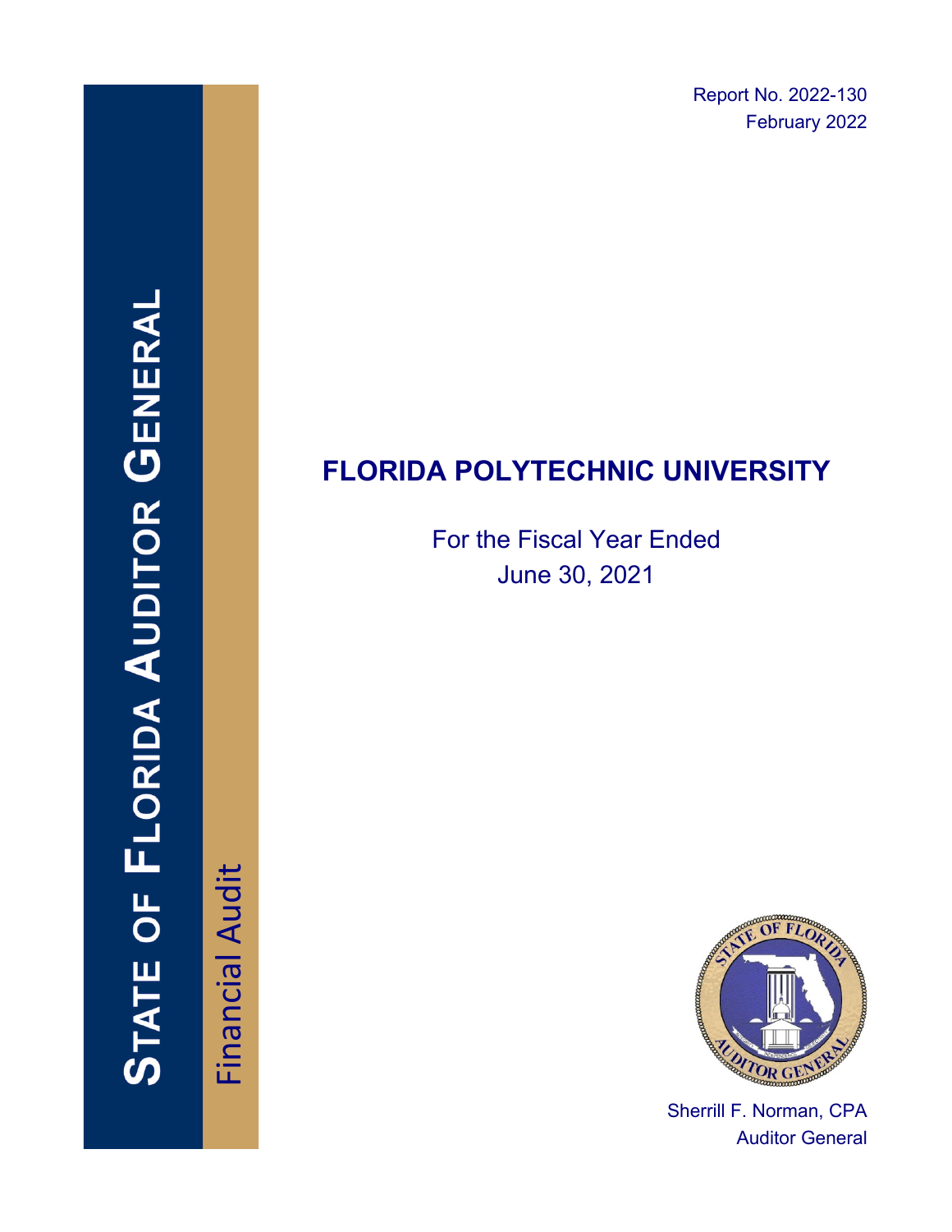Report No. 2022-130
February 2022

STATE OF FLORIDA AUDITOR GENERAL

Financial Audit

# FLORIDA POLYTECHNIC UNIVERSITY

For the Fiscal Year Ended
June 30, 2021

Sherrill F. Norman, CPA
Auditor General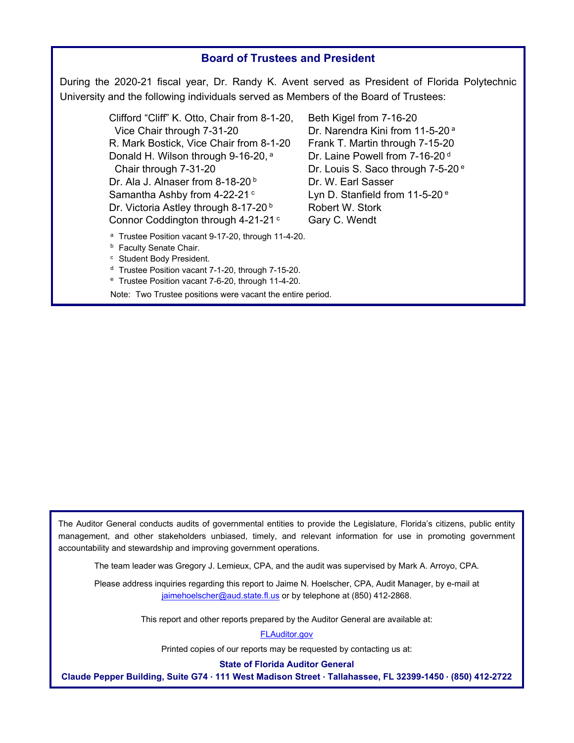## Board of Trustees and President

During the 2020-21 fiscal year, Dr. Randy K. Avent served as President of Florida Polytechnic University and the following individuals served as Members of the Board of Trustees:

- Clifford "Cliff" K. Otto, Chair from 8-1-20, Vice Chair through 7-31-20
- R. Mark Bostick, Vice Chair from 8-1-20
- Donald H. Wilson through 9-16-20, [a] Chair through 7-31-20
- Dr. Ala J. Alnaser from 8-18-20 [b]
- Samantha Ashby from 4-22-21 [c]
- Dr. Victoria Astley through 8-17-20 [b]
- Connor Coddington through 4-21-21 [c]
- Beth Kigel from 7-16-20
- Dr. Narendra Kini from 11-5-20 [a]
- Frank T. Martin through 7-15-20
- Dr. Laine Powell from 7-16-20 [d]
- Dr. Louis S. Saco through 7-5-20 [e]
- Dr. W. Earl Sasser
- Lyn D. Stanfield from 11-5-20 [e]
- Robert W. Stork
- Gary C. Wendt

[a] Trustee Position vacant 9-17-20, through 11-4-20.
[b] Faculty Senate Chair.
[c] Student Body President.
[d] Trustee Position vacant 7-1-20, through 7-15-20.
[e] Trustee Position vacant 7-6-20, through 11-4-20.

Note: Two Trustee positions were vacant the entire period.

The Auditor General conducts audits of governmental entities to provide the Legislature, Florida's citizens, public entity management, and other stakeholders unbiased, timely, and relevant information for use in promoting government accountability and stewardship and improving government operations.

The team leader was Gregory J. Lemieux, CPA, and the audit was supervised by Mark A. Arroyo, CPA.

Please address inquiries regarding this report to Jaime N. Hoelscher, CPA, Audit Manager, by e-mail at jaimehoelscher@aud.state.fl.us or by telephone at (850) 412-2868.

This report and other reports prepared by the Auditor General are available at:

FLAuditor.gov

Printed copies of our reports may be requested by contacting us at:

**State of Florida Auditor General**

**Claude Pepper Building, Suite G74 · 111 West Madison Street · Tallahassee, FL 32399-1450 · (850) 412-2722**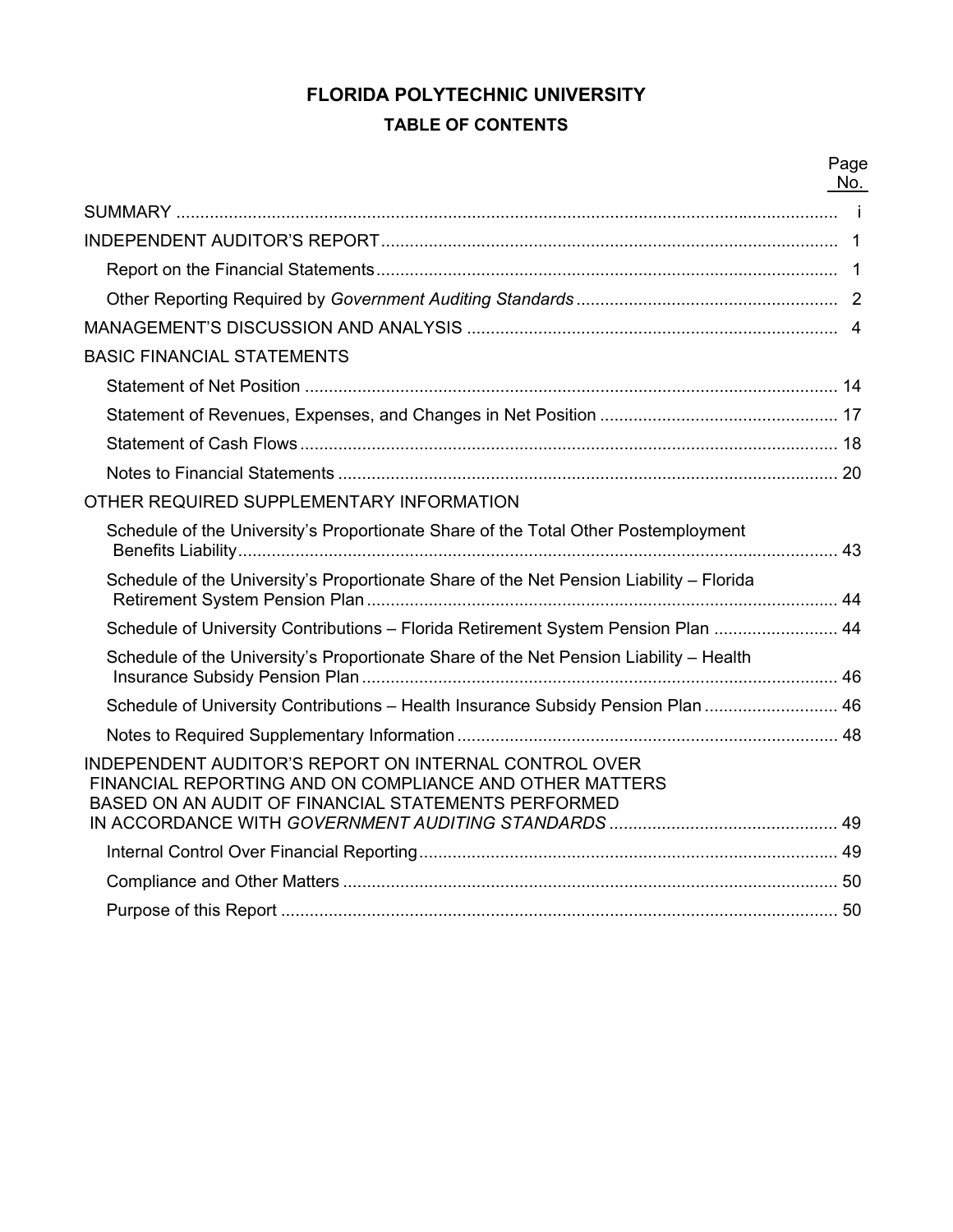# FLORIDA POLYTECHNIC UNIVERSITY

## TABLE OF CONTENTS

| | Page No. |
|---|---|
| SUMMARY | i |
| INDEPENDENT AUDITOR'S REPORT | 1 |
| Report on the Financial Statements | 1 |
| Other Reporting Required by *Government Auditing Standards* | 2 |
| MANAGEMENT'S DISCUSSION AND ANALYSIS | 4 |
| BASIC FINANCIAL STATEMENTS | |
| Statement of Net Position | 14 |
| Statement of Revenues, Expenses, and Changes in Net Position | 17 |
| Statement of Cash Flows | 18 |
| Notes to Financial Statements | 20 |
| OTHER REQUIRED SUPPLEMENTARY INFORMATION | |
| Schedule of the University's Proportionate Share of the Total Other Postemployment Benefits Liability | 43 |
| Schedule of the University's Proportionate Share of the Net Pension Liability – Florida Retirement System Pension Plan | 44 |
| Schedule of University Contributions – Florida Retirement System Pension Plan | 44 |
| Schedule of the University's Proportionate Share of the Net Pension Liability – Health Insurance Subsidy Pension Plan | 46 |
| Schedule of University Contributions – Health Insurance Subsidy Pension Plan | 46 |
| Notes to Required Supplementary Information | 48 |
| INDEPENDENT AUDITOR'S REPORT ON INTERNAL CONTROL OVER FINANCIAL REPORTING AND ON COMPLIANCE AND OTHER MATTERS BASED ON AN AUDIT OF FINANCIAL STATEMENTS PERFORMED IN ACCORDANCE WITH *GOVERNMENT AUDITING STANDARDS* | 49 |
| Internal Control Over Financial Reporting | 49 |
| Compliance and Other Matters | 50 |
| Purpose of this Report | 50 |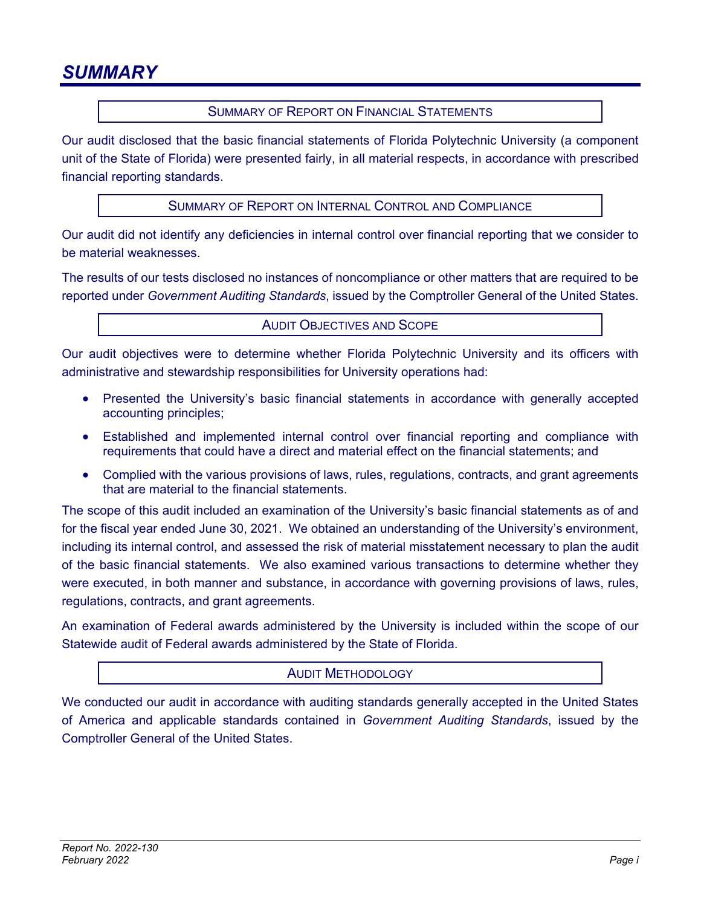# SUMMARY

## Summary of Report on Financial Statements

Our audit disclosed that the basic financial statements of Florida Polytechnic University (a component unit of the State of Florida) were presented fairly, in all material respects, in accordance with prescribed financial reporting standards.

## Summary of Report on Internal Control and Compliance

Our audit did not identify any deficiencies in internal control over financial reporting that we consider to be material weaknesses.

The results of our tests disclosed no instances of noncompliance or other matters that are required to be reported under *Government Auditing Standards*, issued by the Comptroller General of the United States.

## Audit Objectives and Scope

Our audit objectives were to determine whether Florida Polytechnic University and its officers with administrative and stewardship responsibilities for University operations had:

- Presented the University's basic financial statements in accordance with generally accepted accounting principles;
- Established and implemented internal control over financial reporting and compliance with requirements that could have a direct and material effect on the financial statements; and
- Complied with the various provisions of laws, rules, regulations, contracts, and grant agreements that are material to the financial statements.

The scope of this audit included an examination of the University's basic financial statements as of and for the fiscal year ended June 30, 2021. We obtained an understanding of the University's environment, including its internal control, and assessed the risk of material misstatement necessary to plan the audit of the basic financial statements. We also examined various transactions to determine whether they were executed, in both manner and substance, in accordance with governing provisions of laws, rules, regulations, contracts, and grant agreements.

An examination of Federal awards administered by the University is included within the scope of our Statewide audit of Federal awards administered by the State of Florida.

## Audit Methodology

We conducted our audit in accordance with auditing standards generally accepted in the United States of America and applicable standards contained in *Government Auditing Standards*, issued by the Comptroller General of the United States.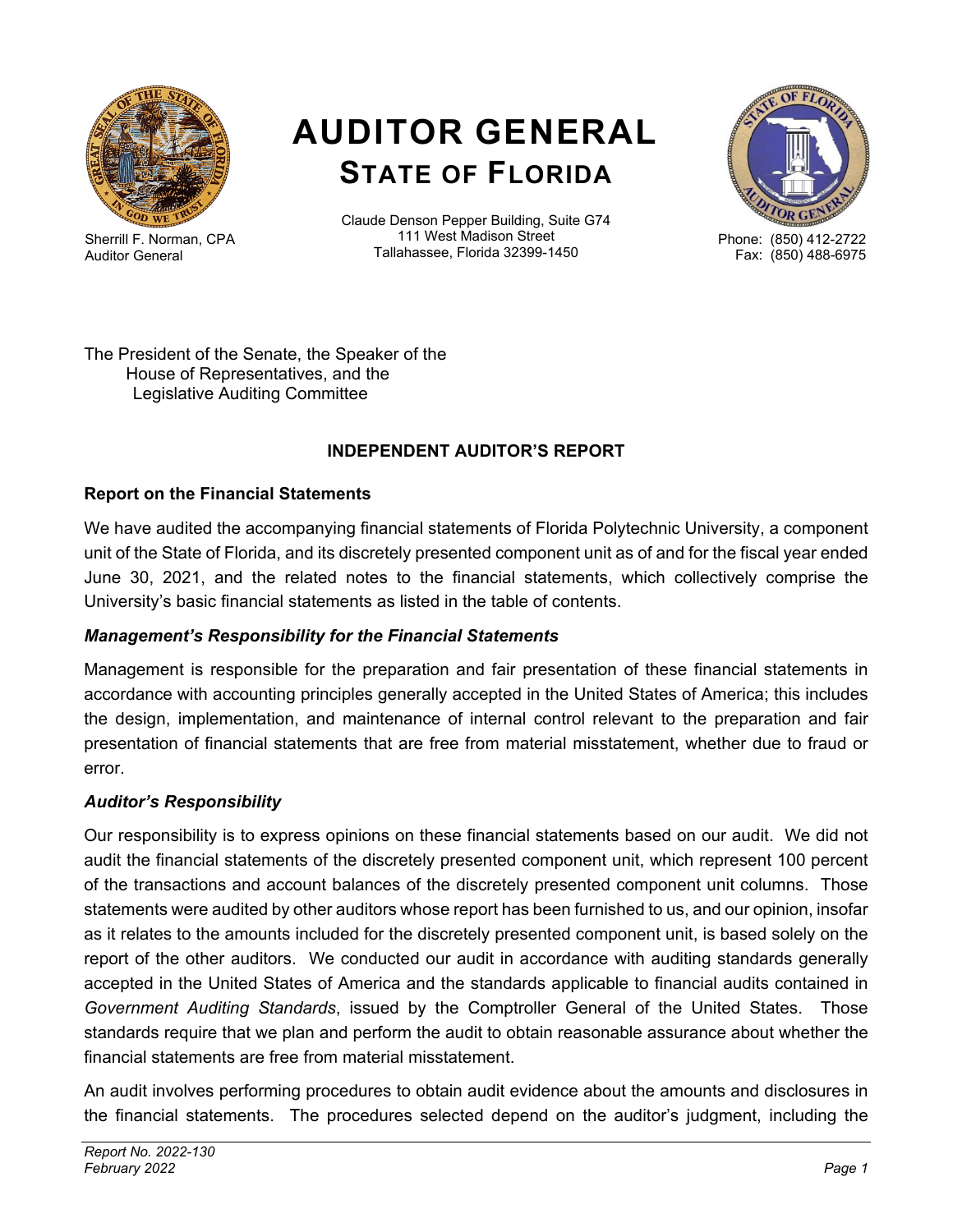# AUDITOR GENERAL

## STATE OF FLORIDA

Sherrill F. Norman, CPA
Auditor General

Claude Denson Pepper Building, Suite G74
111 West Madison Street
Tallahassee, Florida 32399-1450

Phone: (850) 412-2722
Fax: (850) 488-6975

The President of the Senate, the Speaker of the
House of Representatives, and the
Legislative Auditing Committee

**INDEPENDENT AUDITOR'S REPORT**

**Report on the Financial Statements**

We have audited the accompanying financial statements of Florida Polytechnic University, a component unit of the State of Florida, and its discretely presented component unit as of and for the fiscal year ended June 30, 2021, and the related notes to the financial statements, which collectively comprise the University's basic financial statements as listed in the table of contents.

***Management's Responsibility for the Financial Statements***

Management is responsible for the preparation and fair presentation of these financial statements in accordance with accounting principles generally accepted in the United States of America; this includes the design, implementation, and maintenance of internal control relevant to the preparation and fair presentation of financial statements that are free from material misstatement, whether due to fraud or error.

***Auditor's Responsibility***

Our responsibility is to express opinions on these financial statements based on our audit. We did not audit the financial statements of the discretely presented component unit, which represent 100 percent of the transactions and account balances of the discretely presented component unit columns. Those statements were audited by other auditors whose report has been furnished to us, and our opinion, insofar as it relates to the amounts included for the discretely presented component unit, is based solely on the report of the other auditors. We conducted our audit in accordance with auditing standards generally accepted in the United States of America and the standards applicable to financial audits contained in *Government Auditing Standards*, issued by the Comptroller General of the United States. Those standards require that we plan and perform the audit to obtain reasonable assurance about whether the financial statements are free from material misstatement.

An audit involves performing procedures to obtain audit evidence about the amounts and disclosures in the financial statements. The procedures selected depend on the auditor's judgment, including the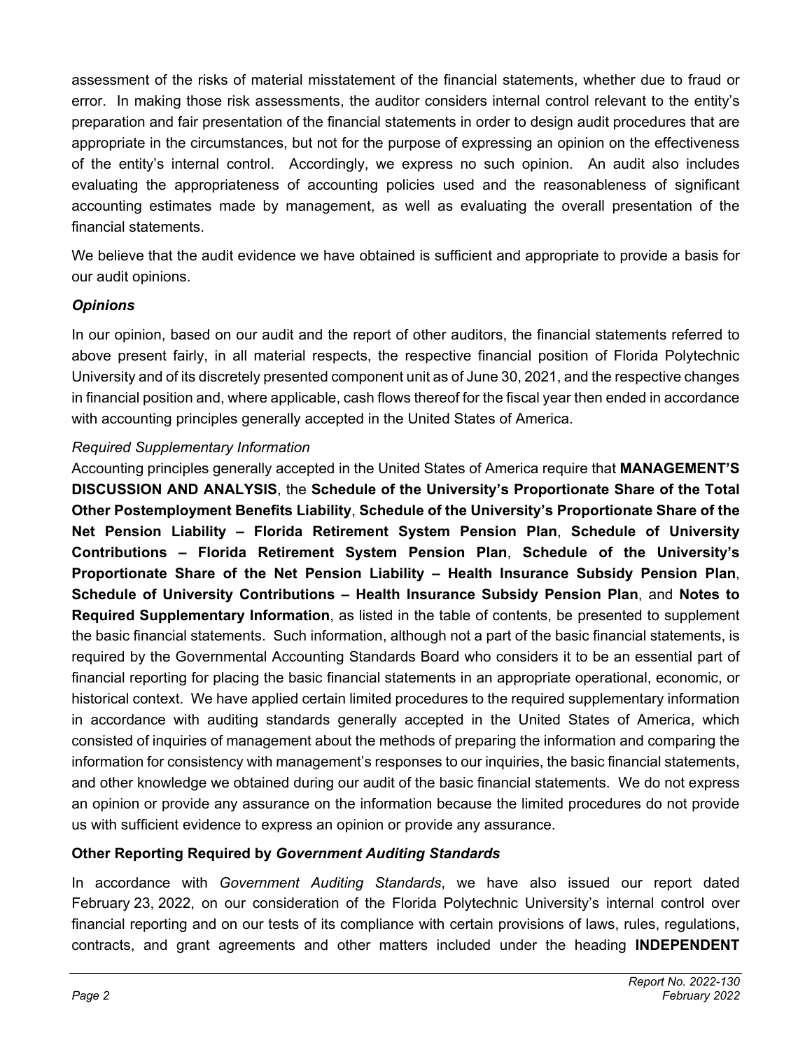assessment of the risks of material misstatement of the financial statements, whether due to fraud or error. In making those risk assessments, the auditor considers internal control relevant to the entity's preparation and fair presentation of the financial statements in order to design audit procedures that are appropriate in the circumstances, but not for the purpose of expressing an opinion on the effectiveness of the entity's internal control. Accordingly, we express no such opinion. An audit also includes evaluating the appropriateness of accounting policies used and the reasonableness of significant accounting estimates made by management, as well as evaluating the overall presentation of the financial statements.

We believe that the audit evidence we have obtained is sufficient and appropriate to provide a basis for our audit opinions.

***Opinions***

In our opinion, based on our audit and the report of other auditors, the financial statements referred to above present fairly, in all material respects, the respective financial position of Florida Polytechnic University and of its discretely presented component unit as of June 30, 2021, and the respective changes in financial position and, where applicable, cash flows thereof for the fiscal year then ended in accordance with accounting principles generally accepted in the United States of America.

*Required Supplementary Information*

Accounting principles generally accepted in the United States of America require that **MANAGEMENT'S DISCUSSION AND ANALYSIS**, the **Schedule of the University's Proportionate Share of the Total Other Postemployment Benefits Liability**, **Schedule of the University's Proportionate Share of the Net Pension Liability – Florida Retirement System Pension Plan**, **Schedule of University Contributions – Florida Retirement System Pension Plan**, **Schedule of the University's Proportionate Share of the Net Pension Liability – Health Insurance Subsidy Pension Plan**, **Schedule of University Contributions – Health Insurance Subsidy Pension Plan**, and **Notes to Required Supplementary Information**, as listed in the table of contents, be presented to supplement the basic financial statements. Such information, although not a part of the basic financial statements, is required by the Governmental Accounting Standards Board who considers it to be an essential part of financial reporting for placing the basic financial statements in an appropriate operational, economic, or historical context. We have applied certain limited procedures to the required supplementary information in accordance with auditing standards generally accepted in the United States of America, which consisted of inquiries of management about the methods of preparing the information and comparing the information for consistency with management's responses to our inquiries, the basic financial statements, and other knowledge we obtained during our audit of the basic financial statements. We do not express an opinion or provide any assurance on the information because the limited procedures do not provide us with sufficient evidence to express an opinion or provide any assurance.

**Other Reporting Required by *Government Auditing Standards***

In accordance with *Government Auditing Standards*, we have also issued our report dated February 23, 2022, on our consideration of the Florida Polytechnic University's internal control over financial reporting and on our tests of its compliance with certain provisions of laws, rules, regulations, contracts, and grant agreements and other matters included under the heading **INDEPENDENT**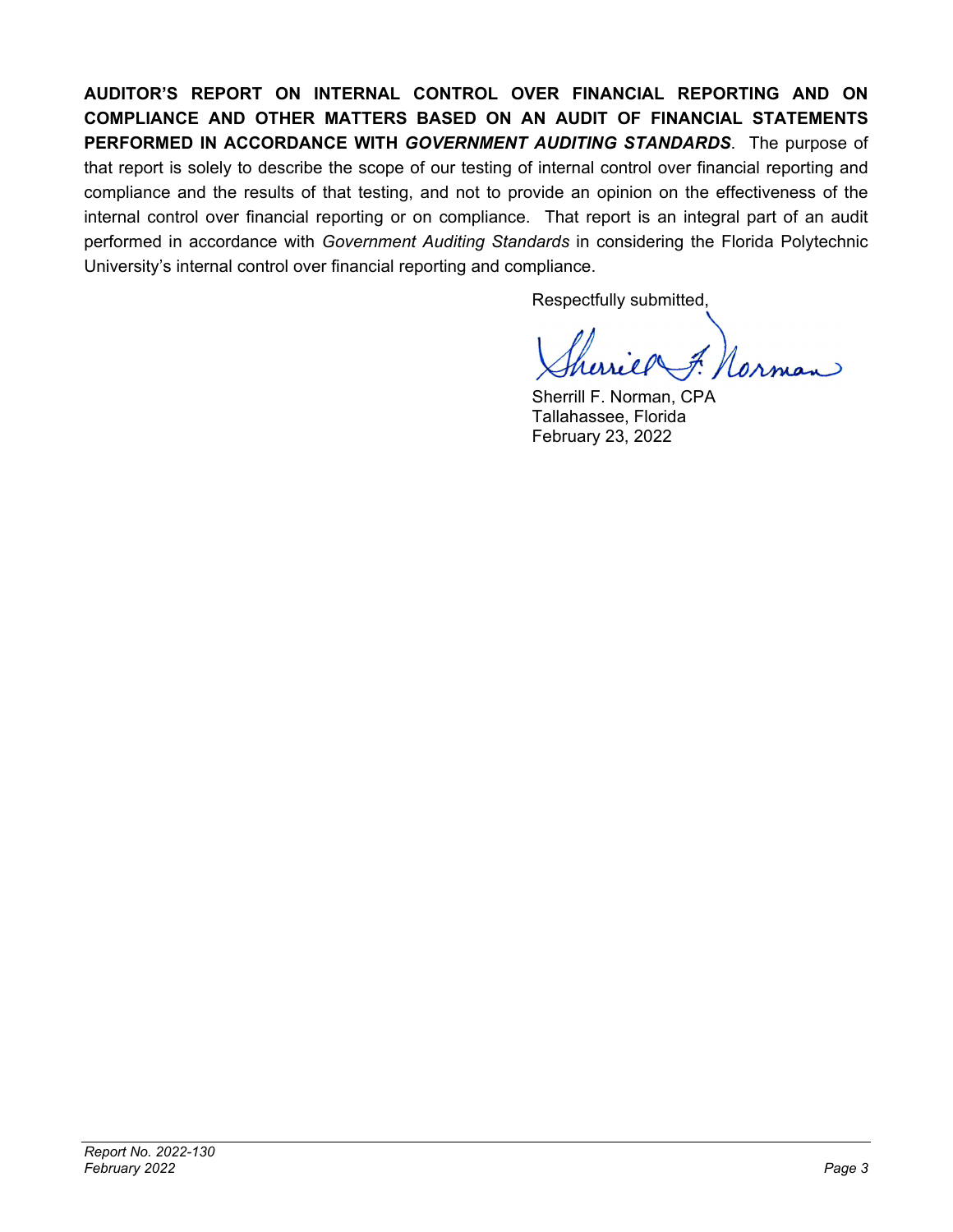**AUDITOR'S REPORT ON INTERNAL CONTROL OVER FINANCIAL REPORTING AND ON COMPLIANCE AND OTHER MATTERS BASED ON AN AUDIT OF FINANCIAL STATEMENTS PERFORMED IN ACCORDANCE WITH *GOVERNMENT AUDITING STANDARDS***. The purpose of that report is solely to describe the scope of our testing of internal control over financial reporting and compliance and the results of that testing, and not to provide an opinion on the effectiveness of the internal control over financial reporting or on compliance. That report is an integral part of an audit performed in accordance with *Government Auditing Standards* in considering the Florida Polytechnic University's internal control over financial reporting and compliance.

Respectfully submitted,

Sherrill F. Norman, CPA
Tallahassee, Florida
February 23, 2022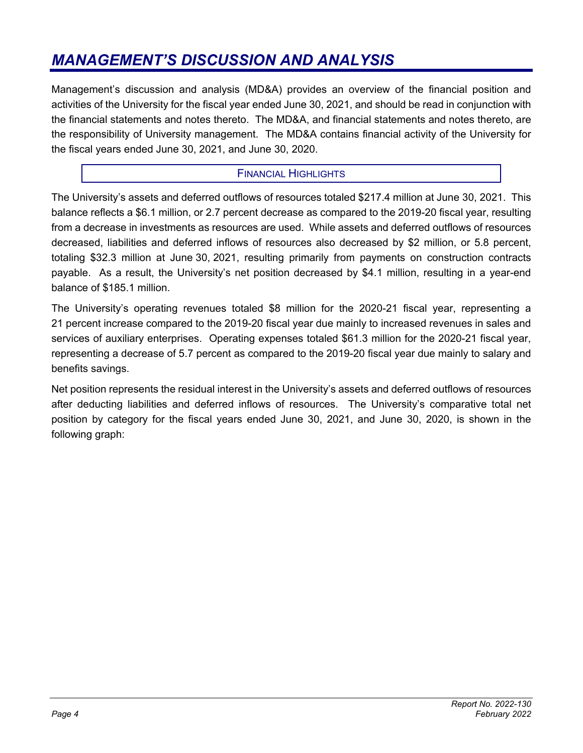# *MANAGEMENT'S DISCUSSION AND ANALYSIS*

Management's discussion and analysis (MD&A) provides an overview of the financial position and activities of the University for the fiscal year ended June 30, 2021, and should be read in conjunction with the financial statements and notes thereto. The MD&A, and financial statements and notes thereto, are the responsibility of University management. The MD&A contains financial activity of the University for the fiscal years ended June 30, 2021, and June 30, 2020.

## FINANCIAL HIGHLIGHTS

The University's assets and deferred outflows of resources totaled $217.4 million at June 30, 2021. This balance reflects a $6.1 million, or 2.7 percent decrease as compared to the 2019-20 fiscal year, resulting from a decrease in investments as resources are used. While assets and deferred outflows of resources decreased, liabilities and deferred inflows of resources also decreased by $2 million, or 5.8 percent, totaling $32.3 million at June 30, 2021, resulting primarily from payments on construction contracts payable. As a result, the University's net position decreased by $4.1 million, resulting in a year-end balance of $185.1 million.

The University's operating revenues totaled $8 million for the 2020-21 fiscal year, representing a 21 percent increase compared to the 2019-20 fiscal year due mainly to increased revenues in sales and services of auxiliary enterprises. Operating expenses totaled $61.3 million for the 2020-21 fiscal year, representing a decrease of 5.7 percent as compared to the 2019-20 fiscal year due mainly to salary and benefits savings.

Net position represents the residual interest in the University's assets and deferred outflows of resources after deducting liabilities and deferred inflows of resources. The University's comparative total net position by category for the fiscal years ended June 30, 2021, and June 30, 2020, is shown in the following graph: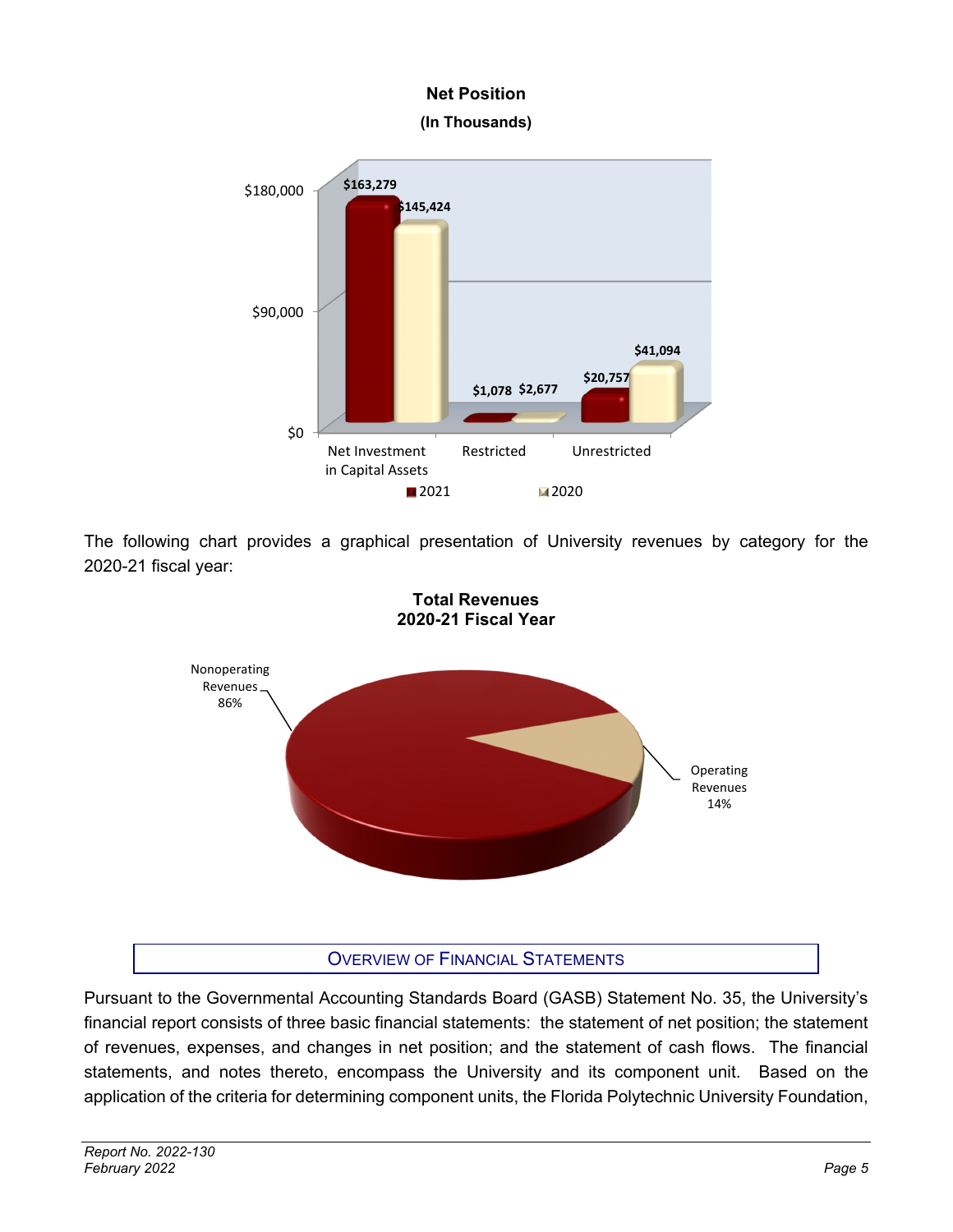**Net Position**
**(In Thousands)**

| | 2021 | 2020 |
|---|---|---|
| Net Investment in Capital Assets | $163,279 | $145,424 |
| Restricted | $1,078 | $2,677 |
| Unrestricted | $20,757 | $41,094 |

The following chart provides a graphical presentation of University revenues by category for the 2020-21 fiscal year:

**Total Revenues**
**2020-21 Fiscal Year**

| Category | Percentage |
|---|---|
| Nonoperating Revenues | 86% |
| Operating Revenues | 14% |

## Overview of Financial Statements

Pursuant to the Governmental Accounting Standards Board (GASB) Statement No. 35, the University's financial report consists of three basic financial statements: the statement of net position; the statement of revenues, expenses, and changes in net position; and the statement of cash flows. The financial statements, and notes thereto, encompass the University and its component unit. Based on the application of the criteria for determining component units, the Florida Polytechnic University Foundation,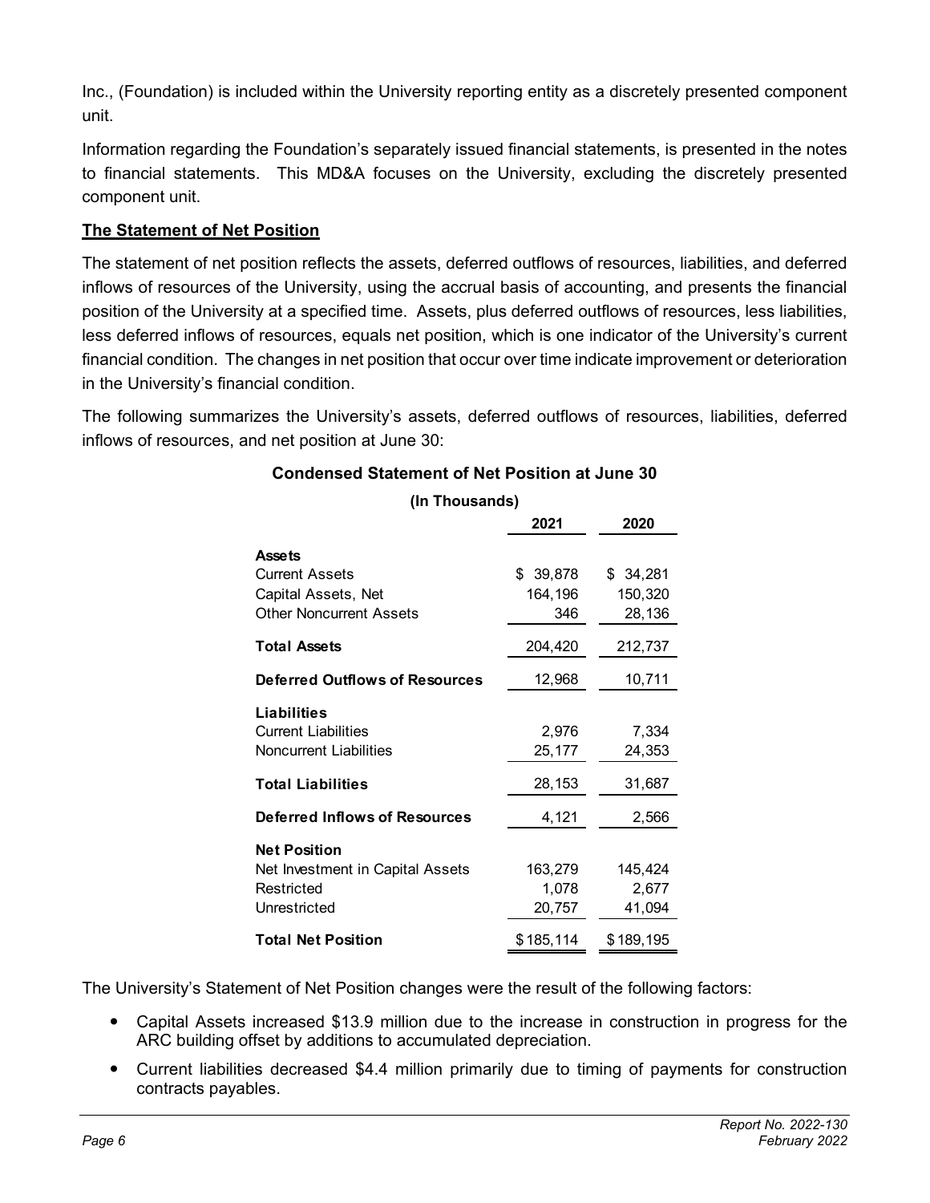Inc., (Foundation) is included within the University reporting entity as a discretely presented component unit.

Information regarding the Foundation's separately issued financial statements, is presented in the notes to financial statements. This MD&A focuses on the University, excluding the discretely presented component unit.

**The Statement of Net Position**

The statement of net position reflects the assets, deferred outflows of resources, liabilities, and deferred inflows of resources of the University, using the accrual basis of accounting, and presents the financial position of the University at a specified time. Assets, plus deferred outflows of resources, less liabilities, less deferred inflows of resources, equals net position, which is one indicator of the University's current financial condition. The changes in net position that occur over time indicate improvement or deterioration in the University's financial condition.

The following summarizes the University's assets, deferred outflows of resources, liabilities, deferred inflows of resources, and net position at June 30:

**Condensed Statement of Net Position at June 30**

**(In Thousands)**

| | 2021 | 2020 |
|---|---|---|
| **Assets** | | |
| Current Assets | $ 39,878 | $ 34,281 |
| Capital Assets, Net | 164,196 | 150,320 |
| Other Noncurrent Assets | 346 | 28,136 |
| **Total Assets** | 204,420 | 212,737 |
| **Deferred Outflows of Resources** | 12,968 | 10,711 |
| **Liabilities** | | |
| Current Liabilities | 2,976 | 7,334 |
| Noncurrent Liabilities | 25,177 | 24,353 |
| **Total Liabilities** | 28,153 | 31,687 |
| **Deferred Inflows of Resources** | 4,121 | 2,566 |
| **Net Position** | | |
| Net Investment in Capital Assets | 163,279 | 145,424 |
| Restricted | 1,078 | 2,677 |
| Unrestricted | 20,757 | 41,094 |
| **Total Net Position** | $ 185,114 | $ 189,195 |

The University's Statement of Net Position changes were the result of the following factors:

- Capital Assets increased $13.9 million due to the increase in construction in progress for the ARC building offset by additions to accumulated depreciation.
- Current liabilities decreased $4.4 million primarily due to timing of payments for construction contracts payables.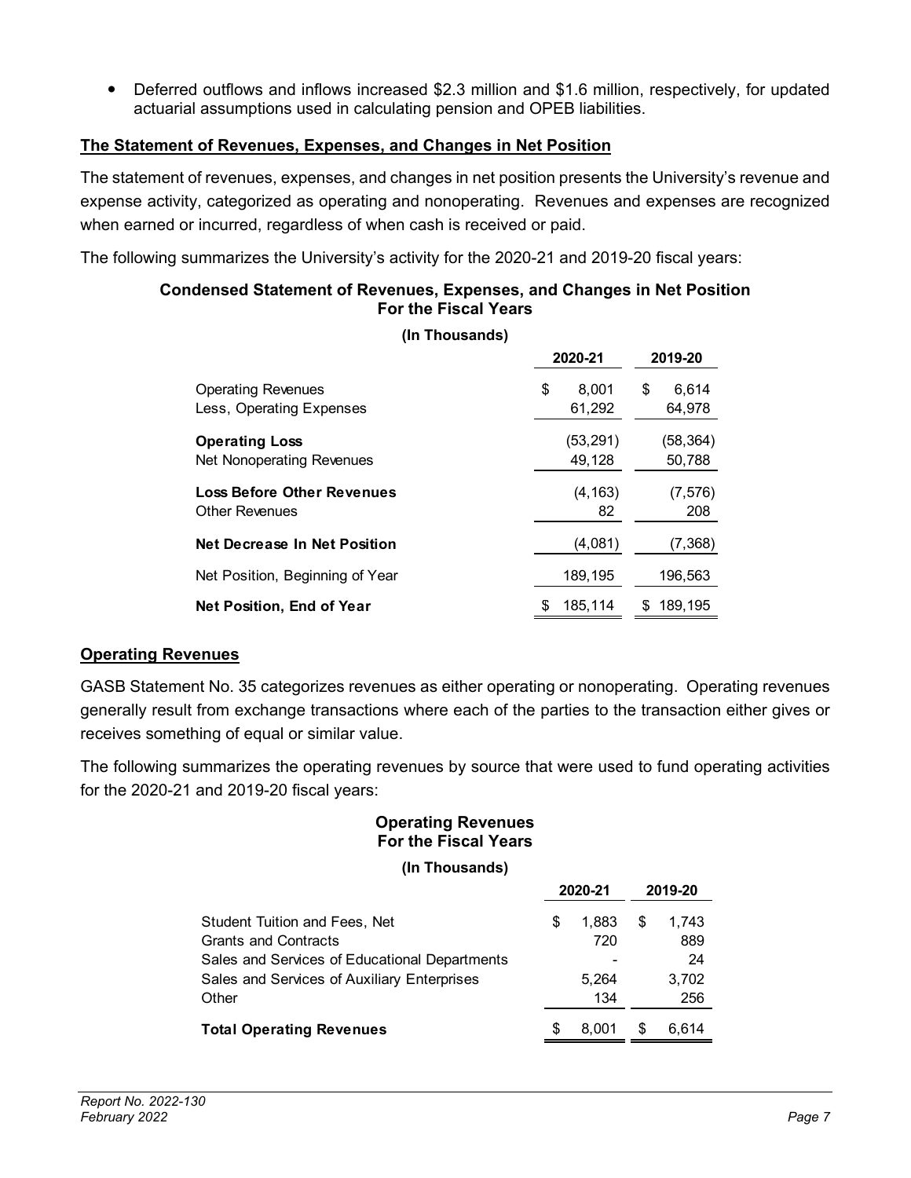- Deferred outflows and inflows increased $2.3 million and $1.6 million, respectively, for updated actuarial assumptions used in calculating pension and OPEB liabilities.

## The Statement of Revenues, Expenses, and Changes in Net Position

The statement of revenues, expenses, and changes in net position presents the University's revenue and expense activity, categorized as operating and nonoperating. Revenues and expenses are recognized when earned or incurred, regardless of when cash is received or paid.

The following summarizes the University's activity for the 2020-21 and 2019-20 fiscal years:

**Condensed Statement of Revenues, Expenses, and Changes in Net Position For the Fiscal Years**

**(In Thousands)**

| | 2020-21 | 2019-20 |
|---|---|---|
| Operating Revenues | $ 8,001 | $ 6,614 |
| Less, Operating Expenses | 61,292 | 64,978 |
| **Operating Loss** | (53,291) | (58,364) |
| Net Nonoperating Revenues | 49,128 | 50,788 |
| **Loss Before Other Revenues** | (4,163) | (7,576) |
| Other Revenues | 82 | 208 |
| **Net Decrease In Net Position** | (4,081) | (7,368) |
| Net Position, Beginning of Year | 189,195 | 196,563 |
| **Net Position, End of Year** | $ 185,114 | $ 189,195 |

## Operating Revenues

GASB Statement No. 35 categorizes revenues as either operating or nonoperating. Operating revenues generally result from exchange transactions where each of the parties to the transaction either gives or receives something of equal or similar value.

The following summarizes the operating revenues by source that were used to fund operating activities for the 2020-21 and 2019-20 fiscal years:

**Operating Revenues For the Fiscal Years**

**(In Thousands)**

| | 2020-21 | 2019-20 |
|---|---|---|
| Student Tuition and Fees, Net | $ 1,883 | $ 1,743 |
| Grants and Contracts | 720 | 889 |
| Sales and Services of Educational Departments | - | 24 |
| Sales and Services of Auxiliary Enterprises | 5,264 | 3,702 |
| Other | 134 | 256 |
| **Total Operating Revenues** | $ 8,001 | $ 6,614 |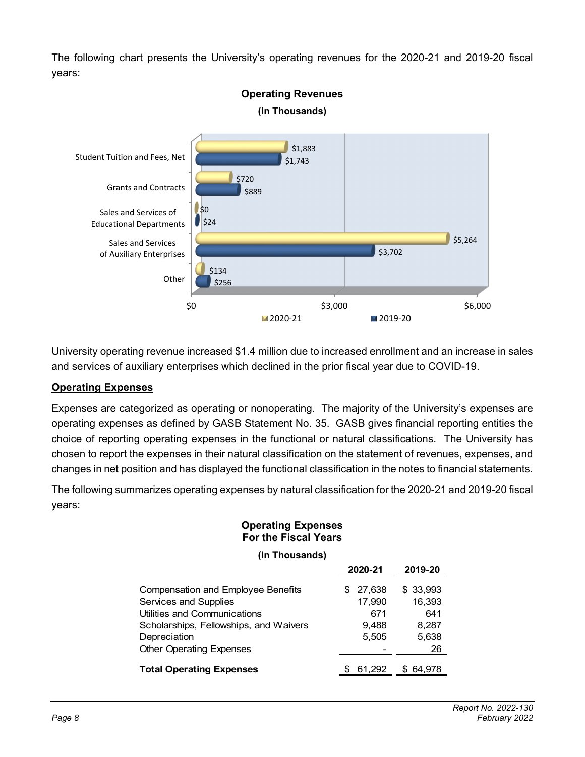The following chart presents the University's operating revenues for the 2020-21 and 2019-20 fiscal years:

**Operating Revenues**
**(In Thousands)**

| | 2020-21 | 2019-20 |
|---|---|---|
| Student Tuition and Fees, Net | $1,883 | $1,743 |
| Grants and Contracts | $720 | $889 |
| Sales and Services of Educational Departments | $0 | $24 |
| Sales and Services of Auxiliary Enterprises | $5,264 | $3,702 |
| Other | $134 | $256 |

University operating revenue increased $1.4 million due to increased enrollment and an increase in sales and services of auxiliary enterprises which declined in the prior fiscal year due to COVID-19.

## Operating Expenses

Expenses are categorized as operating or nonoperating. The majority of the University's expenses are operating expenses as defined by GASB Statement No. 35. GASB gives financial reporting entities the choice of reporting operating expenses in the functional or natural classifications. The University has chosen to report the expenses in their natural classification on the statement of revenues, expenses, and changes in net position and has displayed the functional classification in the notes to financial statements.

The following summarizes operating expenses by natural classification for the 2020-21 and 2019-20 fiscal years:

**Operating Expenses**
**For the Fiscal Years**
**(In Thousands)**

| | 2020-21 | 2019-20 |
|---|---|---|
| Compensation and Employee Benefits | $ 27,638 | $ 33,993 |
| Services and Supplies | 17,990 | 16,393 |
| Utilities and Communications | 671 | 641 |
| Scholarships, Fellowships, and Waivers | 9,488 | 8,287 |
| Depreciation | 5,505 | 5,638 |
| Other Operating Expenses | - | 26 |
| **Total Operating Expenses** | $ 61,292 | $ 64,978 |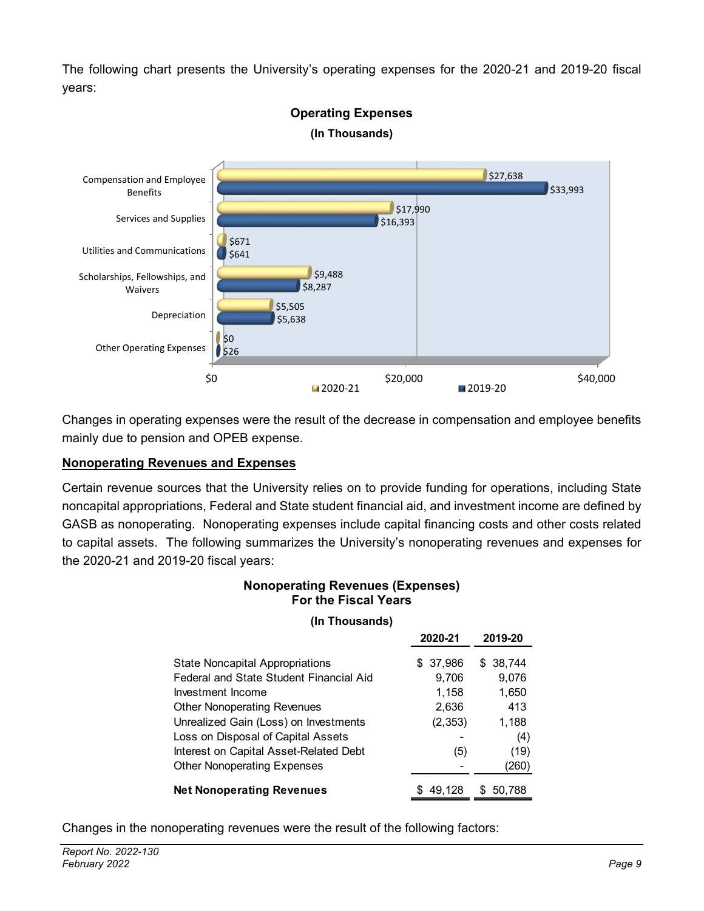The following chart presents the University's operating expenses for the 2020-21 and 2019-20 fiscal years:

**Operating Expenses**

**(In Thousands)**

| | 2020-21 | 2019-20 |
|---|---|---|
| Compensation and Employee Benefits | $27,638 | $33,993 |
| Services and Supplies | $17,990 | $16,393 |
| Utilities and Communications | $671 | $641 |
| Scholarships, Fellowships, and Waivers | $9,488 | $8,287 |
| Depreciation | $5,505 | $5,638 |
| Other Operating Expenses | $0 | $26 |

Changes in operating expenses were the result of the decrease in compensation and employee benefits mainly due to pension and OPEB expense.

## Nonoperating Revenues and Expenses

Certain revenue sources that the University relies on to provide funding for operations, including State noncapital appropriations, Federal and State student financial aid, and investment income are defined by GASB as nonoperating. Nonoperating expenses include capital financing costs and other costs related to capital assets. The following summarizes the University's nonoperating revenues and expenses for the 2020-21 and 2019-20 fiscal years:

**Nonoperating Revenues (Expenses)**
**For the Fiscal Years**

**(In Thousands)**

| | 2020-21 | 2019-20 |
|---|---|---|
| State Noncapital Appropriations | $ 37,986 | $ 38,744 |
| Federal and State Student Financial Aid | 9,706 | 9,076 |
| Investment Income | 1,158 | 1,650 |
| Other Nonoperating Revenues | 2,636 | 413 |
| Unrealized Gain (Loss) on Investments | (2,353) | 1,188 |
| Loss on Disposal of Capital Assets | - | (4) |
| Interest on Capital Asset-Related Debt | (5) | (19) |
| Other Nonoperating Expenses | - | (260) |
| **Net Nonoperating Revenues** | $ 49,128 | $ 50,788 |

Changes in the nonoperating revenues were the result of the following factors: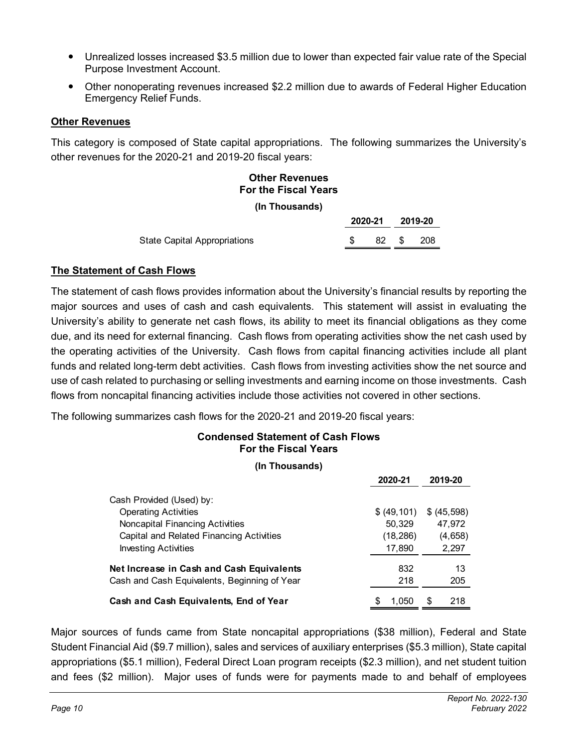- Unrealized losses increased $3.5 million due to lower than expected fair value rate of the Special Purpose Investment Account.
- Other nonoperating revenues increased $2.2 million due to awards of Federal Higher Education Emergency Relief Funds.

**Other Revenues**

This category is composed of State capital appropriations. The following summarizes the University's other revenues for the 2020-21 and 2019-20 fiscal years:

**Other Revenues**
**For the Fiscal Years**
**(In Thousands)**

| | 2020-21 | 2019-20 |
|---|---|---|
| State Capital Appropriations | $ 82 | $ 208 |

**The Statement of Cash Flows**

The statement of cash flows provides information about the University's financial results by reporting the major sources and uses of cash and cash equivalents. This statement will assist in evaluating the University's ability to generate net cash flows, its ability to meet its financial obligations as they come due, and its need for external financing. Cash flows from operating activities show the net cash used by the operating activities of the University. Cash flows from capital financing activities include all plant funds and related long-term debt activities. Cash flows from investing activities show the net source and use of cash related to purchasing or selling investments and earning income on those investments. Cash flows from noncapital financing activities include those activities not covered in other sections.

The following summarizes cash flows for the 2020-21 and 2019-20 fiscal years:

**Condensed Statement of Cash Flows**
**For the Fiscal Years**
**(In Thousands)**

| | 2020-21 | 2019-20 |
|---|---|---|
| Cash Provided (Used) by: | | |
| Operating Activities | $ (49,101) | $ (45,598) |
| Noncapital Financing Activities | 50,329 | 47,972 |
| Capital and Related Financing Activities | (18,286) | (4,658) |
| Investing Activities | 17,890 | 2,297 |
| **Net Increase in Cash and Cash Equivalents** | 832 | 13 |
| Cash and Cash Equivalents, Beginning of Year | 218 | 205 |
| **Cash and Cash Equivalents, End of Year** | $ 1,050 | $ 218 |

Major sources of funds came from State noncapital appropriations ($38 million), Federal and State Student Financial Aid ($9.7 million), sales and services of auxiliary enterprises ($5.3 million), State capital appropriations ($5.1 million), Federal Direct Loan program receipts ($2.3 million), and net student tuition and fees ($2 million). Major uses of funds were for payments made to and behalf of employees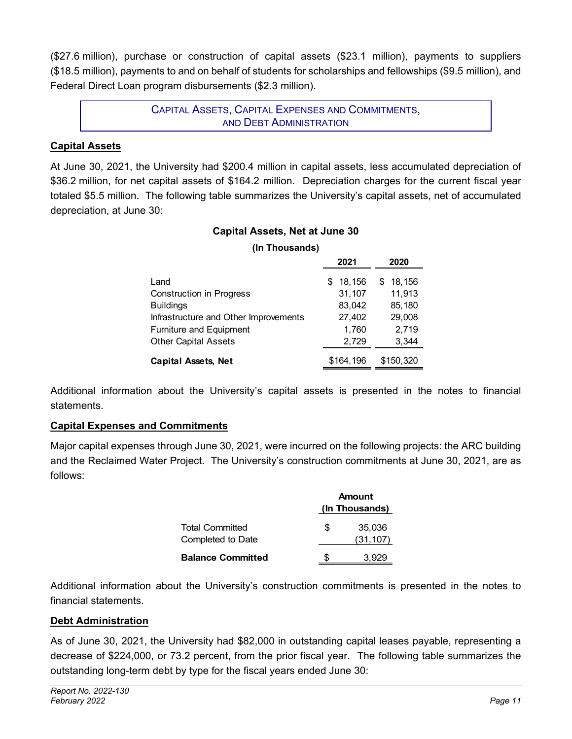($27.6 million), purchase or construction of capital assets ($23.1 million), payments to suppliers ($18.5 million), payments to and on behalf of students for scholarships and fellowships ($9.5 million), and Federal Direct Loan program disbursements ($2.3 million).

## Capital Assets, Capital Expenses and Commitments, and Debt Administration

### Capital Assets

At June 30, 2021, the University had $200.4 million in capital assets, less accumulated depreciation of $36.2 million, for net capital assets of $164.2 million. Depreciation charges for the current fiscal year totaled $5.5 million. The following table summarizes the University's capital assets, net of accumulated depreciation, at June 30:

**Capital Assets, Net at June 30**

**(In Thousands)**

| | 2021 | 2020 |
|---|---|---|
| Land | $ 18,156 | $ 18,156 |
| Construction in Progress | 31,107 | 11,913 |
| Buildings | 83,042 | 85,180 |
| Infrastructure and Other Improvements | 27,402 | 29,008 |
| Furniture and Equipment | 1,760 | 2,719 |
| Other Capital Assets | 2,729 | 3,344 |
| **Capital Assets, Net** | $164,196 | $150,320 |

Additional information about the University's capital assets is presented in the notes to financial statements.

### Capital Expenses and Commitments

Major capital expenses through June 30, 2021, were incurred on the following projects: the ARC building and the Reclaimed Water Project. The University's construction commitments at June 30, 2021, are as follows:

| | Amount (In Thousands) |
|---|---|
| Total Committed | $ 35,036 |
| Completed to Date | (31,107) |
| **Balance Committed** | $ 3,929 |

Additional information about the University's construction commitments is presented in the notes to financial statements.

### Debt Administration

As of June 30, 2021, the University had $82,000 in outstanding capital leases payable, representing a decrease of $224,000, or 73.2 percent, from the prior fiscal year. The following table summarizes the outstanding long-term debt by type for the fiscal years ended June 30: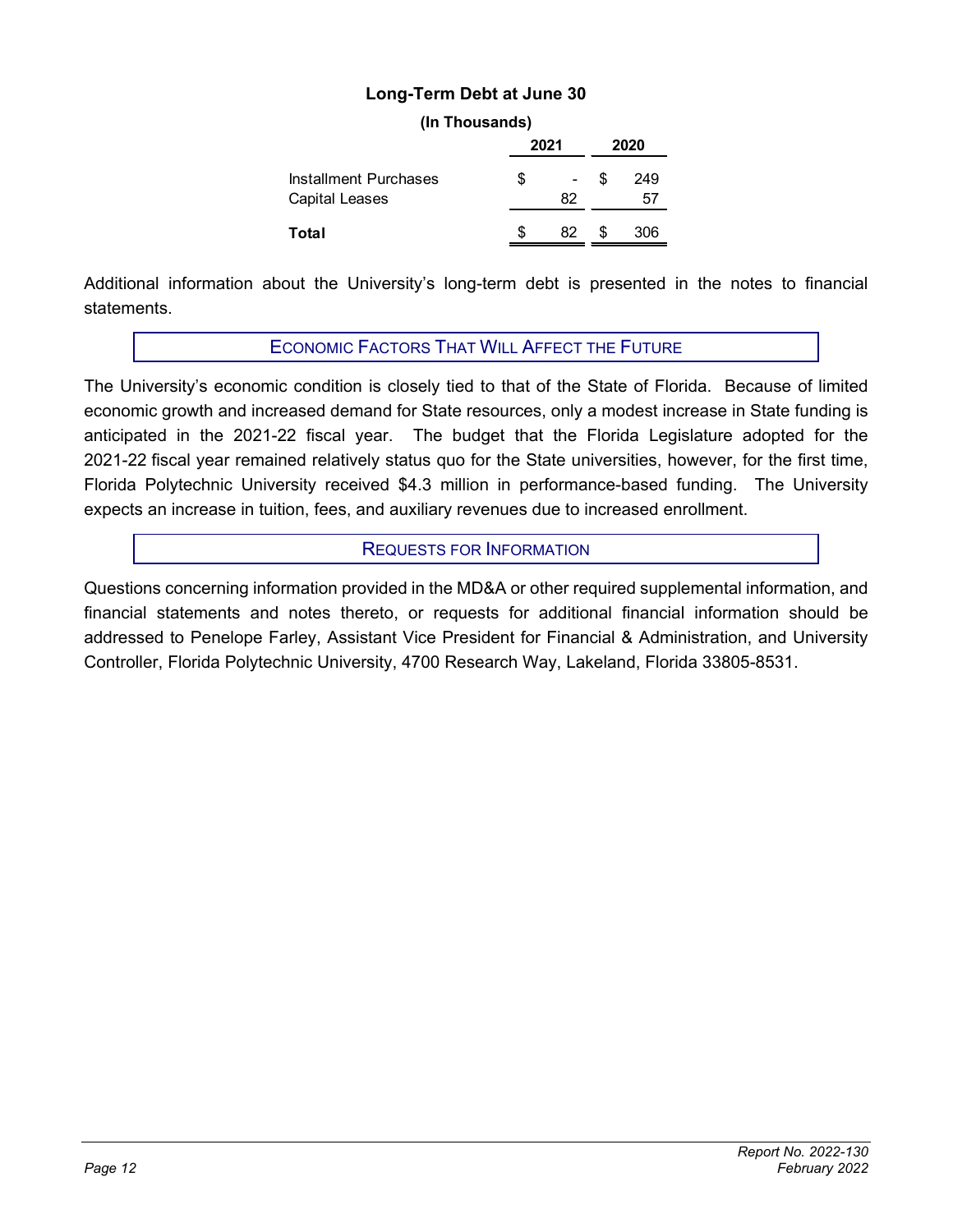**Long-Term Debt at June 30**

**(In Thousands)**

| | 2021 | 2020 |
|---|---|---|
| Installment Purchases | $ - | $ 249 |
| Capital Leases | 82 | 57 |
| **Total** | $ 82 | $ 306 |

Additional information about the University's long-term debt is presented in the notes to financial statements.

## Economic Factors That Will Affect the Future

The University's economic condition is closely tied to that of the State of Florida. Because of limited economic growth and increased demand for State resources, only a modest increase in State funding is anticipated in the 2021-22 fiscal year. The budget that the Florida Legislature adopted for the 2021-22 fiscal year remained relatively status quo for the State universities, however, for the first time, Florida Polytechnic University received $4.3 million in performance-based funding. The University expects an increase in tuition, fees, and auxiliary revenues due to increased enrollment.

## Requests for Information

Questions concerning information provided in the MD&A or other required supplemental information, and financial statements and notes thereto, or requests for additional financial information should be addressed to Penelope Farley, Assistant Vice President for Financial & Administration, and University Controller, Florida Polytechnic University, 4700 Research Way, Lakeland, Florida 33805-8531.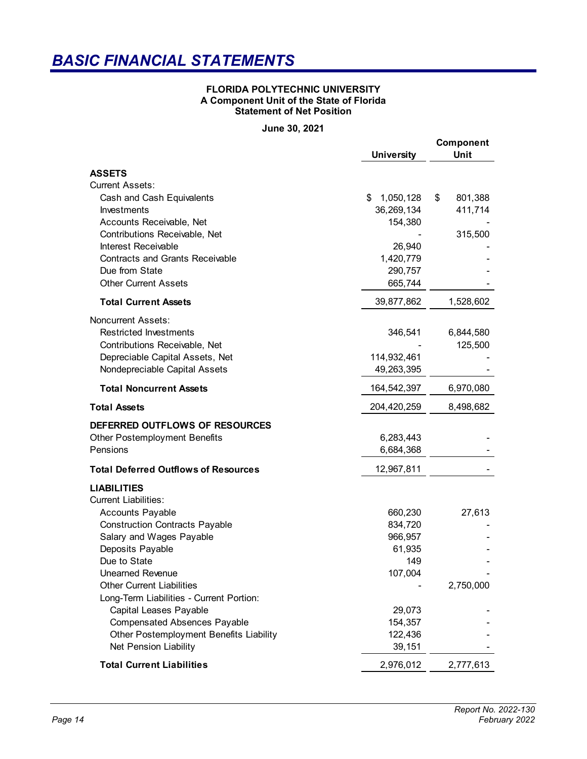# BASIC FINANCIAL STATEMENTS

**FLORIDA POLYTECHNIC UNIVERSITY**
**A Component Unit of the State of Florida**
**Statement of Net Position**

**June 30, 2021**

| | University | Component Unit |
|---|---|---|
| **ASSETS** | | |
| Current Assets: | | |
| Cash and Cash Equivalents | $ 1,050,128 | $ 801,388 |
| Investments | 36,269,134 | 411,714 |
| Accounts Receivable, Net | 154,380 | - |
| Contributions Receivable, Net | - | 315,500 |
| Interest Receivable | 26,940 | - |
| Contracts and Grants Receivable | 1,420,779 | - |
| Due from State | 290,757 | - |
| Other Current Assets | 665,744 | - |
| **Total Current Assets** | 39,877,862 | 1,528,602 |
| Noncurrent Assets: | | |
| Restricted Investments | 346,541 | 6,844,580 |
| Contributions Receivable, Net | - | 125,500 |
| Depreciable Capital Assets, Net | 114,932,461 | - |
| Nondepreciable Capital Assets | 49,263,395 | - |
| **Total Noncurrent Assets** | 164,542,397 | 6,970,080 |
| **Total Assets** | 204,420,259 | 8,498,682 |
| **DEFERRED OUTFLOWS OF RESOURCES** | | |
| Other Postemployment Benefits | 6,283,443 | - |
| Pensions | 6,684,368 | - |
| **Total Deferred Outflows of Resources** | 12,967,811 | - |
| **LIABILITIES** | | |
| Current Liabilities: | | |
| Accounts Payable | 660,230 | 27,613 |
| Construction Contracts Payable | 834,720 | - |
| Salary and Wages Payable | 966,957 | - |
| Deposits Payable | 61,935 | - |
| Due to State | 149 | - |
| Unearned Revenue | 107,004 | - |
| Other Current Liabilities | - | 2,750,000 |
| Long-Term Liabilities - Current Portion: | | |
| Capital Leases Payable | 29,073 | - |
| Compensated Absences Payable | 154,357 | - |
| Other Postemployment Benefits Liability | 122,436 | - |
| Net Pension Liability | 39,151 | - |
| **Total Current Liabilities** | 2,976,012 | 2,777,613 |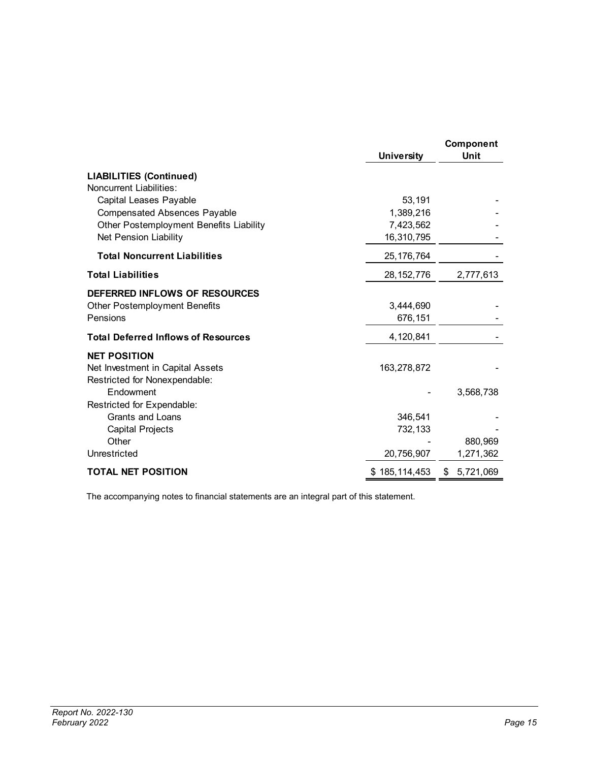| | University | Component Unit |
|---|---|---|
| **LIABILITIES (Continued)** | | |
| Noncurrent Liabilities: | | |
| Capital Leases Payable | 53,191 | - |
| Compensated Absences Payable | 1,389,216 | - |
| Other Postemployment Benefits Liability | 7,423,562 | - |
| Net Pension Liability | 16,310,795 | - |
| **Total Noncurrent Liabilities** | 25,176,764 | - |
| **Total Liabilities** | 28,152,776 | 2,777,613 |
| **DEFERRED INFLOWS OF RESOURCES** | | |
| Other Postemployment Benefits | 3,444,690 | - |
| Pensions | 676,151 | - |
| **Total Deferred Inflows of Resources** | 4,120,841 | - |
| **NET POSITION** | | |
| Net Investment in Capital Assets | 163,278,872 | - |
| Restricted for Nonexpendable: | | |
| Endowment | - | 3,568,738 |
| Restricted for Expendable: | | |
| Grants and Loans | 346,541 | - |
| Capital Projects | 732,133 | - |
| Other | - | 880,969 |
| Unrestricted | 20,756,907 | 1,271,362 |
| **TOTAL NET POSITION** | $ 185,114,453 | $ 5,721,069 |

The accompanying notes to financial statements are an integral part of this statement.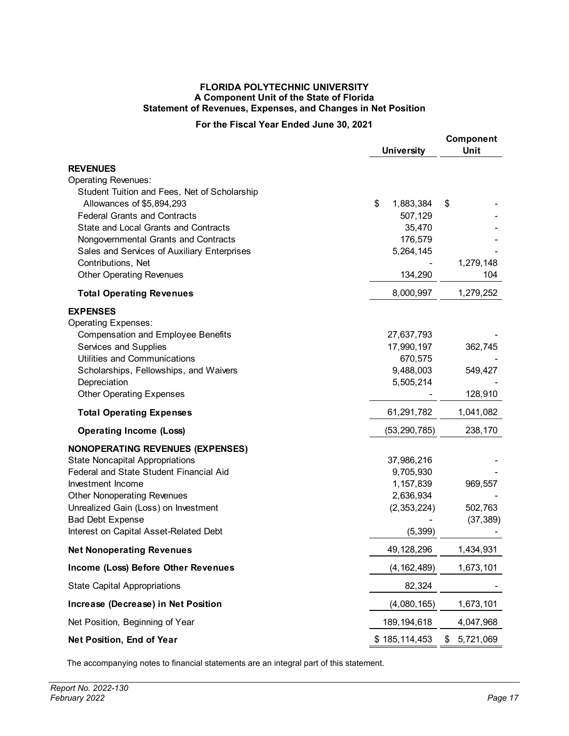**FLORIDA POLYTECHNIC UNIVERSITY**
**A Component Unit of the State of Florida**
**Statement of Revenues, Expenses, and Changes in Net Position**

**For the Fiscal Year Ended June 30, 2021**

| | University | Component Unit |
|---|---|---|
| **REVENUES** | | |
| Operating Revenues: | | |
| Student Tuition and Fees, Net of Scholarship Allowances of $5,894,293 | $ 1,883,384 | $ - |
| Federal Grants and Contracts | 507,129 | - |
| State and Local Grants and Contracts | 35,470 | - |
| Nongovernmental Grants and Contracts | 176,579 | - |
| Sales and Services of Auxiliary Enterprises | 5,264,145 | - |
| Contributions, Net | - | 1,279,148 |
| Other Operating Revenues | 134,290 | 104 |
| **Total Operating Revenues** | 8,000,997 | 1,279,252 |
| **EXPENSES** | | |
| Operating Expenses: | | |
| Compensation and Employee Benefits | 27,637,793 | - |
| Services and Supplies | 17,990,197 | 362,745 |
| Utilities and Communications | 670,575 | - |
| Scholarships, Fellowships, and Waivers | 9,488,003 | 549,427 |
| Depreciation | 5,505,214 | - |
| Other Operating Expenses | - | 128,910 |
| **Total Operating Expenses** | 61,291,782 | 1,041,082 |
| **Operating Income (Loss)** | (53,290,785) | 238,170 |
| **NONOPERATING REVENUES (EXPENSES)** | | |
| State Noncapital Appropriations | 37,986,216 | - |
| Federal and State Student Financial Aid | 9,705,930 | - |
| Investment Income | 1,157,839 | 969,557 |
| Other Nonoperating Revenues | 2,636,934 | - |
| Unrealized Gain (Loss) on Investment | (2,353,224) | 502,763 |
| Bad Debt Expense | - | (37,389) |
| Interest on Capital Asset-Related Debt | (5,399) | - |
| **Net Nonoperating Revenues** | 49,128,296 | 1,434,931 |
| **Income (Loss) Before Other Revenues** | (4,162,489) | 1,673,101 |
| State Capital Appropriations | 82,324 | - |
| **Increase (Decrease) in Net Position** | (4,080,165) | 1,673,101 |
| Net Position, Beginning of Year | 189,194,618 | 4,047,968 |
| **Net Position, End of Year** | $ 185,114,453 | $ 5,721,069 |

The accompanying notes to financial statements are an integral part of this statement.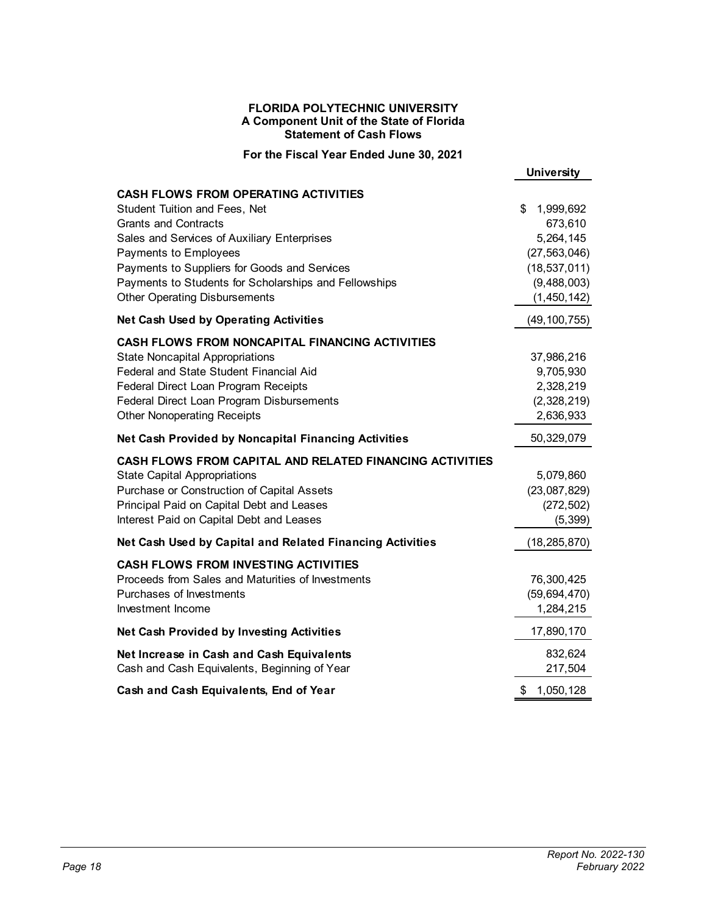**FLORIDA POLYTECHNIC UNIVERSITY**
**A Component Unit of the State of Florida**
**Statement of Cash Flows**

**For the Fiscal Year Ended June 30, 2021**

| | University |
|---|---|
| **CASH FLOWS FROM OPERATING ACTIVITIES** | |
| Student Tuition and Fees, Net | $ 1,999,692 |
| Grants and Contracts | 673,610 |
| Sales and Services of Auxiliary Enterprises | 5,264,145 |
| Payments to Employees | (27,563,046) |
| Payments to Suppliers for Goods and Services | (18,537,011) |
| Payments to Students for Scholarships and Fellowships | (9,488,003) |
| Other Operating Disbursements | (1,450,142) |
| **Net Cash Used by Operating Activities** | (49,100,755) |
| **CASH FLOWS FROM NONCAPITAL FINANCING ACTIVITIES** | |
| State Noncapital Appropriations | 37,986,216 |
| Federal and State Student Financial Aid | 9,705,930 |
| Federal Direct Loan Program Receipts | 2,328,219 |
| Federal Direct Loan Program Disbursements | (2,328,219) |
| Other Nonoperating Receipts | 2,636,933 |
| **Net Cash Provided by Noncapital Financing Activities** | 50,329,079 |
| **CASH FLOWS FROM CAPITAL AND RELATED FINANCING ACTIVITIES** | |
| State Capital Appropriations | 5,079,860 |
| Purchase or Construction of Capital Assets | (23,087,829) |
| Principal Paid on Capital Debt and Leases | (272,502) |
| Interest Paid on Capital Debt and Leases | (5,399) |
| **Net Cash Used by Capital and Related Financing Activities** | (18,285,870) |
| **CASH FLOWS FROM INVESTING ACTIVITIES** | |
| Proceeds from Sales and Maturities of Investments | 76,300,425 |
| Purchases of Investments | (59,694,470) |
| Investment Income | 1,284,215 |
| **Net Cash Provided by Investing Activities** | 17,890,170 |
| **Net Increase in Cash and Cash Equivalents** | 832,624 |
| Cash and Cash Equivalents, Beginning of Year | 217,504 |
| **Cash and Cash Equivalents, End of Year** | $ 1,050,128 |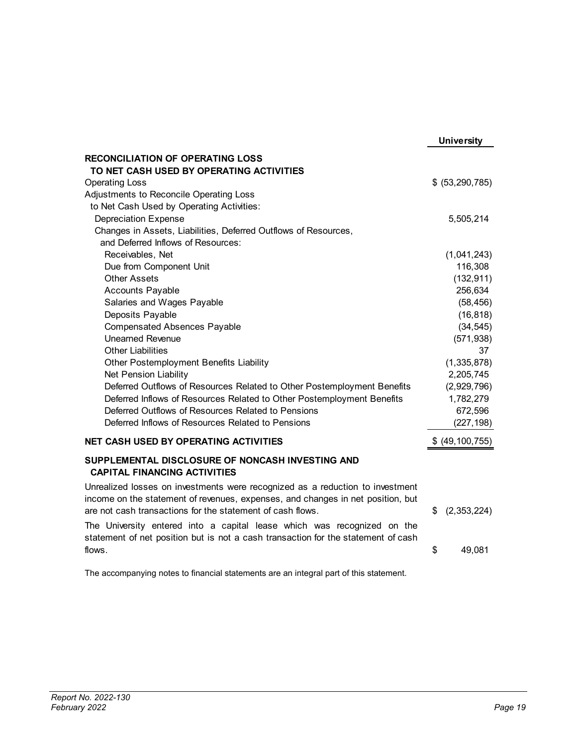| | University |
|---|---|
| **RECONCILIATION OF OPERATING LOSS TO NET CASH USED BY OPERATING ACTIVITIES** | |
| Operating Loss | $ (53,290,785) |
| Adjustments to Reconcile Operating Loss to Net Cash Used by Operating Activities: | |
| Depreciation Expense | 5,505,214 |
| Changes in Assets, Liabilities, Deferred Outflows of Resources, and Deferred Inflows of Resources: | |
| Receivables, Net | (1,041,243) |
| Due from Component Unit | 116,308 |
| Other Assets | (132,911) |
| Accounts Payable | 256,634 |
| Salaries and Wages Payable | (58,456) |
| Deposits Payable | (16,818) |
| Compensated Absences Payable | (34,545) |
| Unearned Revenue | (571,938) |
| Other Liabilities | 37 |
| Other Postemployment Benefits Liability | (1,335,878) |
| Net Pension Liability | 2,205,745 |
| Deferred Outflows of Resources Related to Other Postemployment Benefits | (2,929,796) |
| Deferred Inflows of Resources Related to Other Postemployment Benefits | 1,782,279 |
| Deferred Outflows of Resources Related to Pensions | 672,596 |
| Deferred Inflows of Resources Related to Pensions | (227,198) |
| **NET CASH USED BY OPERATING ACTIVITIES** | $ (49,100,755) |

**SUPPLEMENTAL DISCLOSURE OF NONCASH INVESTING AND CAPITAL FINANCING ACTIVITIES**

| | |
|---|---|
| Unrealized losses on investments were recognized as a reduction to investment income on the statement of revenues, expenses, and changes in net position, but are not cash transactions for the statement of cash flows. | $ (2,353,224) |
| The University entered into a capital lease which was recognized on the statement of net position but is not a cash transaction for the statement of cash flows. | $ 49,081 |

The accompanying notes to financial statements are an integral part of this statement.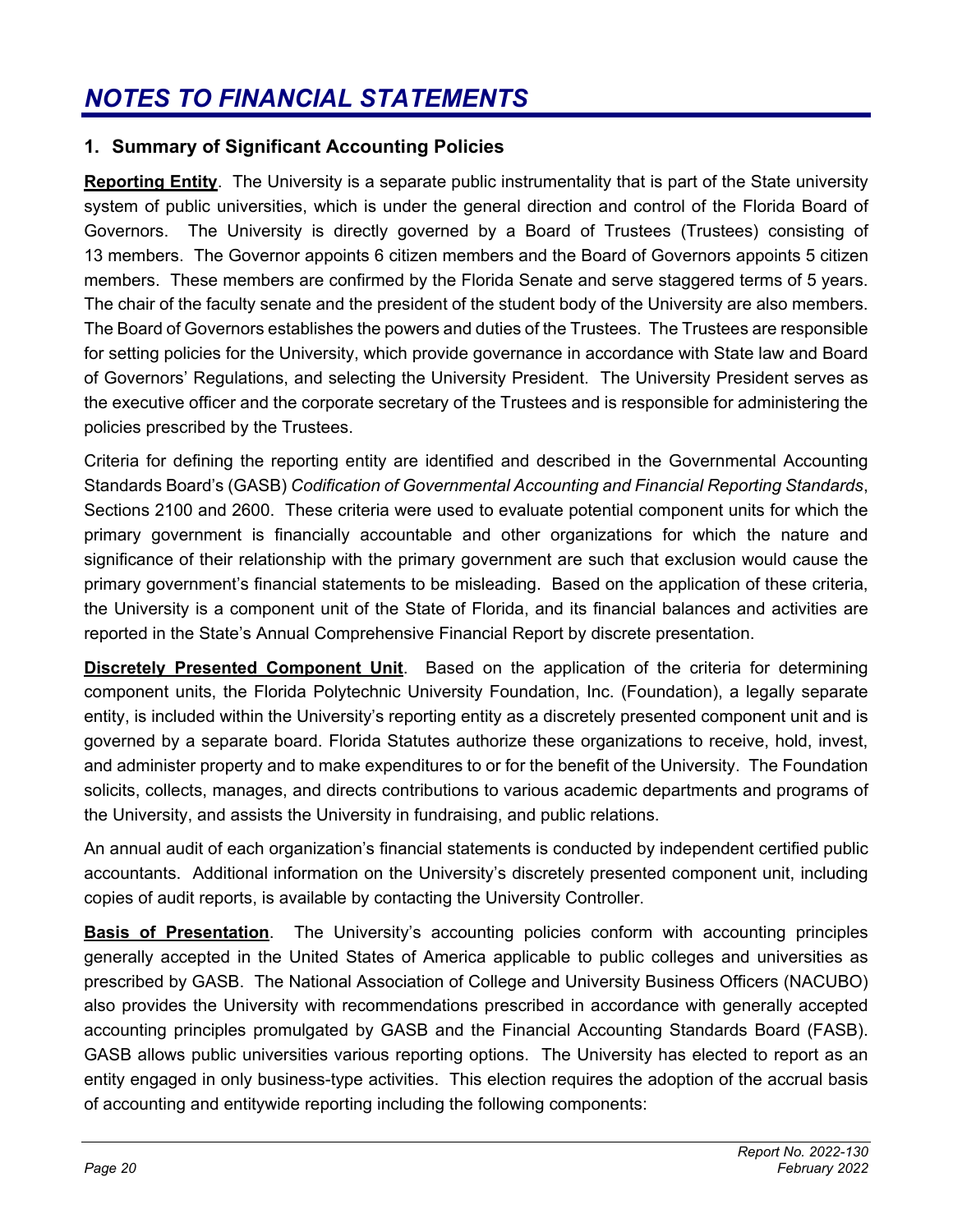# *NOTES TO FINANCIAL STATEMENTS*

## 1. Summary of Significant Accounting Policies

**Reporting Entity**. The University is a separate public instrumentality that is part of the State university system of public universities, which is under the general direction and control of the Florida Board of Governors. The University is directly governed by a Board of Trustees (Trustees) consisting of 13 members. The Governor appoints 6 citizen members and the Board of Governors appoints 5 citizen members. These members are confirmed by the Florida Senate and serve staggered terms of 5 years. The chair of the faculty senate and the president of the student body of the University are also members. The Board of Governors establishes the powers and duties of the Trustees. The Trustees are responsible for setting policies for the University, which provide governance in accordance with State law and Board of Governors' Regulations, and selecting the University President. The University President serves as the executive officer and the corporate secretary of the Trustees and is responsible for administering the policies prescribed by the Trustees.

Criteria for defining the reporting entity are identified and described in the Governmental Accounting Standards Board's (GASB) *Codification of Governmental Accounting and Financial Reporting Standards*, Sections 2100 and 2600. These criteria were used to evaluate potential component units for which the primary government is financially accountable and other organizations for which the nature and significance of their relationship with the primary government are such that exclusion would cause the primary government's financial statements to be misleading. Based on the application of these criteria, the University is a component unit of the State of Florida, and its financial balances and activities are reported in the State's Annual Comprehensive Financial Report by discrete presentation.

**Discretely Presented Component Unit**. Based on the application of the criteria for determining component units, the Florida Polytechnic University Foundation, Inc. (Foundation), a legally separate entity, is included within the University's reporting entity as a discretely presented component unit and is governed by a separate board. Florida Statutes authorize these organizations to receive, hold, invest, and administer property and to make expenditures to or for the benefit of the University. The Foundation solicits, collects, manages, and directs contributions to various academic departments and programs of the University, and assists the University in fundraising, and public relations.

An annual audit of each organization's financial statements is conducted by independent certified public accountants. Additional information on the University's discretely presented component unit, including copies of audit reports, is available by contacting the University Controller.

**Basis of Presentation**. The University's accounting policies conform with accounting principles generally accepted in the United States of America applicable to public colleges and universities as prescribed by GASB. The National Association of College and University Business Officers (NACUBO) also provides the University with recommendations prescribed in accordance with generally accepted accounting principles promulgated by GASB and the Financial Accounting Standards Board (FASB). GASB allows public universities various reporting options. The University has elected to report as an entity engaged in only business-type activities. This election requires the adoption of the accrual basis of accounting and entitywide reporting including the following components: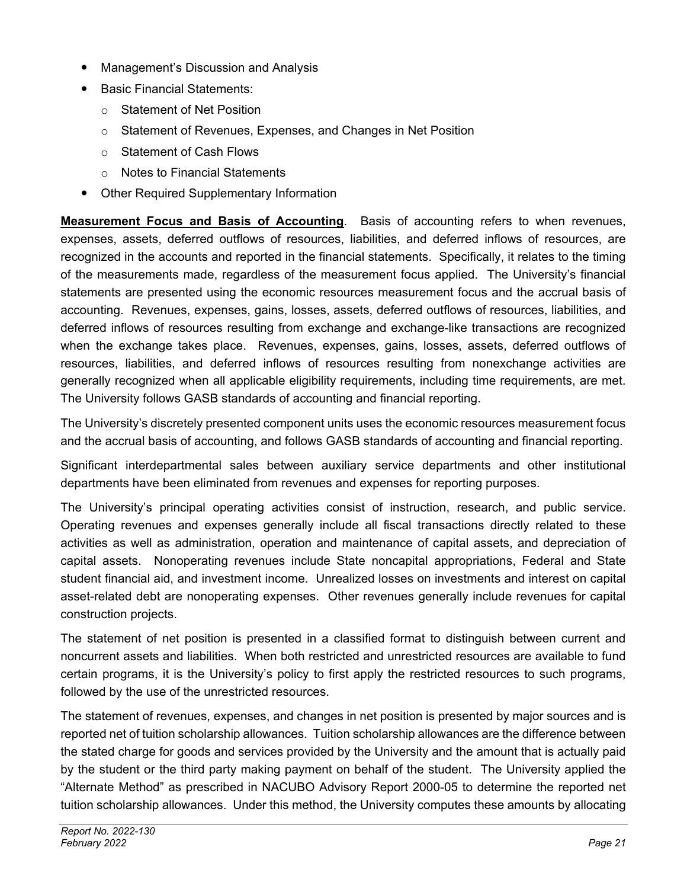- Management's Discussion and Analysis
- Basic Financial Statements:
  - Statement of Net Position
  - Statement of Revenues, Expenses, and Changes in Net Position
  - Statement of Cash Flows
  - Notes to Financial Statements
- Other Required Supplementary Information

**Measurement Focus and Basis of Accounting**. Basis of accounting refers to when revenues, expenses, assets, deferred outflows of resources, liabilities, and deferred inflows of resources, are recognized in the accounts and reported in the financial statements. Specifically, it relates to the timing of the measurements made, regardless of the measurement focus applied. The University's financial statements are presented using the economic resources measurement focus and the accrual basis of accounting. Revenues, expenses, gains, losses, assets, deferred outflows of resources, liabilities, and deferred inflows of resources resulting from exchange and exchange-like transactions are recognized when the exchange takes place. Revenues, expenses, gains, losses, assets, deferred outflows of resources, liabilities, and deferred inflows of resources resulting from nonexchange activities are generally recognized when all applicable eligibility requirements, including time requirements, are met. The University follows GASB standards of accounting and financial reporting.

The University's discretely presented component units uses the economic resources measurement focus and the accrual basis of accounting, and follows GASB standards of accounting and financial reporting.

Significant interdepartmental sales between auxiliary service departments and other institutional departments have been eliminated from revenues and expenses for reporting purposes.

The University's principal operating activities consist of instruction, research, and public service. Operating revenues and expenses generally include all fiscal transactions directly related to these activities as well as administration, operation and maintenance of capital assets, and depreciation of capital assets. Nonoperating revenues include State noncapital appropriations, Federal and State student financial aid, and investment income. Unrealized losses on investments and interest on capital asset-related debt are nonoperating expenses. Other revenues generally include revenues for capital construction projects.

The statement of net position is presented in a classified format to distinguish between current and noncurrent assets and liabilities. When both restricted and unrestricted resources are available to fund certain programs, it is the University's policy to first apply the restricted resources to such programs, followed by the use of the unrestricted resources.

The statement of revenues, expenses, and changes in net position is presented by major sources and is reported net of tuition scholarship allowances. Tuition scholarship allowances are the difference between the stated charge for goods and services provided by the University and the amount that is actually paid by the student or the third party making payment on behalf of the student. The University applied the "Alternate Method" as prescribed in NACUBO Advisory Report 2000-05 to determine the reported net tuition scholarship allowances. Under this method, the University computes these amounts by allocating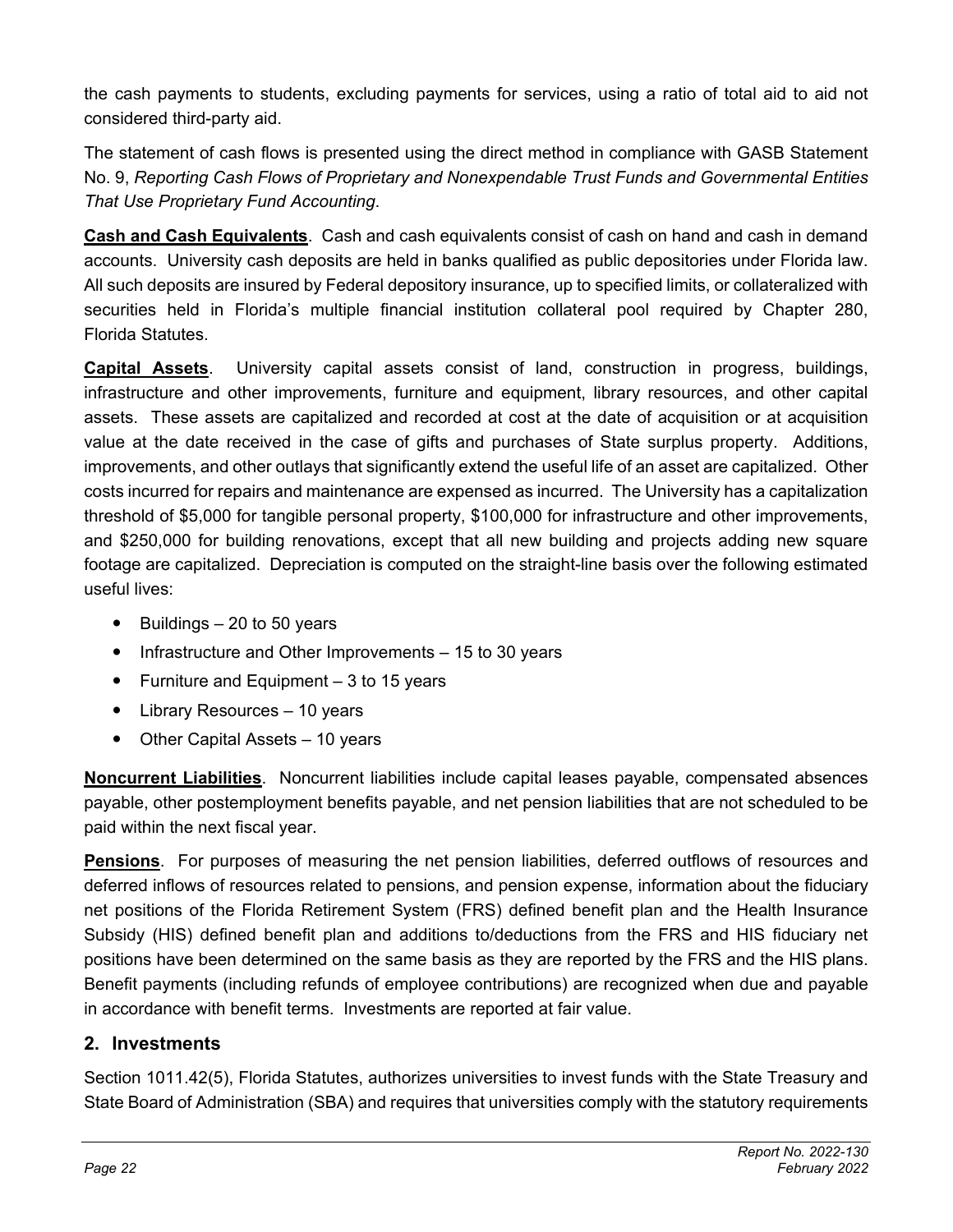the cash payments to students, excluding payments for services, using a ratio of total aid to aid not considered third-party aid.

The statement of cash flows is presented using the direct method in compliance with GASB Statement No. 9, *Reporting Cash Flows of Proprietary and Nonexpendable Trust Funds and Governmental Entities That Use Proprietary Fund Accounting*.

**Cash and Cash Equivalents**. Cash and cash equivalents consist of cash on hand and cash in demand accounts. University cash deposits are held in banks qualified as public depositories under Florida law. All such deposits are insured by Federal depository insurance, up to specified limits, or collateralized with securities held in Florida's multiple financial institution collateral pool required by Chapter 280, Florida Statutes.

**Capital Assets**. University capital assets consist of land, construction in progress, buildings, infrastructure and other improvements, furniture and equipment, library resources, and other capital assets. These assets are capitalized and recorded at cost at the date of acquisition or at acquisition value at the date received in the case of gifts and purchases of State surplus property. Additions, improvements, and other outlays that significantly extend the useful life of an asset are capitalized. Other costs incurred for repairs and maintenance are expensed as incurred. The University has a capitalization threshold of $5,000 for tangible personal property, $100,000 for infrastructure and other improvements, and $250,000 for building renovations, except that all new building and projects adding new square footage are capitalized. Depreciation is computed on the straight-line basis over the following estimated useful lives:

- Buildings – 20 to 50 years
- Infrastructure and Other Improvements – 15 to 30 years
- Furniture and Equipment – 3 to 15 years
- Library Resources – 10 years
- Other Capital Assets – 10 years

**Noncurrent Liabilities**. Noncurrent liabilities include capital leases payable, compensated absences payable, other postemployment benefits payable, and net pension liabilities that are not scheduled to be paid within the next fiscal year.

**Pensions**. For purposes of measuring the net pension liabilities, deferred outflows of resources and deferred inflows of resources related to pensions, and pension expense, information about the fiduciary net positions of the Florida Retirement System (FRS) defined benefit plan and the Health Insurance Subsidy (HIS) defined benefit plan and additions to/deductions from the FRS and HIS fiduciary net positions have been determined on the same basis as they are reported by the FRS and the HIS plans. Benefit payments (including refunds of employee contributions) are recognized when due and payable in accordance with benefit terms. Investments are reported at fair value.

## 2. Investments

Section 1011.42(5), Florida Statutes, authorizes universities to invest funds with the State Treasury and State Board of Administration (SBA) and requires that universities comply with the statutory requirements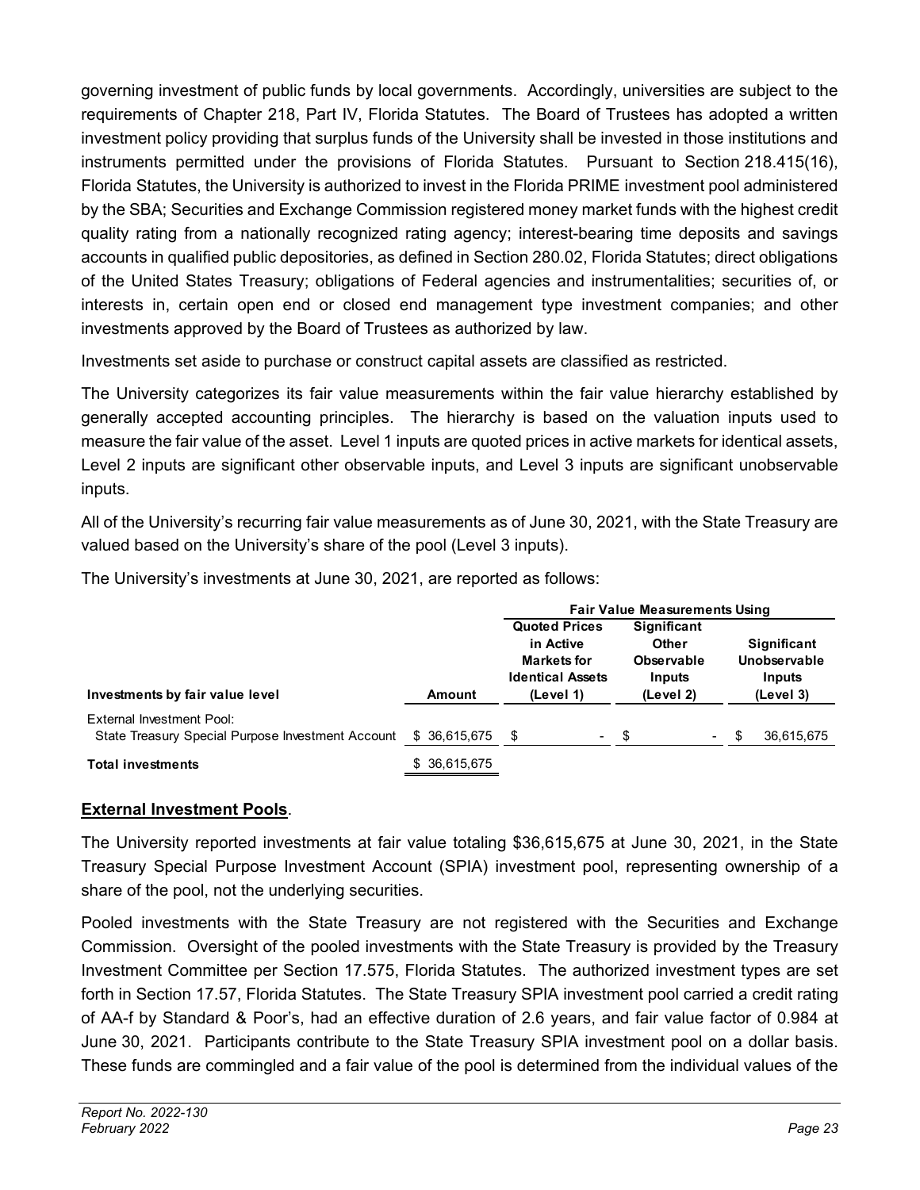governing investment of public funds by local governments. Accordingly, universities are subject to the requirements of Chapter 218, Part IV, Florida Statutes. The Board of Trustees has adopted a written investment policy providing that surplus funds of the University shall be invested in those institutions and instruments permitted under the provisions of Florida Statutes. Pursuant to Section 218.415(16), Florida Statutes, the University is authorized to invest in the Florida PRIME investment pool administered by the SBA; Securities and Exchange Commission registered money market funds with the highest credit quality rating from a nationally recognized rating agency; interest-bearing time deposits and savings accounts in qualified public depositories, as defined in Section 280.02, Florida Statutes; direct obligations of the United States Treasury; obligations of Federal agencies and instrumentalities; securities of, or interests in, certain open end or closed end management type investment companies; and other investments approved by the Board of Trustees as authorized by law.

Investments set aside to purchase or construct capital assets are classified as restricted.

The University categorizes its fair value measurements within the fair value hierarchy established by generally accepted accounting principles. The hierarchy is based on the valuation inputs used to measure the fair value of the asset. Level 1 inputs are quoted prices in active markets for identical assets, Level 2 inputs are significant other observable inputs, and Level 3 inputs are significant unobservable inputs.

All of the University's recurring fair value measurements as of June 30, 2021, with the State Treasury are valued based on the University's share of the pool (Level 3 inputs).

The University's investments at June 30, 2021, are reported as follows:

| | | Fair Value Measurements Using | | |
|---|---|---|---|---|
| **Investments by fair value level** | **Amount** | **Quoted Prices in Active Markets for Identical Assets (Level 1)** | **Significant Other Observable Inputs (Level 2)** | **Significant Unobservable Inputs (Level 3)** |
| External Investment Pool: | | | | |
| State Treasury Special Purpose Investment Account | $ 36,615,675 | $ - | $ - | $ 36,615,675 |
| **Total investments** | $ 36,615,675 | | | |

**External Investment Pools**.

The University reported investments at fair value totaling $36,615,675 at June 30, 2021, in the State Treasury Special Purpose Investment Account (SPIA) investment pool, representing ownership of a share of the pool, not the underlying securities.

Pooled investments with the State Treasury are not registered with the Securities and Exchange Commission. Oversight of the pooled investments with the State Treasury is provided by the Treasury Investment Committee per Section 17.575, Florida Statutes. The authorized investment types are set forth in Section 17.57, Florida Statutes. The State Treasury SPIA investment pool carried a credit rating of AA-f by Standard & Poor's, had an effective duration of 2.6 years, and fair value factor of 0.984 at June 30, 2021. Participants contribute to the State Treasury SPIA investment pool on a dollar basis. These funds are commingled and a fair value of the pool is determined from the individual values of the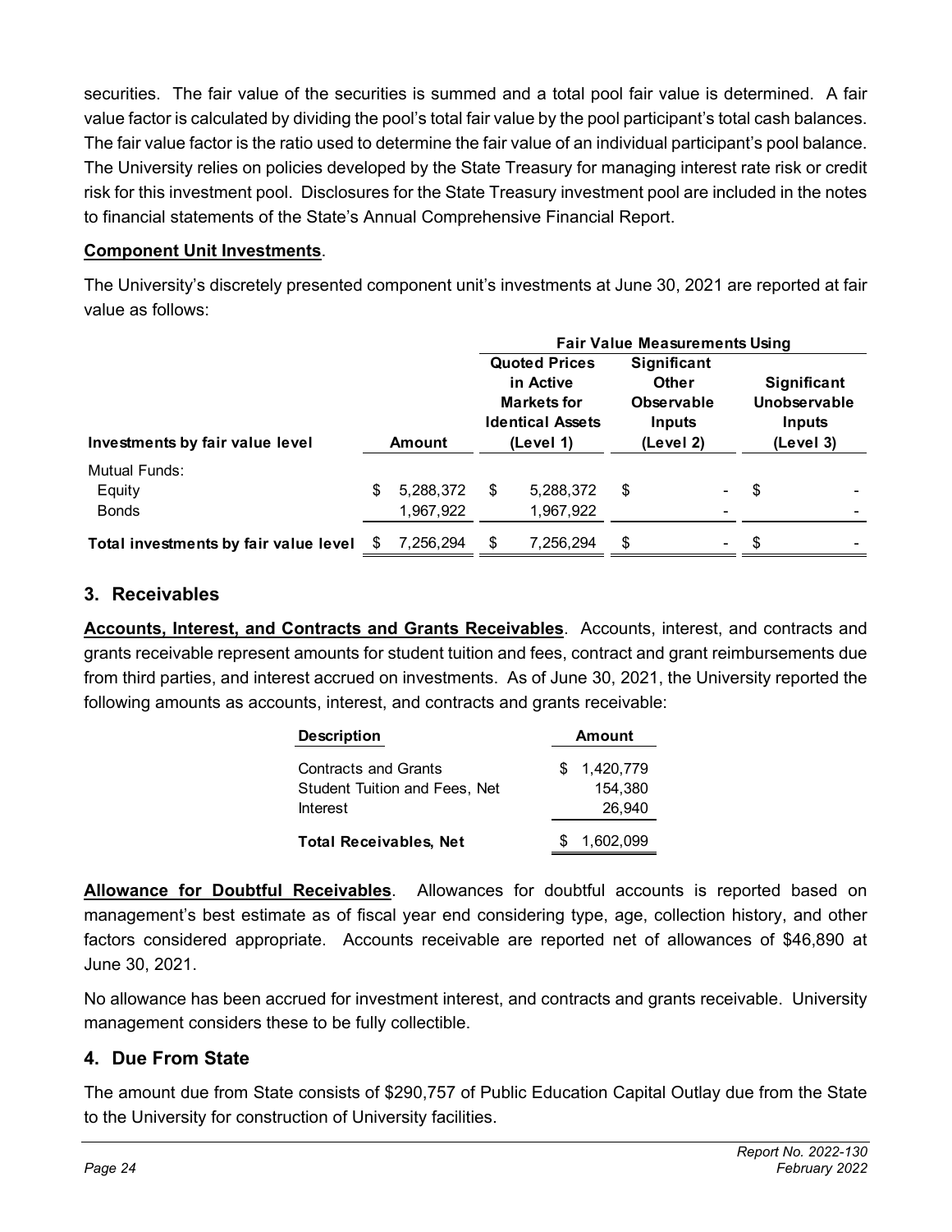securities. The fair value of the securities is summed and a total pool fair value is determined. A fair value factor is calculated by dividing the pool's total fair value by the pool participant's total cash balances. The fair value factor is the ratio used to determine the fair value of an individual participant's pool balance. The University relies on policies developed by the State Treasury for managing interest rate risk or credit risk for this investment pool. Disclosures for the State Treasury investment pool are included in the notes to financial statements of the State's Annual Comprehensive Financial Report.

**Component Unit Investments**.

The University's discretely presented component unit's investments at June 30, 2021 are reported at fair value as follows:

| | | Fair Value Measurements Using | | |
|---|---|---|---|---|
| **Investments by fair value level** | **Amount** | **Quoted Prices in Active Markets for Identical Assets (Level 1)** | **Significant Other Observable Inputs (Level 2)** | **Significant Unobservable Inputs (Level 3)** |
| Mutual Funds: | | | | |
| Equity | $ 5,288,372 | $ 5,288,372 | $ - | $ - |
| Bonds | 1,967,922 | 1,967,922 | - | - |
| **Total investments by fair value level** | $ 7,256,294 | $ 7,256,294 | $ - | $ - |

## 3. Receivables

**Accounts, Interest, and Contracts and Grants Receivables**. Accounts, interest, and contracts and grants receivable represent amounts for student tuition and fees, contract and grant reimbursements due from third parties, and interest accrued on investments. As of June 30, 2021, the University reported the following amounts as accounts, interest, and contracts and grants receivable:

| Description | Amount |
|---|---|
| Contracts and Grants | $ 1,420,779 |
| Student Tuition and Fees, Net | 154,380 |
| Interest | 26,940 |
| **Total Receivables, Net** | $ 1,602,099 |

**Allowance for Doubtful Receivables**. Allowances for doubtful accounts is reported based on management's best estimate as of fiscal year end considering type, age, collection history, and other factors considered appropriate. Accounts receivable are reported net of allowances of $46,890 at June 30, 2021.

No allowance has been accrued for investment interest, and contracts and grants receivable. University management considers these to be fully collectible.

## 4. Due From State

The amount due from State consists of $290,757 of Public Education Capital Outlay due from the State to the University for construction of University facilities.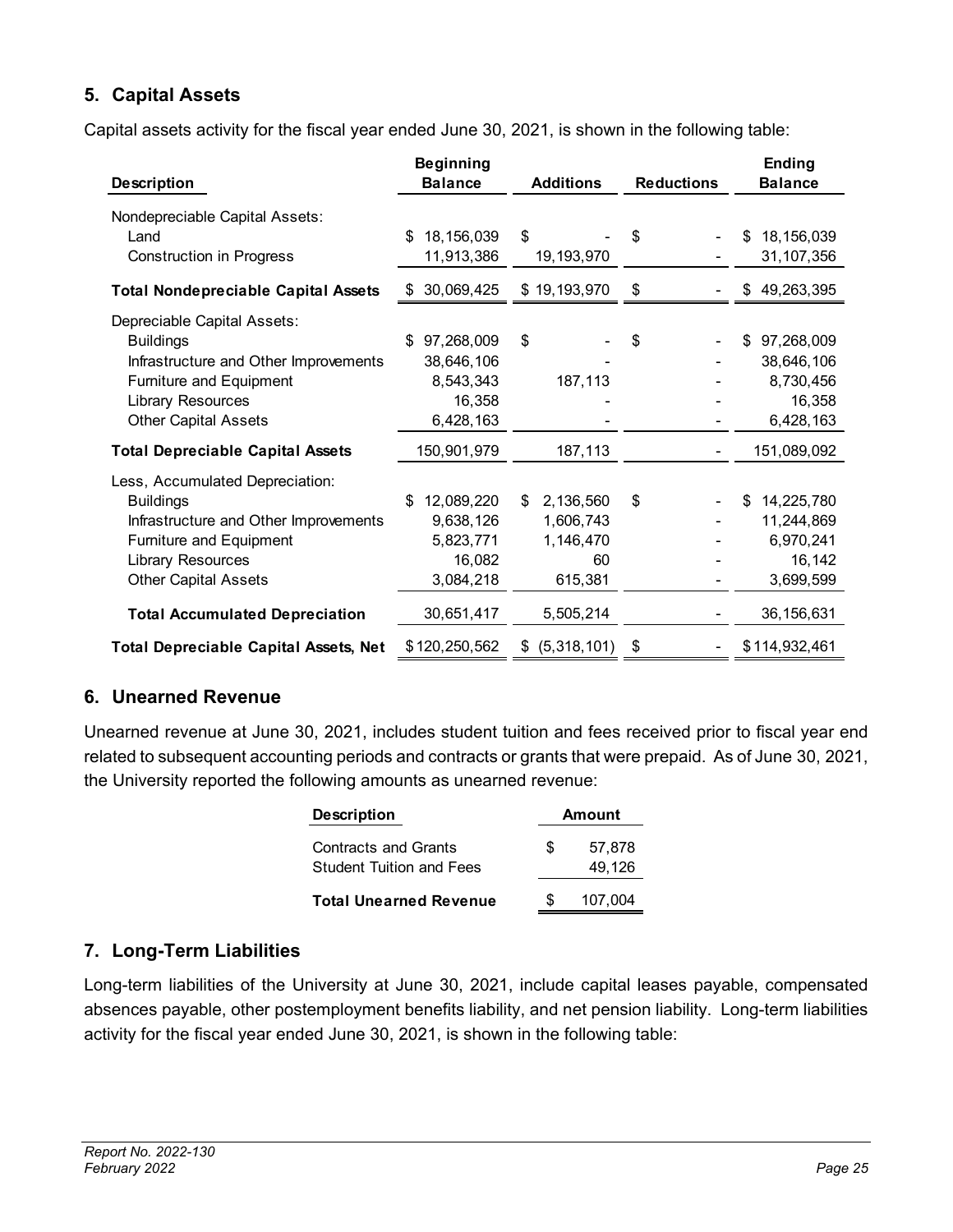## 5. Capital Assets

Capital assets activity for the fiscal year ended June 30, 2021, is shown in the following table:

| Description | Beginning Balance | Additions | Reductions | Ending Balance |
|---|---|---|---|---|
| Nondepreciable Capital Assets: | | | | |
| Land | $ 18,156,039 | $ - | $ - | $ 18,156,039 |
| Construction in Progress | 11,913,386 | 19,193,970 | - | 31,107,356 |
| **Total Nondepreciable Capital Assets** | $ 30,069,425 | $ 19,193,970 | $ - | $ 49,263,395 |
| Depreciable Capital Assets: | | | | |
| Buildings | $ 97,268,009 | $ - | $ - | $ 97,268,009 |
| Infrastructure and Other Improvements | 38,646,106 | - | - | 38,646,106 |
| Furniture and Equipment | 8,543,343 | 187,113 | - | 8,730,456 |
| Library Resources | 16,358 | - | - | 16,358 |
| Other Capital Assets | 6,428,163 | - | - | 6,428,163 |
| **Total Depreciable Capital Assets** | 150,901,979 | 187,113 | - | 151,089,092 |
| Less, Accumulated Depreciation: | | | | |
| Buildings | $ 12,089,220 | $ 2,136,560 | $ - | $ 14,225,780 |
| Infrastructure and Other Improvements | 9,638,126 | 1,606,743 | - | 11,244,869 |
| Furniture and Equipment | 5,823,771 | 1,146,470 | - | 6,970,241 |
| Library Resources | 16,082 | 60 | - | 16,142 |
| Other Capital Assets | 3,084,218 | 615,381 | - | 3,699,599 |
| **Total Accumulated Depreciation** | 30,651,417 | 5,505,214 | - | 36,156,631 |
| **Total Depreciable Capital Assets, Net** | $ 120,250,562 | $ (5,318,101) | $ - | $ 114,932,461 |

## 6. Unearned Revenue

Unearned revenue at June 30, 2021, includes student tuition and fees received prior to fiscal year end related to subsequent accounting periods and contracts or grants that were prepaid. As of June 30, 2021, the University reported the following amounts as unearned revenue:

| Description | Amount |
|---|---|
| Contracts and Grants | $ 57,878 |
| Student Tuition and Fees | 49,126 |
| **Total Unearned Revenue** | $ 107,004 |

## 7. Long-Term Liabilities

Long-term liabilities of the University at June 30, 2021, include capital leases payable, compensated absences payable, other postemployment benefits liability, and net pension liability. Long-term liabilities activity for the fiscal year ended June 30, 2021, is shown in the following table: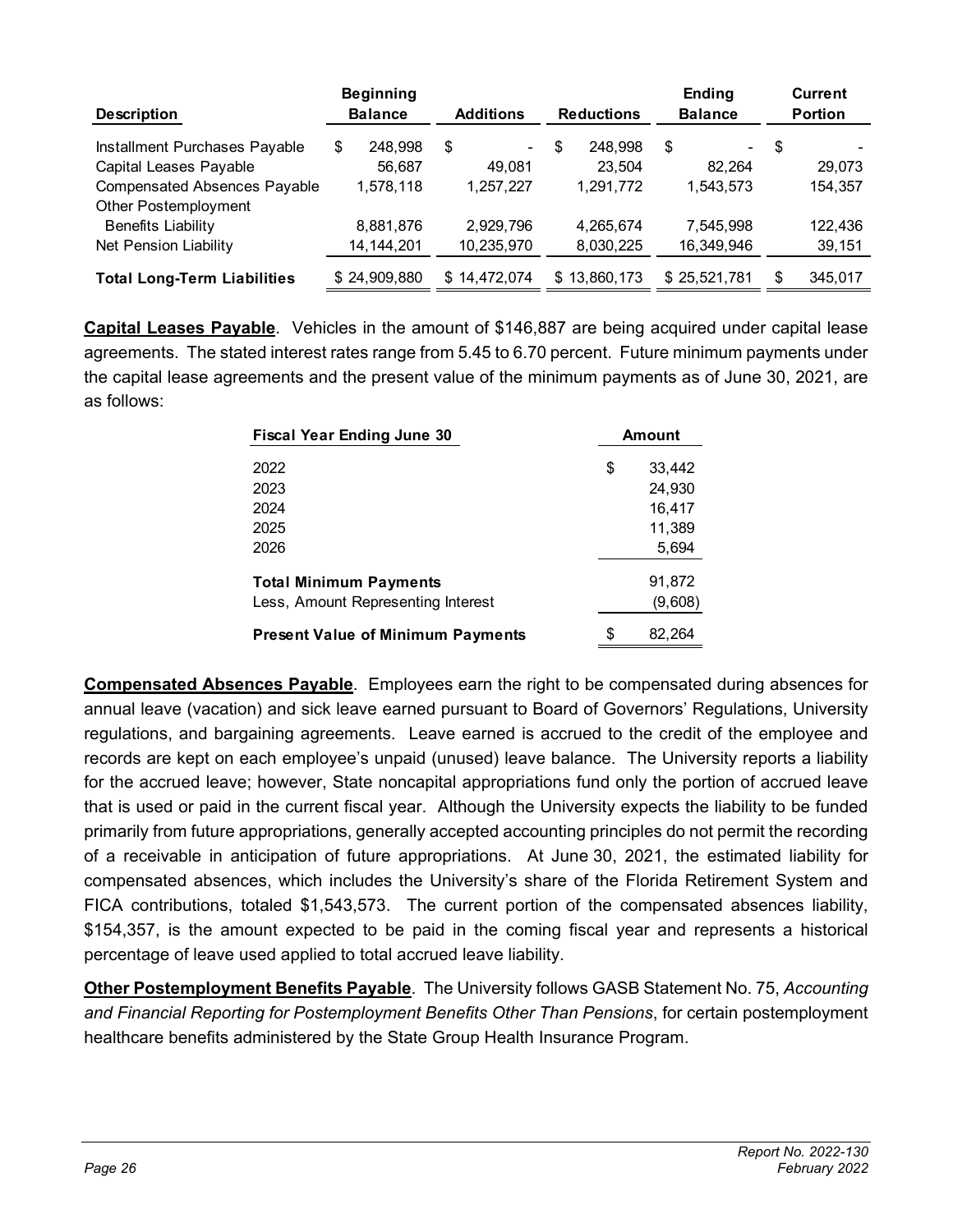| Description | Beginning Balance | Additions | Reductions | Ending Balance | Current Portion |
|---|---|---|---|---|---|
| Installment Purchases Payable | $ 248,998 | $ - | $ 248,998 | $ - | $ - |
| Capital Leases Payable | 56,687 | 49,081 | 23,504 | 82,264 | 29,073 |
| Compensated Absences Payable | 1,578,118 | 1,257,227 | 1,291,772 | 1,543,573 | 154,357 |
| Other Postemployment Benefits Liability | 8,881,876 | 2,929,796 | 4,265,674 | 7,545,998 | 122,436 |
| Net Pension Liability | 14,144,201 | 10,235,970 | 8,030,225 | 16,349,946 | 39,151 |
| **Total Long-Term Liabilities** | $ 24,909,880 | $ 14,472,074 | $ 13,860,173 | $ 25,521,781 | $ 345,017 |

**Capital Leases Payable**. Vehicles in the amount of $146,887 are being acquired under capital lease agreements. The stated interest rates range from 5.45 to 6.70 percent. Future minimum payments under the capital lease agreements and the present value of the minimum payments as of June 30, 2021, are as follows:

| Fiscal Year Ending June 30 | Amount |
|---|---|
| 2022 | $ 33,442 |
| 2023 | 24,930 |
| 2024 | 16,417 |
| 2025 | 11,389 |
| 2026 | 5,694 |
| **Total Minimum Payments** | 91,872 |
| Less, Amount Representing Interest | (9,608) |
| **Present Value of Minimum Payments** | $ 82,264 |

**Compensated Absences Payable**. Employees earn the right to be compensated during absences for annual leave (vacation) and sick leave earned pursuant to Board of Governors' Regulations, University regulations, and bargaining agreements. Leave earned is accrued to the credit of the employee and records are kept on each employee's unpaid (unused) leave balance. The University reports a liability for the accrued leave; however, State noncapital appropriations fund only the portion of accrued leave that is used or paid in the current fiscal year. Although the University expects the liability to be funded primarily from future appropriations, generally accepted accounting principles do not permit the recording of a receivable in anticipation of future appropriations. At June 30, 2021, the estimated liability for compensated absences, which includes the University's share of the Florida Retirement System and FICA contributions, totaled $1,543,573. The current portion of the compensated absences liability, $154,357, is the amount expected to be paid in the coming fiscal year and represents a historical percentage of leave used applied to total accrued leave liability.

**Other Postemployment Benefits Payable**. The University follows GASB Statement No. 75, *Accounting and Financial Reporting for Postemployment Benefits Other Than Pensions*, for certain postemployment healthcare benefits administered by the State Group Health Insurance Program.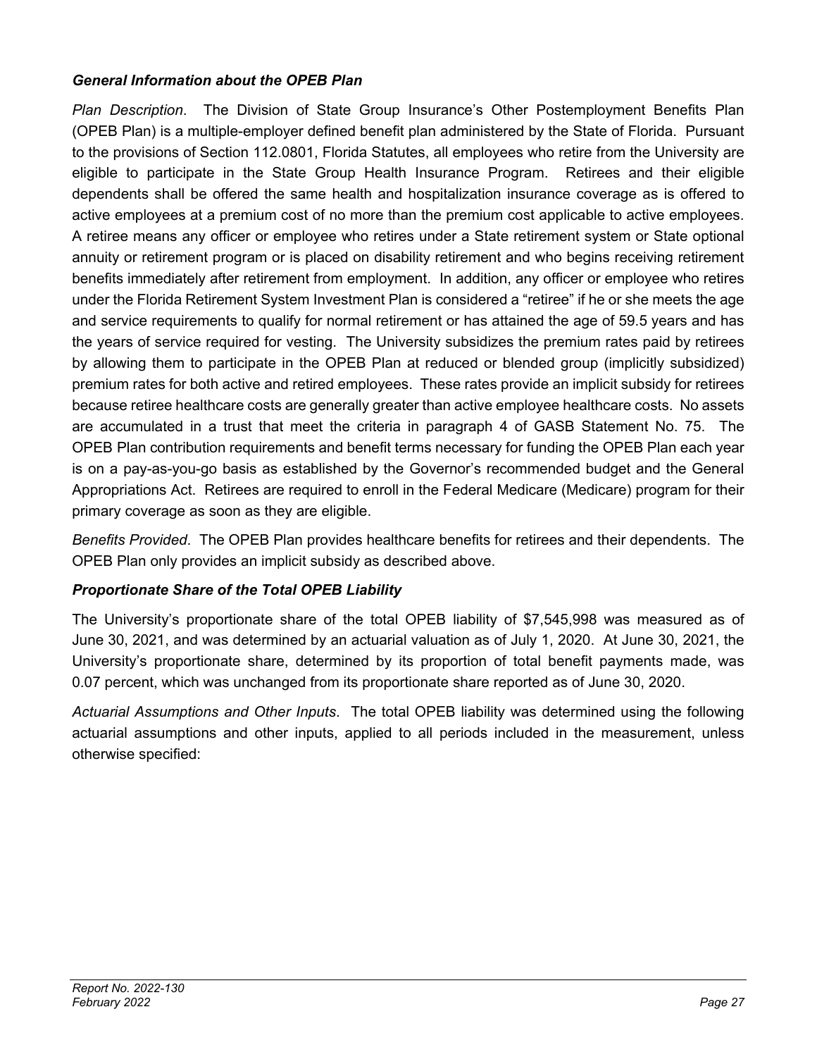### *General Information about the OPEB Plan*

*Plan Description*. The Division of State Group Insurance's Other Postemployment Benefits Plan (OPEB Plan) is a multiple-employer defined benefit plan administered by the State of Florida. Pursuant to the provisions of Section 112.0801, Florida Statutes, all employees who retire from the University are eligible to participate in the State Group Health Insurance Program. Retirees and their eligible dependents shall be offered the same health and hospitalization insurance coverage as is offered to active employees at a premium cost of no more than the premium cost applicable to active employees. A retiree means any officer or employee who retires under a State retirement system or State optional annuity or retirement program or is placed on disability retirement and who begins receiving retirement benefits immediately after retirement from employment. In addition, any officer or employee who retires under the Florida Retirement System Investment Plan is considered a "retiree" if he or she meets the age and service requirements to qualify for normal retirement or has attained the age of 59.5 years and has the years of service required for vesting. The University subsidizes the premium rates paid by retirees by allowing them to participate in the OPEB Plan at reduced or blended group (implicitly subsidized) premium rates for both active and retired employees. These rates provide an implicit subsidy for retirees because retiree healthcare costs are generally greater than active employee healthcare costs. No assets are accumulated in a trust that meet the criteria in paragraph 4 of GASB Statement No. 75. The OPEB Plan contribution requirements and benefit terms necessary for funding the OPEB Plan each year is on a pay-as-you-go basis as established by the Governor's recommended budget and the General Appropriations Act. Retirees are required to enroll in the Federal Medicare (Medicare) program for their primary coverage as soon as they are eligible.

*Benefits Provided*. The OPEB Plan provides healthcare benefits for retirees and their dependents. The OPEB Plan only provides an implicit subsidy as described above.

### *Proportionate Share of the Total OPEB Liability*

The University's proportionate share of the total OPEB liability of $7,545,998 was measured as of June 30, 2021, and was determined by an actuarial valuation as of July 1, 2020. At June 30, 2021, the University's proportionate share, determined by its proportion of total benefit payments made, was 0.07 percent, which was unchanged from its proportionate share reported as of June 30, 2020.

*Actuarial Assumptions and Other Inputs*. The total OPEB liability was determined using the following actuarial assumptions and other inputs, applied to all periods included in the measurement, unless otherwise specified: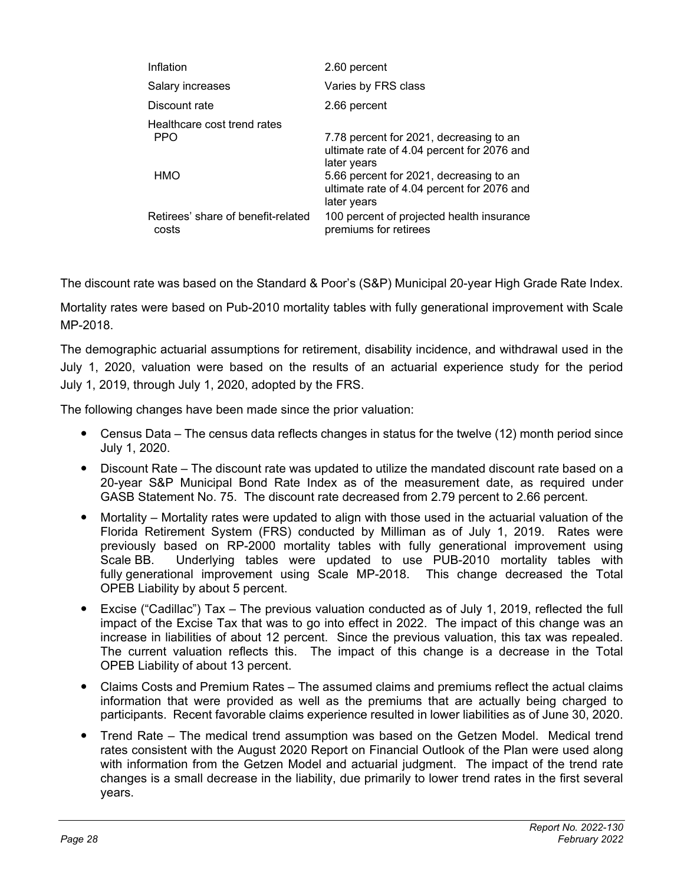| | |
|---|---|
| Inflation | 2.60 percent |
| Salary increases | Varies by FRS class |
| Discount rate | 2.66 percent |
| Healthcare cost trend rates | |
| PPO | 7.78 percent for 2021, decreasing to an ultimate rate of 4.04 percent for 2076 and later years |
| HMO | 5.66 percent for 2021, decreasing to an ultimate rate of 4.04 percent for 2076 and later years |
| Retirees' share of benefit-related costs | 100 percent of projected health insurance premiums for retirees |

The discount rate was based on the Standard & Poor's (S&P) Municipal 20-year High Grade Rate Index.

Mortality rates were based on Pub-2010 mortality tables with fully generational improvement with Scale MP-2018.

The demographic actuarial assumptions for retirement, disability incidence, and withdrawal used in the July 1, 2020, valuation were based on the results of an actuarial experience study for the period July 1, 2019, through July 1, 2020, adopted by the FRS.

The following changes have been made since the prior valuation:

- Census Data – The census data reflects changes in status for the twelve (12) month period since July 1, 2020.
- Discount Rate – The discount rate was updated to utilize the mandated discount rate based on a 20-year S&P Municipal Bond Rate Index as of the measurement date, as required under GASB Statement No. 75. The discount rate decreased from 2.79 percent to 2.66 percent.
- Mortality – Mortality rates were updated to align with those used in the actuarial valuation of the Florida Retirement System (FRS) conducted by Milliman as of July 1, 2019. Rates were previously based on RP-2000 mortality tables with fully generational improvement using Scale BB. Underlying tables were updated to use PUB-2010 mortality tables with fully generational improvement using Scale MP-2018. This change decreased the Total OPEB Liability by about 5 percent.
- Excise ("Cadillac") Tax – The previous valuation conducted as of July 1, 2019, reflected the full impact of the Excise Tax that was to go into effect in 2022. The impact of this change was an increase in liabilities of about 12 percent. Since the previous valuation, this tax was repealed. The current valuation reflects this. The impact of this change is a decrease in the Total OPEB Liability of about 13 percent.
- Claims Costs and Premium Rates – The assumed claims and premiums reflect the actual claims information that were provided as well as the premiums that are actually being charged to participants. Recent favorable claims experience resulted in lower liabilities as of June 30, 2020.
- Trend Rate – The medical trend assumption was based on the Getzen Model. Medical trend rates consistent with the August 2020 Report on Financial Outlook of the Plan were used along with information from the Getzen Model and actuarial judgment. The impact of the trend rate changes is a small decrease in the liability, due primarily to lower trend rates in the first several years.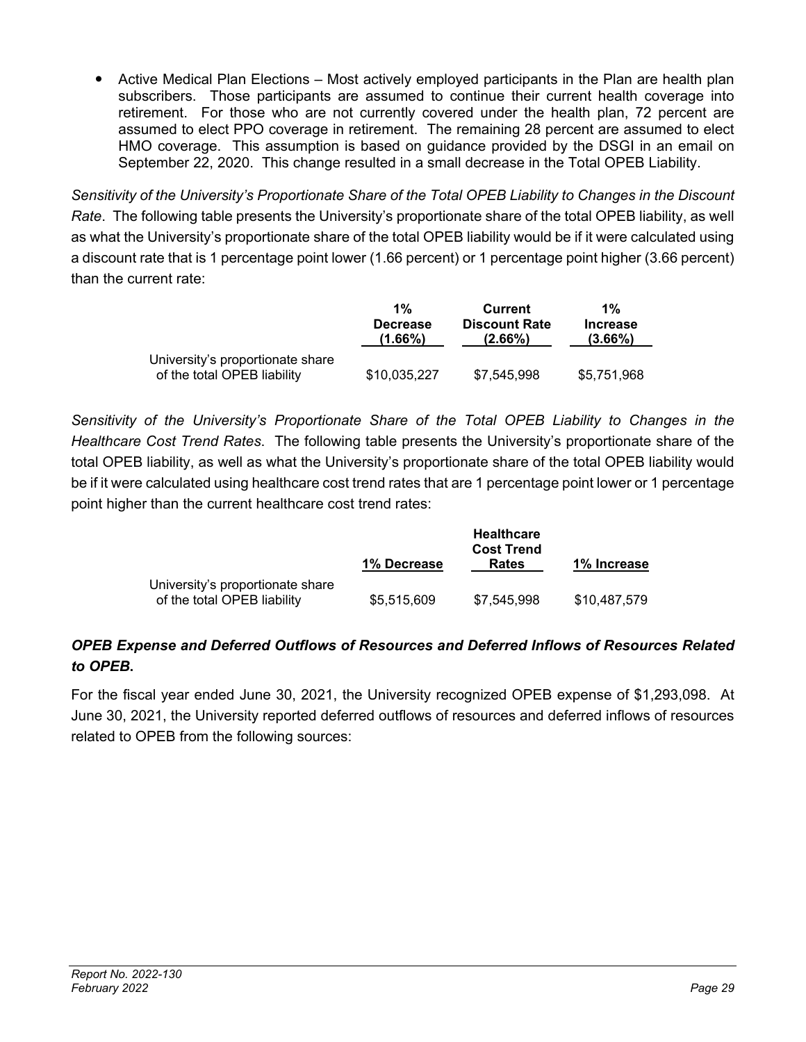- Active Medical Plan Elections – Most actively employed participants in the Plan are health plan subscribers. Those participants are assumed to continue their current health coverage into retirement. For those who are not currently covered under the health plan, 72 percent are assumed to elect PPO coverage in retirement. The remaining 28 percent are assumed to elect HMO coverage. This assumption is based on guidance provided by the DSGI in an email on September 22, 2020. This change resulted in a small decrease in the Total OPEB Liability.

*Sensitivity of the University's Proportionate Share of the Total OPEB Liability to Changes in the Discount Rate*. The following table presents the University's proportionate share of the total OPEB liability, as well as what the University's proportionate share of the total OPEB liability would be if it were calculated using a discount rate that is 1 percentage point lower (1.66 percent) or 1 percentage point higher (3.66 percent) than the current rate:

| | 1% Decrease (1.66%) | Current Discount Rate (2.66%) | 1% Increase (3.66%) |
|---|---|---|---|
| University's proportionate share of the total OPEB liability | $10,035,227 | $7,545,998 | $5,751,968 |

*Sensitivity of the University's Proportionate Share of the Total OPEB Liability to Changes in the Healthcare Cost Trend Rates*. The following table presents the University's proportionate share of the total OPEB liability, as well as what the University's proportionate share of the total OPEB liability would be if it were calculated using healthcare cost trend rates that are 1 percentage point lower or 1 percentage point higher than the current healthcare cost trend rates:

| | 1% Decrease | Healthcare Cost Trend Rates | 1% Increase |
|---|---|---|---|
| University's proportionate share of the total OPEB liability | $5,515,609 | $7,545,998 | $10,487,579 |

***OPEB Expense and Deferred Outflows of Resources and Deferred Inflows of Resources Related to OPEB.***

For the fiscal year ended June 30, 2021, the University recognized OPEB expense of $1,293,098. At June 30, 2021, the University reported deferred outflows of resources and deferred inflows of resources related to OPEB from the following sources: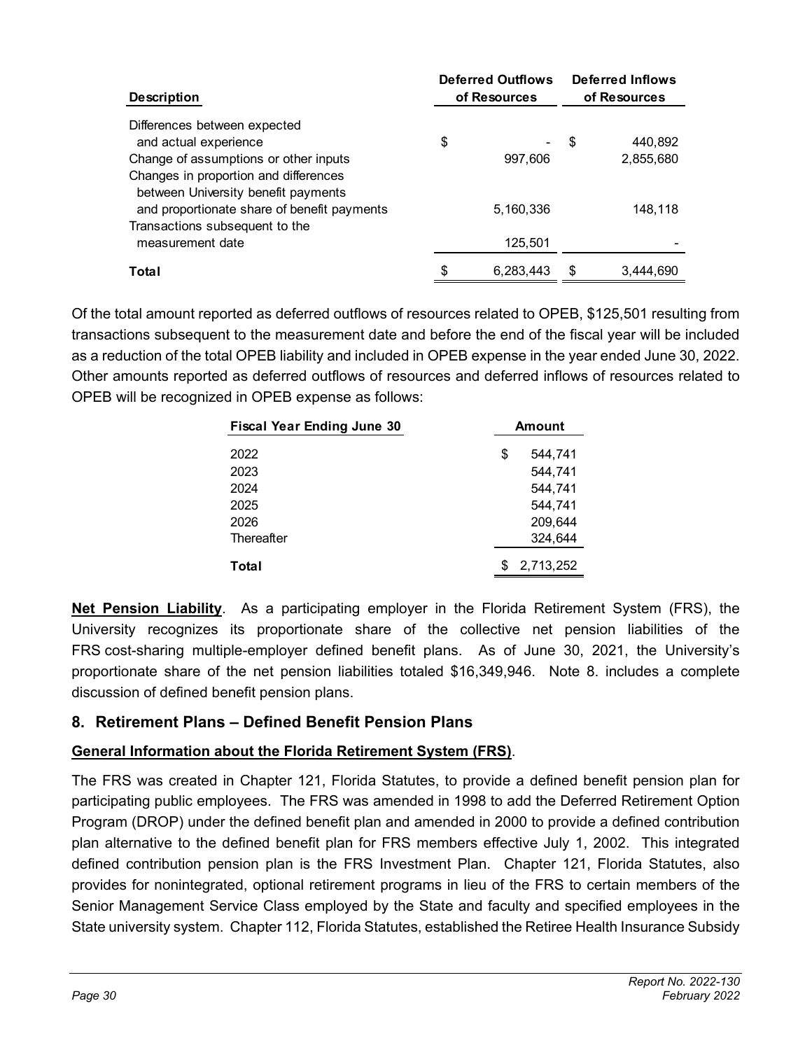| Description | Deferred Outflows of Resources | Deferred Inflows of Resources |
|---|---|---|
| Differences between expected and actual experience | $ - | $ 440,892 |
| Change of assumptions or other inputs | 997,606 | 2,855,680 |
| Changes in proportion and differences between University benefit payments and proportionate share of benefit payments | 5,160,336 | 148,118 |
| Transactions subsequent to the measurement date | 125,501 | - |
| **Total** | $ 6,283,443 | $ 3,444,690 |

Of the total amount reported as deferred outflows of resources related to OPEB, $125,501 resulting from transactions subsequent to the measurement date and before the end of the fiscal year will be included as a reduction of the total OPEB liability and included in OPEB expense in the year ended June 30, 2022. Other amounts reported as deferred outflows of resources and deferred inflows of resources related to OPEB will be recognized in OPEB expense as follows:

| Fiscal Year Ending June 30 | Amount |
|---|---|
| 2022 | $ 544,741 |
| 2023 | 544,741 |
| 2024 | 544,741 |
| 2025 | 544,741 |
| 2026 | 209,644 |
| Thereafter | 324,644 |
| **Total** | $ 2,713,252 |

**Net Pension Liability**. As a participating employer in the Florida Retirement System (FRS), the University recognizes its proportionate share of the collective net pension liabilities of the FRS cost-sharing multiple-employer defined benefit plans. As of June 30, 2021, the University's proportionate share of the net pension liabilities totaled $16,349,946. Note 8. includes a complete discussion of defined benefit pension plans.

## 8. Retirement Plans – Defined Benefit Pension Plans

**General Information about the Florida Retirement System (FRS)**.

The FRS was created in Chapter 121, Florida Statutes, to provide a defined benefit pension plan for participating public employees. The FRS was amended in 1998 to add the Deferred Retirement Option Program (DROP) under the defined benefit plan and amended in 2000 to provide a defined contribution plan alternative to the defined benefit plan for FRS members effective July 1, 2002. This integrated defined contribution pension plan is the FRS Investment Plan. Chapter 121, Florida Statutes, also provides for nonintegrated, optional retirement programs in lieu of the FRS to certain members of the Senior Management Service Class employed by the State and faculty and specified employees in the State university system. Chapter 112, Florida Statutes, established the Retiree Health Insurance Subsidy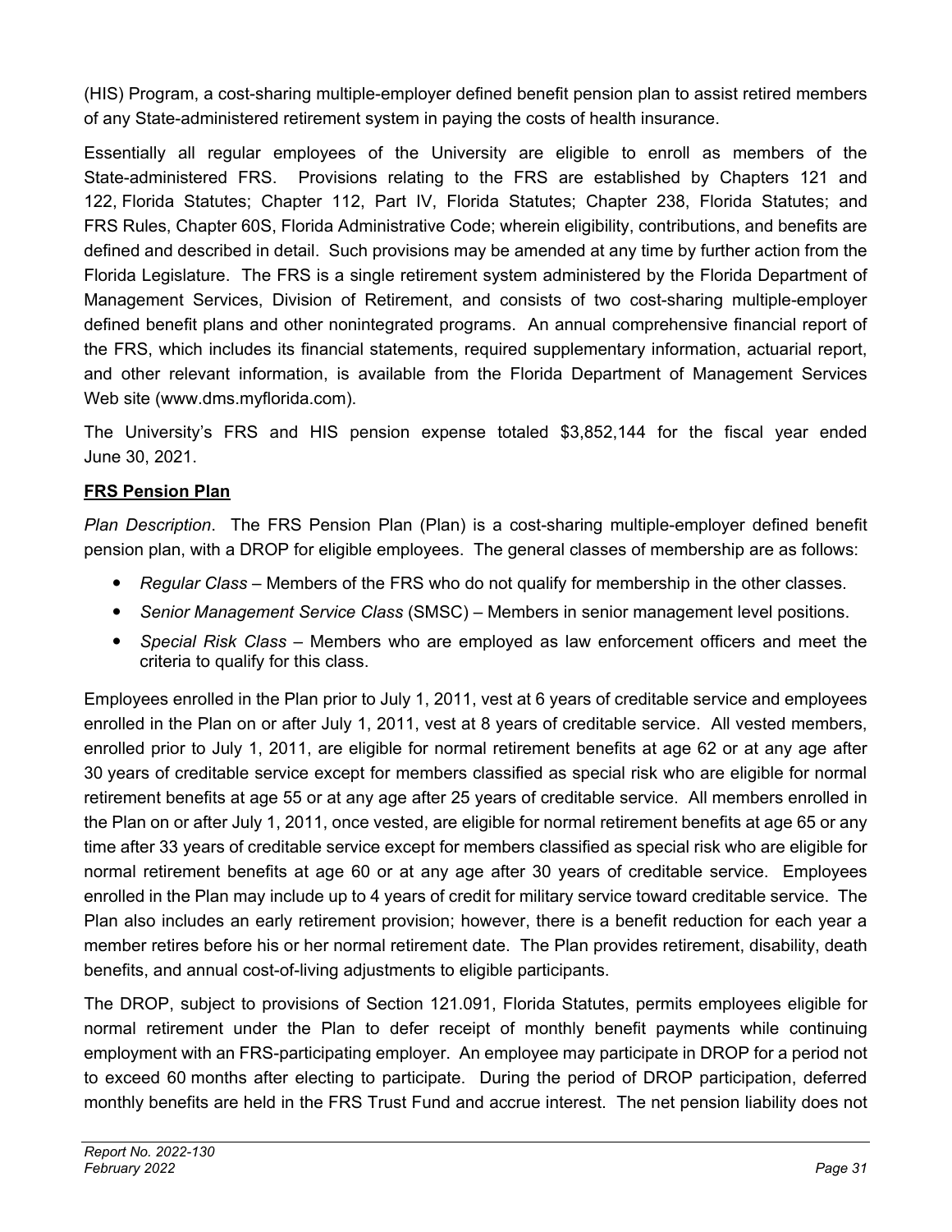(HIS) Program, a cost-sharing multiple-employer defined benefit pension plan to assist retired members of any State-administered retirement system in paying the costs of health insurance.

Essentially all regular employees of the University are eligible to enroll as members of the State-administered FRS. Provisions relating to the FRS are established by Chapters 121 and 122, Florida Statutes; Chapter 112, Part IV, Florida Statutes; Chapter 238, Florida Statutes; and FRS Rules, Chapter 60S, Florida Administrative Code; wherein eligibility, contributions, and benefits are defined and described in detail. Such provisions may be amended at any time by further action from the Florida Legislature. The FRS is a single retirement system administered by the Florida Department of Management Services, Division of Retirement, and consists of two cost-sharing multiple-employer defined benefit plans and other nonintegrated programs. An annual comprehensive financial report of the FRS, which includes its financial statements, required supplementary information, actuarial report, and other relevant information, is available from the Florida Department of Management Services Web site (www.dms.myflorida.com).

The University's FRS and HIS pension expense totaled $3,852,144 for the fiscal year ended June 30, 2021.

**FRS Pension Plan**

*Plan Description*. The FRS Pension Plan (Plan) is a cost-sharing multiple-employer defined benefit pension plan, with a DROP for eligible employees. The general classes of membership are as follows:

- *Regular Class* – Members of the FRS who do not qualify for membership in the other classes.
- *Senior Management Service Class* (SMSC) – Members in senior management level positions.
- *Special Risk Class* – Members who are employed as law enforcement officers and meet the criteria to qualify for this class.

Employees enrolled in the Plan prior to July 1, 2011, vest at 6 years of creditable service and employees enrolled in the Plan on or after July 1, 2011, vest at 8 years of creditable service. All vested members, enrolled prior to July 1, 2011, are eligible for normal retirement benefits at age 62 or at any age after 30 years of creditable service except for members classified as special risk who are eligible for normal retirement benefits at age 55 or at any age after 25 years of creditable service. All members enrolled in the Plan on or after July 1, 2011, once vested, are eligible for normal retirement benefits at age 65 or any time after 33 years of creditable service except for members classified as special risk who are eligible for normal retirement benefits at age 60 or at any age after 30 years of creditable service. Employees enrolled in the Plan may include up to 4 years of credit for military service toward creditable service. The Plan also includes an early retirement provision; however, there is a benefit reduction for each year a member retires before his or her normal retirement date. The Plan provides retirement, disability, death benefits, and annual cost-of-living adjustments to eligible participants.

The DROP, subject to provisions of Section 121.091, Florida Statutes, permits employees eligible for normal retirement under the Plan to defer receipt of monthly benefit payments while continuing employment with an FRS-participating employer. An employee may participate in DROP for a period not to exceed 60 months after electing to participate. During the period of DROP participation, deferred monthly benefits are held in the FRS Trust Fund and accrue interest. The net pension liability does not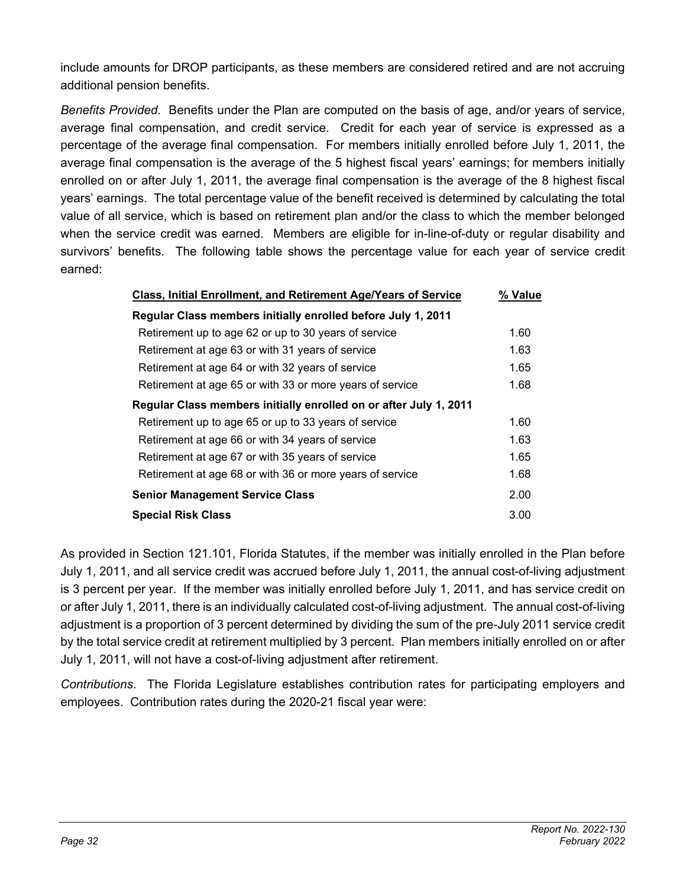include amounts for DROP participants, as these members are considered retired and are not accruing additional pension benefits.

*Benefits Provided*. Benefits under the Plan are computed on the basis of age, and/or years of service, average final compensation, and credit service. Credit for each year of service is expressed as a percentage of the average final compensation. For members initially enrolled before July 1, 2011, the average final compensation is the average of the 5 highest fiscal years' earnings; for members initially enrolled on or after July 1, 2011, the average final compensation is the average of the 8 highest fiscal years' earnings. The total percentage value of the benefit received is determined by calculating the total value of all service, which is based on retirement plan and/or the class to which the member belonged when the service credit was earned. Members are eligible for in-line-of-duty or regular disability and survivors' benefits. The following table shows the percentage value for each year of service credit earned:

| Class, Initial Enrollment, and Retirement Age/Years of Service | % Value |
|---|---|
| **Regular Class members initially enrolled before July 1, 2011** | |
| Retirement up to age 62 or up to 30 years of service | 1.60 |
| Retirement at age 63 or with 31 years of service | 1.63 |
| Retirement at age 64 or with 32 years of service | 1.65 |
| Retirement at age 65 or with 33 or more years of service | 1.68 |
| **Regular Class members initially enrolled on or after July 1, 2011** | |
| Retirement up to age 65 or up to 33 years of service | 1.60 |
| Retirement at age 66 or with 34 years of service | 1.63 |
| Retirement at age 67 or with 35 years of service | 1.65 |
| Retirement at age 68 or with 36 or more years of service | 1.68 |
| **Senior Management Service Class** | 2.00 |
| **Special Risk Class** | 3.00 |

As provided in Section 121.101, Florida Statutes, if the member was initially enrolled in the Plan before July 1, 2011, and all service credit was accrued before July 1, 2011, the annual cost-of-living adjustment is 3 percent per year. If the member was initially enrolled before July 1, 2011, and has service credit on or after July 1, 2011, there is an individually calculated cost-of-living adjustment. The annual cost-of-living adjustment is a proportion of 3 percent determined by dividing the sum of the pre-July 2011 service credit by the total service credit at retirement multiplied by 3 percent. Plan members initially enrolled on or after July 1, 2011, will not have a cost-of-living adjustment after retirement.

*Contributions*. The Florida Legislature establishes contribution rates for participating employers and employees. Contribution rates during the 2020-21 fiscal year were: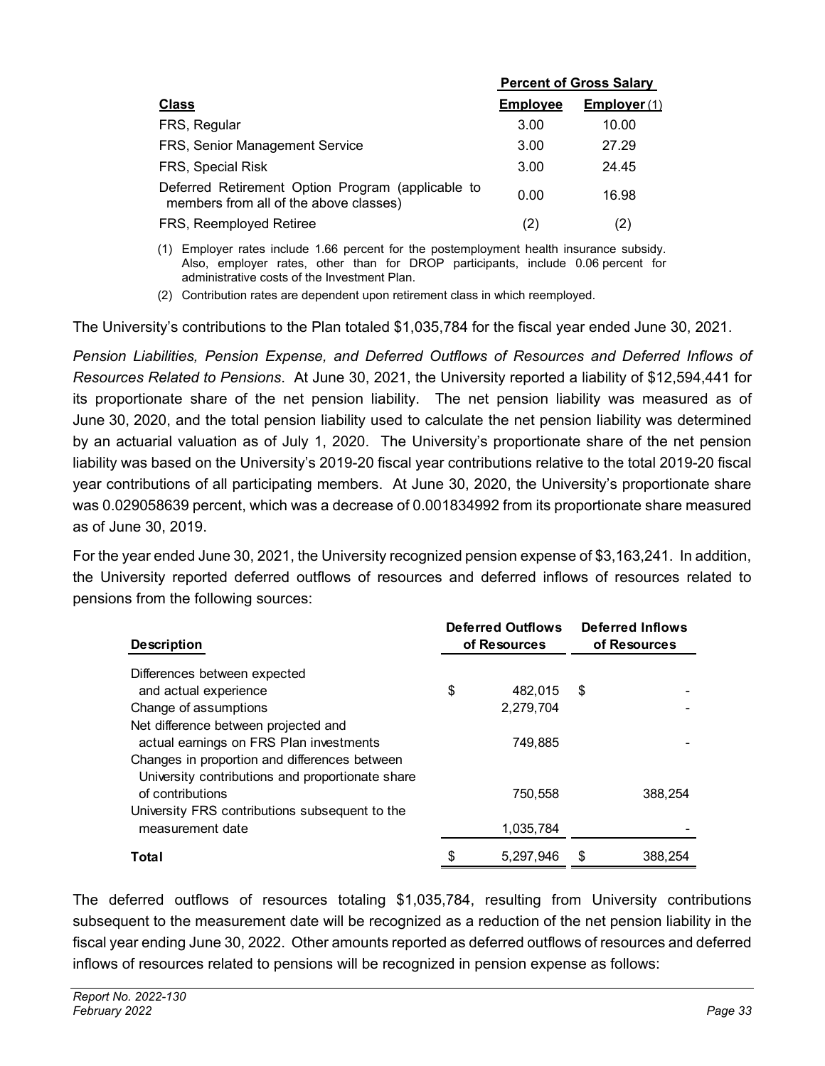| Class | Percent of Gross Salary | |
|---|---|---|
| | **Employee** | **Employer** (1) |
| FRS, Regular | 3.00 | 10.00 |
| FRS, Senior Management Service | 3.00 | 27.29 |
| FRS, Special Risk | 3.00 | 24.45 |
| Deferred Retirement Option Program (applicable to members from all of the above classes) | 0.00 | 16.98 |
| FRS, Reemployed Retiree | (2) | (2) |

(1) Employer rates include 1.66 percent for the postemployment health insurance subsidy. Also, employer rates, other than for DROP participants, include 0.06 percent for administrative costs of the Investment Plan.

(2) Contribution rates are dependent upon retirement class in which reemployed.

The University's contributions to the Plan totaled $1,035,784 for the fiscal year ended June 30, 2021.

*Pension Liabilities, Pension Expense, and Deferred Outflows of Resources and Deferred Inflows of Resources Related to Pensions*. At June 30, 2021, the University reported a liability of $12,594,441 for its proportionate share of the net pension liability. The net pension liability was measured as of June 30, 2020, and the total pension liability used to calculate the net pension liability was determined by an actuarial valuation as of July 1, 2020. The University's proportionate share of the net pension liability was based on the University's 2019-20 fiscal year contributions relative to the total 2019-20 fiscal year contributions of all participating members. At June 30, 2020, the University's proportionate share was 0.029058639 percent, which was a decrease of 0.001834992 from its proportionate share measured as of June 30, 2019.

For the year ended June 30, 2021, the University recognized pension expense of $3,163,241. In addition, the University reported deferred outflows of resources and deferred inflows of resources related to pensions from the following sources:

| Description | Deferred Outflows of Resources | Deferred Inflows of Resources |
|---|---|---|
| Differences between expected and actual experience | $ 482,015 | $ - |
| Change of assumptions | 2,279,704 | - |
| Net difference between projected and actual earnings on FRS Plan investments | 749,885 | - |
| Changes in proportion and differences between University contributions and proportionate share of contributions | 750,558 | 388,254 |
| University FRS contributions subsequent to the measurement date | 1,035,784 | - |
| **Total** | $ 5,297,946 | $ 388,254 |

The deferred outflows of resources totaling $1,035,784, resulting from University contributions subsequent to the measurement date will be recognized as a reduction of the net pension liability in the fiscal year ending June 30, 2022. Other amounts reported as deferred outflows of resources and deferred inflows of resources related to pensions will be recognized in pension expense as follows: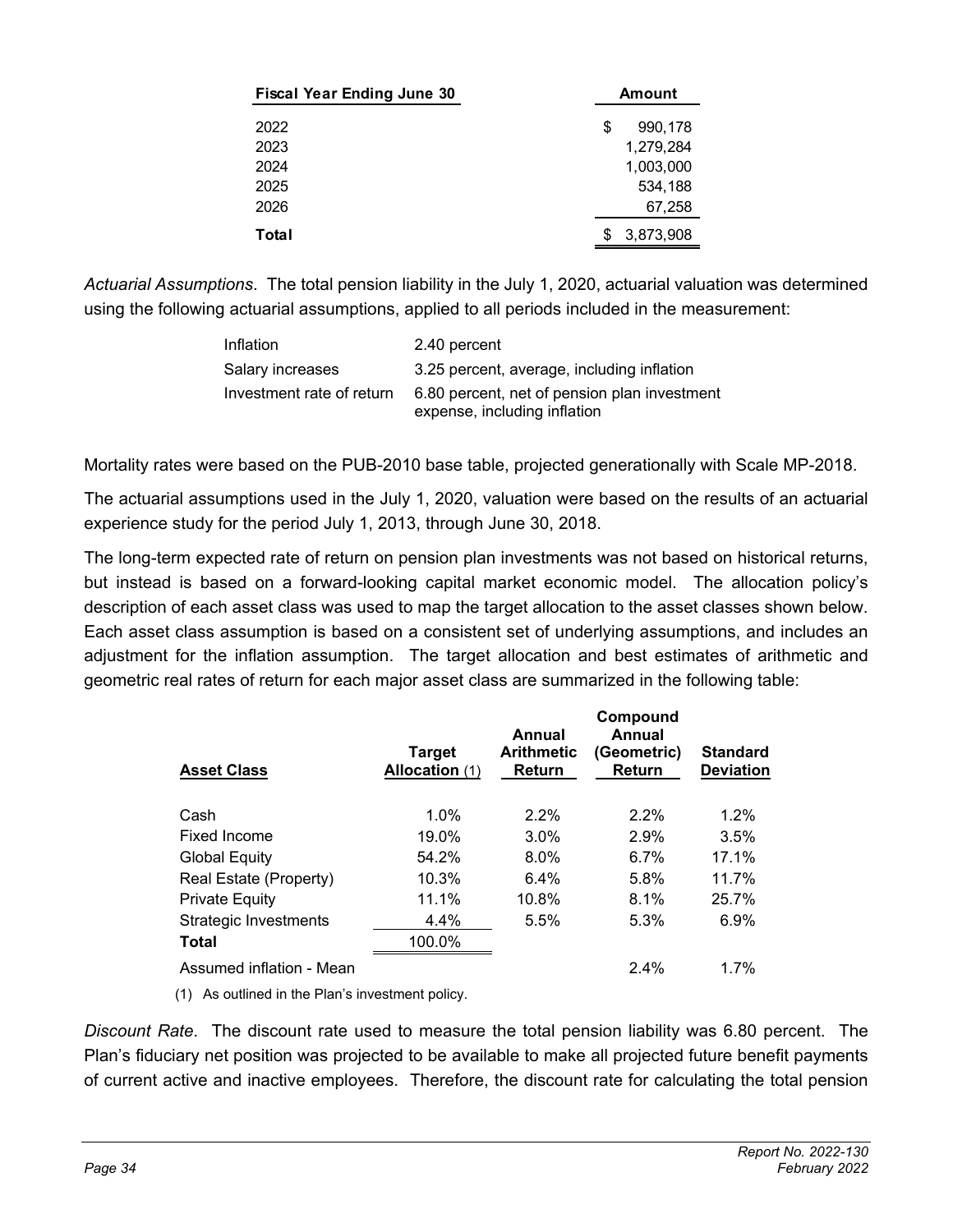| Fiscal Year Ending June 30 | Amount |
|---|---|
| 2022 | $ 990,178 |
| 2023 | 1,279,284 |
| 2024 | 1,003,000 |
| 2025 | 534,188 |
| 2026 | 67,258 |
| **Total** | $ 3,873,908 |

*Actuarial Assumptions*. The total pension liability in the July 1, 2020, actuarial valuation was determined using the following actuarial assumptions, applied to all periods included in the measurement:

| | |
|---|---|
| Inflation | 2.40 percent |
| Salary increases | 3.25 percent, average, including inflation |
| Investment rate of return | 6.80 percent, net of pension plan investment expense, including inflation |

Mortality rates were based on the PUB-2010 base table, projected generationally with Scale MP-2018.

The actuarial assumptions used in the July 1, 2020, valuation were based on the results of an actuarial experience study for the period July 1, 2013, through June 30, 2018.

The long-term expected rate of return on pension plan investments was not based on historical returns, but instead is based on a forward-looking capital market economic model. The allocation policy's description of each asset class was used to map the target allocation to the asset classes shown below. Each asset class assumption is based on a consistent set of underlying assumptions, and includes an adjustment for the inflation assumption. The target allocation and best estimates of arithmetic and geometric real rates of return for each major asset class are summarized in the following table:

| Asset Class | Target Allocation (1) | Annual Arithmetic Return | Compound Annual (Geometric) Return | Standard Deviation |
|---|---|---|---|---|
| Cash | 1.0% | 2.2% | 2.2% | 1.2% |
| Fixed Income | 19.0% | 3.0% | 2.9% | 3.5% |
| Global Equity | 54.2% | 8.0% | 6.7% | 17.1% |
| Real Estate (Property) | 10.3% | 6.4% | 5.8% | 11.7% |
| Private Equity | 11.1% | 10.8% | 8.1% | 25.7% |
| Strategic Investments | 4.4% | 5.5% | 5.3% | 6.9% |
| **Total** | 100.0% | | | |
| Assumed inflation - Mean | | | 2.4% | 1.7% |

(1) As outlined in the Plan's investment policy.

*Discount Rate*. The discount rate used to measure the total pension liability was 6.80 percent. The Plan's fiduciary net position was projected to be available to make all projected future benefit payments of current active and inactive employees. Therefore, the discount rate for calculating the total pension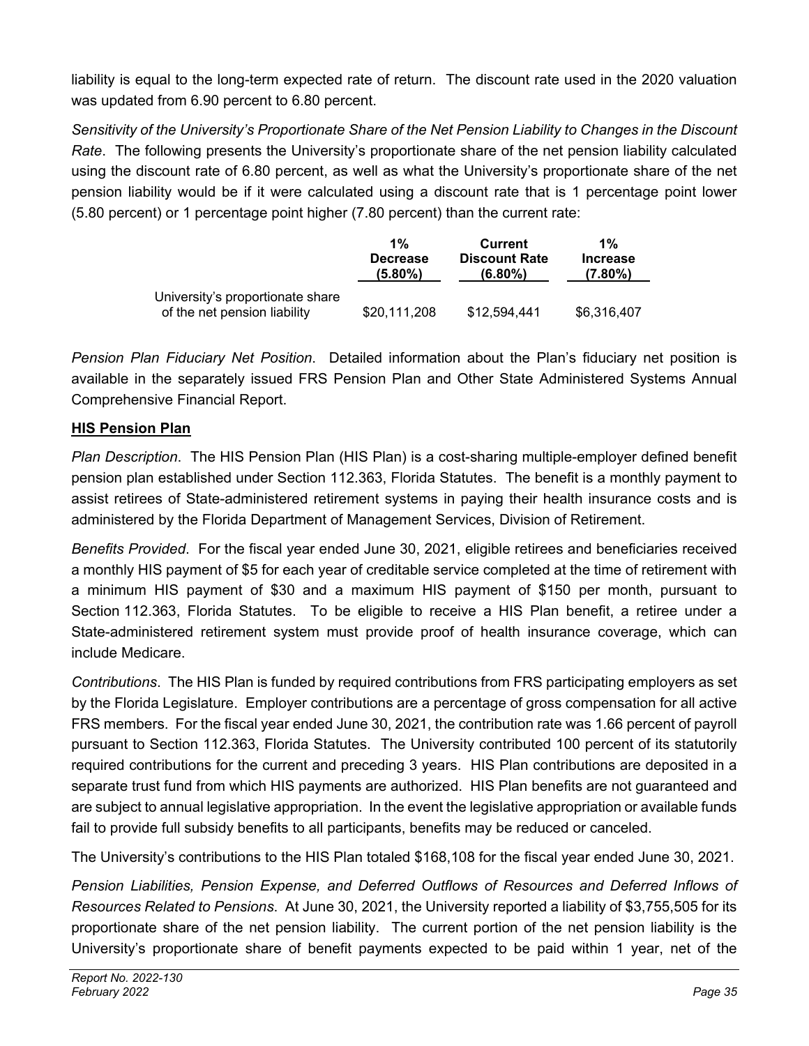liability is equal to the long-term expected rate of return. The discount rate used in the 2020 valuation was updated from 6.90 percent to 6.80 percent.

*Sensitivity of the University's Proportionate Share of the Net Pension Liability to Changes in the Discount Rate*. The following presents the University's proportionate share of the net pension liability calculated using the discount rate of 6.80 percent, as well as what the University's proportionate share of the net pension liability would be if it were calculated using a discount rate that is 1 percentage point lower (5.80 percent) or 1 percentage point higher (7.80 percent) than the current rate:

| | 1% Decrease (5.80%) | Current Discount Rate (6.80%) | 1% Increase (7.80%) |
|---|---|---|---|
| University's proportionate share of the net pension liability | $20,111,208 | $12,594,441 | $6,316,407 |

*Pension Plan Fiduciary Net Position*. Detailed information about the Plan's fiduciary net position is available in the separately issued FRS Pension Plan and Other State Administered Systems Annual Comprehensive Financial Report.

**HIS Pension Plan**

*Plan Description*. The HIS Pension Plan (HIS Plan) is a cost-sharing multiple-employer defined benefit pension plan established under Section 112.363, Florida Statutes. The benefit is a monthly payment to assist retirees of State-administered retirement systems in paying their health insurance costs and is administered by the Florida Department of Management Services, Division of Retirement.

*Benefits Provided*. For the fiscal year ended June 30, 2021, eligible retirees and beneficiaries received a monthly HIS payment of $5 for each year of creditable service completed at the time of retirement with a minimum HIS payment of $30 and a maximum HIS payment of $150 per month, pursuant to Section 112.363, Florida Statutes. To be eligible to receive a HIS Plan benefit, a retiree under a State-administered retirement system must provide proof of health insurance coverage, which can include Medicare.

*Contributions*. The HIS Plan is funded by required contributions from FRS participating employers as set by the Florida Legislature. Employer contributions are a percentage of gross compensation for all active FRS members. For the fiscal year ended June 30, 2021, the contribution rate was 1.66 percent of payroll pursuant to Section 112.363, Florida Statutes. The University contributed 100 percent of its statutorily required contributions for the current and preceding 3 years. HIS Plan contributions are deposited in a separate trust fund from which HIS payments are authorized. HIS Plan benefits are not guaranteed and are subject to annual legislative appropriation. In the event the legislative appropriation or available funds fail to provide full subsidy benefits to all participants, benefits may be reduced or canceled.

The University's contributions to the HIS Plan totaled $168,108 for the fiscal year ended June 30, 2021.

*Pension Liabilities, Pension Expense, and Deferred Outflows of Resources and Deferred Inflows of Resources Related to Pensions*. At June 30, 2021, the University reported a liability of $3,755,505 for its proportionate share of the net pension liability. The current portion of the net pension liability is the University's proportionate share of benefit payments expected to be paid within 1 year, net of the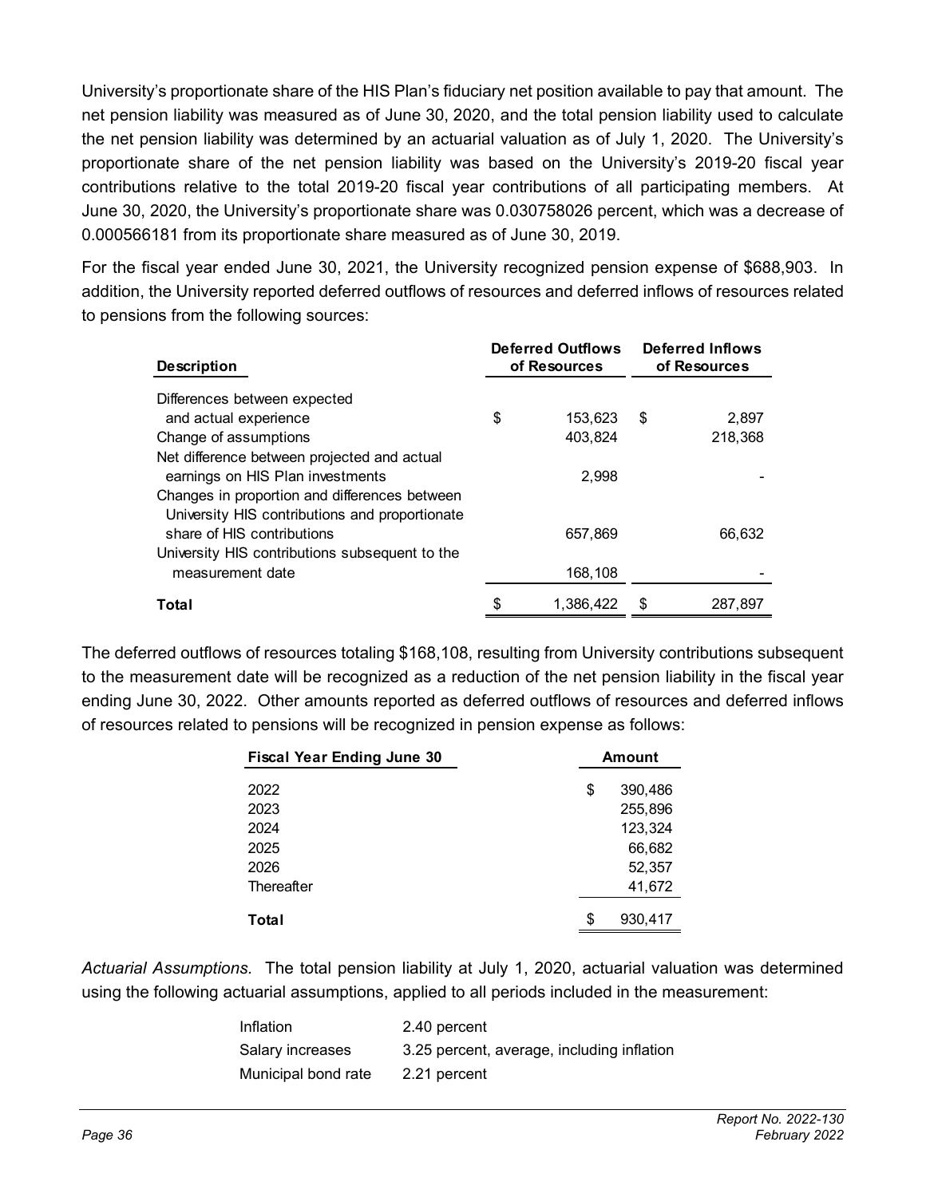University's proportionate share of the HIS Plan's fiduciary net position available to pay that amount. The net pension liability was measured as of June 30, 2020, and the total pension liability used to calculate the net pension liability was determined by an actuarial valuation as of July 1, 2020. The University's proportionate share of the net pension liability was based on the University's 2019-20 fiscal year contributions relative to the total 2019-20 fiscal year contributions of all participating members. At June 30, 2020, the University's proportionate share was 0.030758026 percent, which was a decrease of 0.000566181 from its proportionate share measured as of June 30, 2019.

For the fiscal year ended June 30, 2021, the University recognized pension expense of $688,903. In addition, the University reported deferred outflows of resources and deferred inflows of resources related to pensions from the following sources:

| Description | Deferred Outflows of Resources | Deferred Inflows of Resources |
|---|---|---|
| Differences between expected and actual experience | $ 153,623 | $ 2,897 |
| Change of assumptions | 403,824 | 218,368 |
| Net difference between projected and actual earnings on HIS Plan investments | 2,998 | - |
| Changes in proportion and differences between University HIS contributions and proportionate share of HIS contributions | 657,869 | 66,632 |
| University HIS contributions subsequent to the measurement date | 168,108 | - |
| **Total** | $ 1,386,422 | $ 287,897 |

The deferred outflows of resources totaling $168,108, resulting from University contributions subsequent to the measurement date will be recognized as a reduction of the net pension liability in the fiscal year ending June 30, 2022. Other amounts reported as deferred outflows of resources and deferred inflows of resources related to pensions will be recognized in pension expense as follows:

| Fiscal Year Ending June 30 | Amount |
|---|---|
| 2022 | $ 390,486 |
| 2023 | 255,896 |
| 2024 | 123,324 |
| 2025 | 66,682 |
| 2026 | 52,357 |
| Thereafter | 41,672 |
| **Total** | $ 930,417 |

*Actuarial Assumptions.* The total pension liability at July 1, 2020, actuarial valuation was determined using the following actuarial assumptions, applied to all periods included in the measurement:

| | |
|---|---|
| Inflation | 2.40 percent |
| Salary increases | 3.25 percent, average, including inflation |
| Municipal bond rate | 2.21 percent |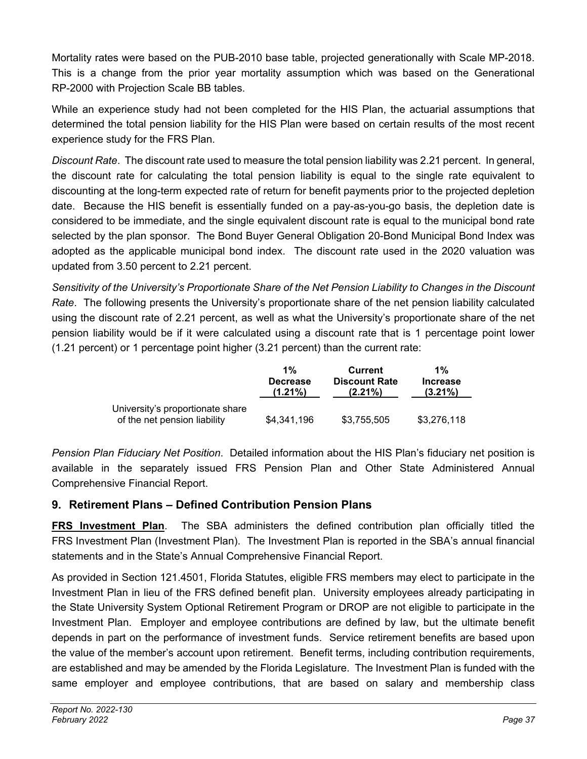Mortality rates were based on the PUB-2010 base table, projected generationally with Scale MP-2018. This is a change from the prior year mortality assumption which was based on the Generational RP-2000 with Projection Scale BB tables.

While an experience study had not been completed for the HIS Plan, the actuarial assumptions that determined the total pension liability for the HIS Plan were based on certain results of the most recent experience study for the FRS Plan.

*Discount Rate*. The discount rate used to measure the total pension liability was 2.21 percent. In general, the discount rate for calculating the total pension liability is equal to the single rate equivalent to discounting at the long-term expected rate of return for benefit payments prior to the projected depletion date. Because the HIS benefit is essentially funded on a pay-as-you-go basis, the depletion date is considered to be immediate, and the single equivalent discount rate is equal to the municipal bond rate selected by the plan sponsor. The Bond Buyer General Obligation 20-Bond Municipal Bond Index was adopted as the applicable municipal bond index. The discount rate used in the 2020 valuation was updated from 3.50 percent to 2.21 percent.

*Sensitivity of the University's Proportionate Share of the Net Pension Liability to Changes in the Discount Rate*. The following presents the University's proportionate share of the net pension liability calculated using the discount rate of 2.21 percent, as well as what the University's proportionate share of the net pension liability would be if it were calculated using a discount rate that is 1 percentage point lower (1.21 percent) or 1 percentage point higher (3.21 percent) than the current rate:

| | 1% Decrease (1.21%) | Current Discount Rate (2.21%) | 1% Increase (3.21%) |
|---|---|---|---|
| University's proportionate share of the net pension liability | $4,341,196 | $3,755,505 | $3,276,118 |

*Pension Plan Fiduciary Net Position*. Detailed information about the HIS Plan's fiduciary net position is available in the separately issued FRS Pension Plan and Other State Administered Annual Comprehensive Financial Report.

## 9. Retirement Plans – Defined Contribution Pension Plans

**FRS Investment Plan**. The SBA administers the defined contribution plan officially titled the FRS Investment Plan (Investment Plan). The Investment Plan is reported in the SBA's annual financial statements and in the State's Annual Comprehensive Financial Report.

As provided in Section 121.4501, Florida Statutes, eligible FRS members may elect to participate in the Investment Plan in lieu of the FRS defined benefit plan. University employees already participating in the State University System Optional Retirement Program or DROP are not eligible to participate in the Investment Plan. Employer and employee contributions are defined by law, but the ultimate benefit depends in part on the performance of investment funds. Service retirement benefits are based upon the value of the member's account upon retirement. Benefit terms, including contribution requirements, are established and may be amended by the Florida Legislature. The Investment Plan is funded with the same employer and employee contributions, that are based on salary and membership class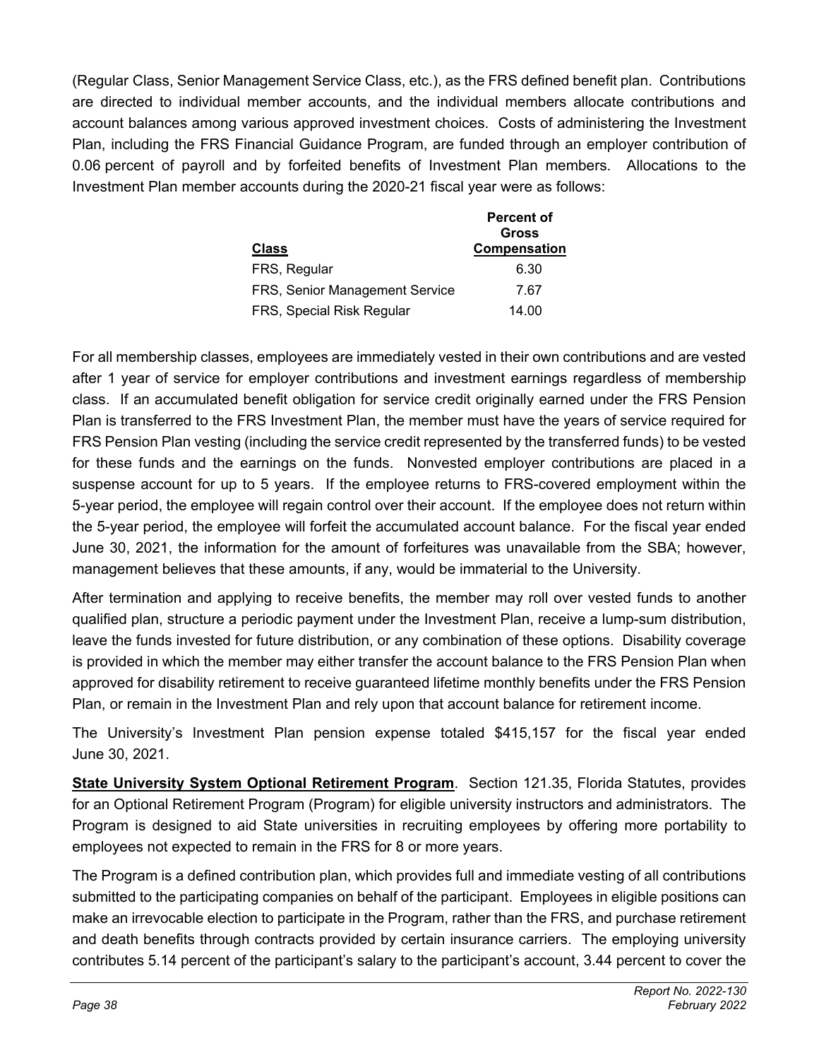(Regular Class, Senior Management Service Class, etc.), as the FRS defined benefit plan. Contributions are directed to individual member accounts, and the individual members allocate contributions and account balances among various approved investment choices. Costs of administering the Investment Plan, including the FRS Financial Guidance Program, are funded through an employer contribution of 0.06 percent of payroll and by forfeited benefits of Investment Plan members. Allocations to the Investment Plan member accounts during the 2020-21 fiscal year were as follows:

| Class | Percent of Gross Compensation |
|---|---|
| FRS, Regular | 6.30 |
| FRS, Senior Management Service | 7.67 |
| FRS, Special Risk Regular | 14.00 |

For all membership classes, employees are immediately vested in their own contributions and are vested after 1 year of service for employer contributions and investment earnings regardless of membership class. If an accumulated benefit obligation for service credit originally earned under the FRS Pension Plan is transferred to the FRS Investment Plan, the member must have the years of service required for FRS Pension Plan vesting (including the service credit represented by the transferred funds) to be vested for these funds and the earnings on the funds. Nonvested employer contributions are placed in a suspense account for up to 5 years. If the employee returns to FRS-covered employment within the 5-year period, the employee will regain control over their account. If the employee does not return within the 5-year period, the employee will forfeit the accumulated account balance. For the fiscal year ended June 30, 2021, the information for the amount of forfeitures was unavailable from the SBA; however, management believes that these amounts, if any, would be immaterial to the University.

After termination and applying to receive benefits, the member may roll over vested funds to another qualified plan, structure a periodic payment under the Investment Plan, receive a lump-sum distribution, leave the funds invested for future distribution, or any combination of these options. Disability coverage is provided in which the member may either transfer the account balance to the FRS Pension Plan when approved for disability retirement to receive guaranteed lifetime monthly benefits under the FRS Pension Plan, or remain in the Investment Plan and rely upon that account balance for retirement income.

The University's Investment Plan pension expense totaled $415,157 for the fiscal year ended June 30, 2021.

**State University System Optional Retirement Program**. Section 121.35, Florida Statutes, provides for an Optional Retirement Program (Program) for eligible university instructors and administrators. The Program is designed to aid State universities in recruiting employees by offering more portability to employees not expected to remain in the FRS for 8 or more years.

The Program is a defined contribution plan, which provides full and immediate vesting of all contributions submitted to the participating companies on behalf of the participant. Employees in eligible positions can make an irrevocable election to participate in the Program, rather than the FRS, and purchase retirement and death benefits through contracts provided by certain insurance carriers. The employing university contributes 5.14 percent of the participant's salary to the participant's account, 3.44 percent to cover the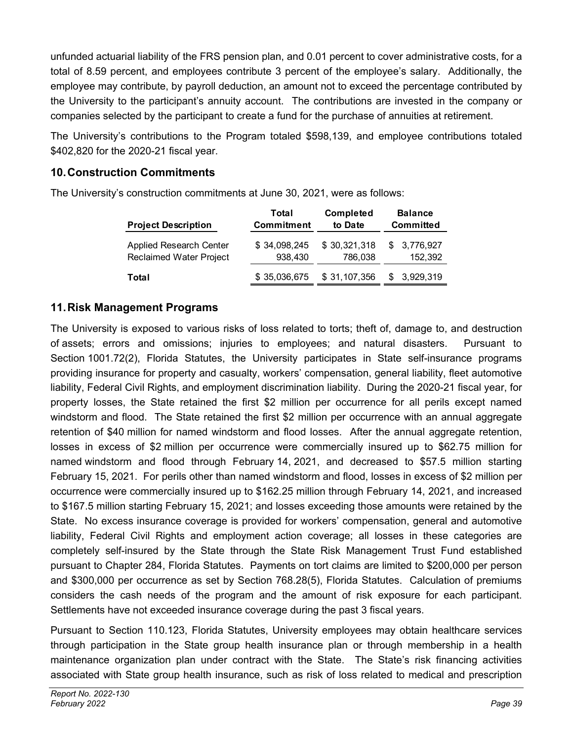unfunded actuarial liability of the FRS pension plan, and 0.01 percent to cover administrative costs, for a total of 8.59 percent, and employees contribute 3 percent of the employee's salary. Additionally, the employee may contribute, by payroll deduction, an amount not to exceed the percentage contributed by the University to the participant's annuity account. The contributions are invested in the company or companies selected by the participant to create a fund for the purchase of annuities at retirement.

The University's contributions to the Program totaled $598,139, and employee contributions totaled $402,820 for the 2020-21 fiscal year.

## 10. Construction Commitments

The University's construction commitments at June 30, 2021, were as follows:

| Project Description | Total Commitment | Completed to Date | Balance Committed |
|---|---|---|---|
| Applied Research Center | $ 34,098,245 | $ 30,321,318 | $ 3,776,927 |
| Reclaimed Water Project | 938,430 | 786,038 | 152,392 |
| **Total** | $ 35,036,675 | $ 31,107,356 | $ 3,929,319 |

## 11. Risk Management Programs

The University is exposed to various risks of loss related to torts; theft of, damage to, and destruction of assets; errors and omissions; injuries to employees; and natural disasters. Pursuant to Section 1001.72(2), Florida Statutes, the University participates in State self-insurance programs providing insurance for property and casualty, workers' compensation, general liability, fleet automotive liability, Federal Civil Rights, and employment discrimination liability. During the 2020-21 fiscal year, for property losses, the State retained the first $2 million per occurrence for all perils except named windstorm and flood. The State retained the first $2 million per occurrence with an annual aggregate retention of $40 million for named windstorm and flood losses. After the annual aggregate retention, losses in excess of $2 million per occurrence were commercially insured up to $62.75 million for named windstorm and flood through February 14, 2021, and decreased to $57.5 million starting February 15, 2021. For perils other than named windstorm and flood, losses in excess of $2 million per occurrence were commercially insured up to $162.25 million through February 14, 2021, and increased to $167.5 million starting February 15, 2021; and losses exceeding those amounts were retained by the State. No excess insurance coverage is provided for workers' compensation, general and automotive liability, Federal Civil Rights and employment action coverage; all losses in these categories are completely self-insured by the State through the State Risk Management Trust Fund established pursuant to Chapter 284, Florida Statutes. Payments on tort claims are limited to $200,000 per person and $300,000 per occurrence as set by Section 768.28(5), Florida Statutes. Calculation of premiums considers the cash needs of the program and the amount of risk exposure for each participant. Settlements have not exceeded insurance coverage during the past 3 fiscal years.

Pursuant to Section 110.123, Florida Statutes, University employees may obtain healthcare services through participation in the State group health insurance plan or through membership in a health maintenance organization plan under contract with the State. The State's risk financing activities associated with State group health insurance, such as risk of loss related to medical and prescription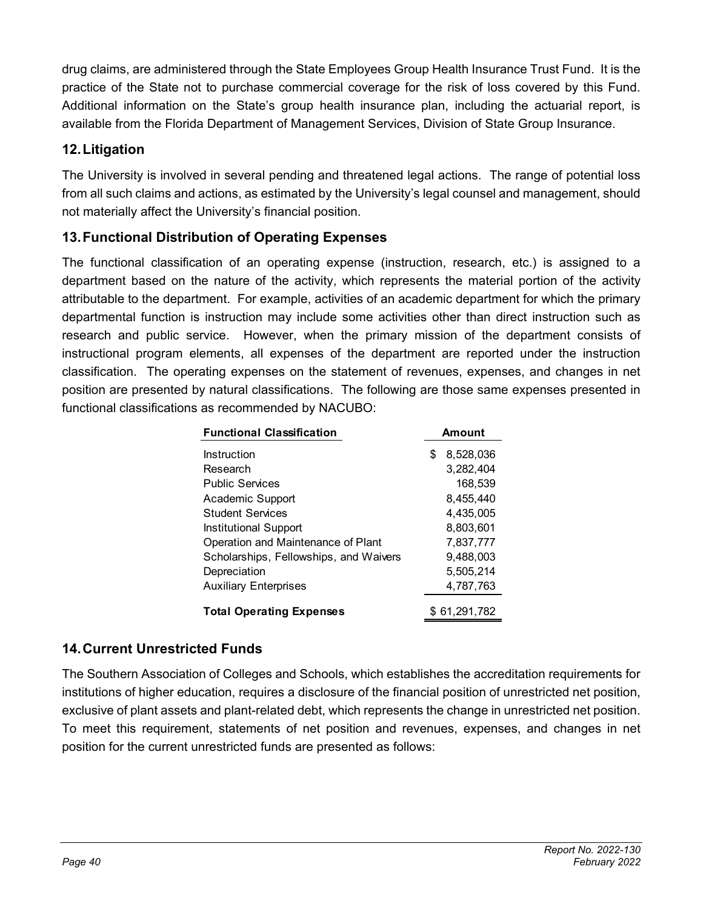drug claims, are administered through the State Employees Group Health Insurance Trust Fund. It is the practice of the State not to purchase commercial coverage for the risk of loss covered by this Fund. Additional information on the State's group health insurance plan, including the actuarial report, is available from the Florida Department of Management Services, Division of State Group Insurance.

## 12. Litigation

The University is involved in several pending and threatened legal actions. The range of potential loss from all such claims and actions, as estimated by the University's legal counsel and management, should not materially affect the University's financial position.

## 13. Functional Distribution of Operating Expenses

The functional classification of an operating expense (instruction, research, etc.) is assigned to a department based on the nature of the activity, which represents the material portion of the activity attributable to the department. For example, activities of an academic department for which the primary departmental function is instruction may include some activities other than direct instruction such as research and public service. However, when the primary mission of the department consists of instructional program elements, all expenses of the department are reported under the instruction classification. The operating expenses on the statement of revenues, expenses, and changes in net position are presented by natural classifications. The following are those same expenses presented in functional classifications as recommended by NACUBO:

| Functional Classification | Amount |
|---|---|
| Instruction | $ 8,528,036 |
| Research | 3,282,404 |
| Public Services | 168,539 |
| Academic Support | 8,455,440 |
| Student Services | 4,435,005 |
| Institutional Support | 8,803,601 |
| Operation and Maintenance of Plant | 7,837,777 |
| Scholarships, Fellowships, and Waivers | 9,488,003 |
| Depreciation | 5,505,214 |
| Auxiliary Enterprises | 4,787,763 |
| **Total Operating Expenses** | $ 61,291,782 |

## 14. Current Unrestricted Funds

The Southern Association of Colleges and Schools, which establishes the accreditation requirements for institutions of higher education, requires a disclosure of the financial position of unrestricted net position, exclusive of plant assets and plant-related debt, which represents the change in unrestricted net position. To meet this requirement, statements of net position and revenues, expenses, and changes in net position for the current unrestricted funds are presented as follows: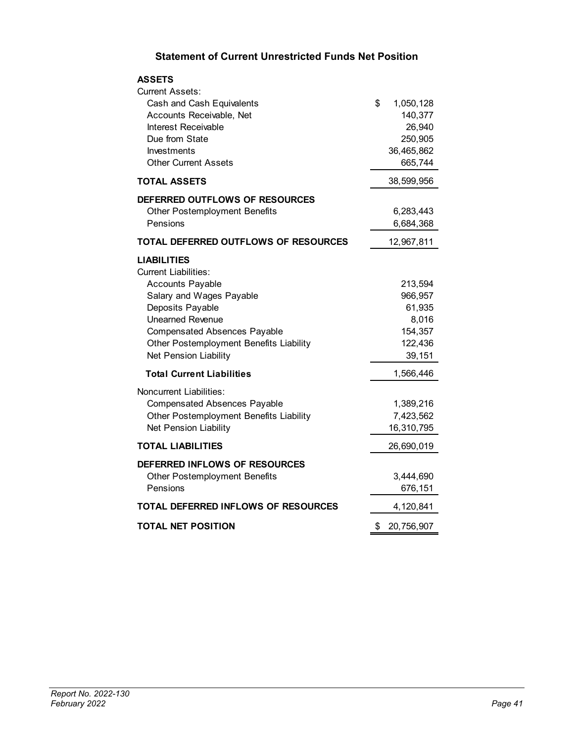## Statement of Current Unrestricted Funds Net Position

| | |
|---|---:|
| **ASSETS** | |
| Current Assets: | |
| Cash and Cash Equivalents | $ 1,050,128 |
| Accounts Receivable, Net | 140,377 |
| Interest Receivable | 26,940 |
| Due from State | 250,905 |
| Investments | 36,465,862 |
| Other Current Assets | 665,744 |
| **TOTAL ASSETS** | 38,599,956 |
| **DEFERRED OUTFLOWS OF RESOURCES** | |
| Other Postemployment Benefits | 6,283,443 |
| Pensions | 6,684,368 |
| **TOTAL DEFERRED OUTFLOWS OF RESOURCES** | 12,967,811 |
| **LIABILITIES** | |
| Current Liabilities: | |
| Accounts Payable | 213,594 |
| Salary and Wages Payable | 966,957 |
| Deposits Payable | 61,935 |
| Unearned Revenue | 8,016 |
| Compensated Absences Payable | 154,357 |
| Other Postemployment Benefits Liability | 122,436 |
| Net Pension Liability | 39,151 |
| **Total Current Liabilities** | 1,566,446 |
| Noncurrent Liabilities: | |
| Compensated Absences Payable | 1,389,216 |
| Other Postemployment Benefits Liability | 7,423,562 |
| Net Pension Liability | 16,310,795 |
| **TOTAL LIABILITIES** | 26,690,019 |
| **DEFERRED INFLOWS OF RESOURCES** | |
| Other Postemployment Benefits | 3,444,690 |
| Pensions | 676,151 |
| **TOTAL DEFERRED INFLOWS OF RESOURCES** | 4,120,841 |
| **TOTAL NET POSITION** | $ 20,756,907 |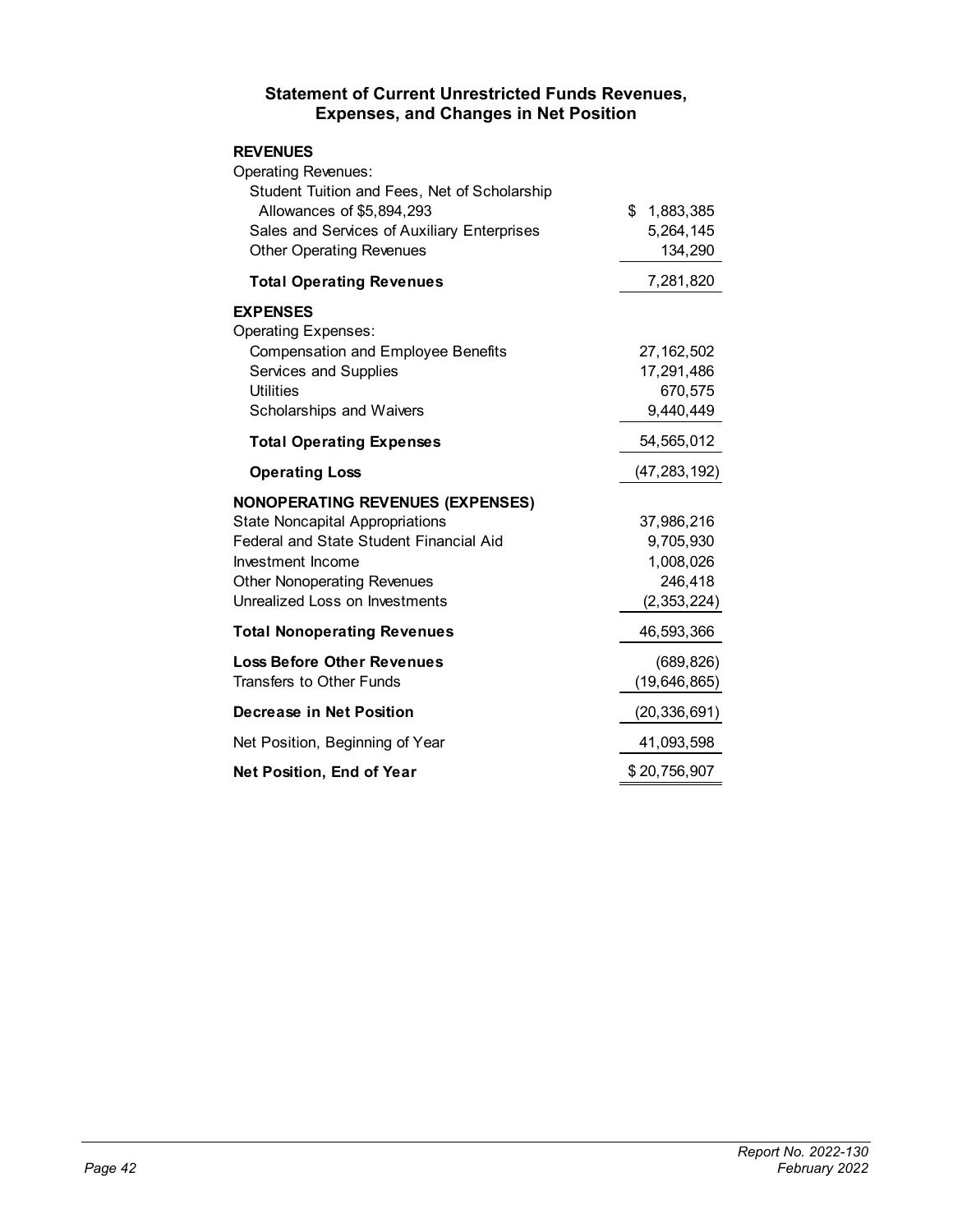## Statement of Current Unrestricted Funds Revenues, Expenses, and Changes in Net Position

| | |
|---|---|
| **REVENUES** | |
| Operating Revenues: | |
| Student Tuition and Fees, Net of Scholarship Allowances of $5,894,293 | $ 1,883,385 |
| Sales and Services of Auxiliary Enterprises | 5,264,145 |
| Other Operating Revenues | 134,290 |
| **Total Operating Revenues** | 7,281,820 |
| **EXPENSES** | |
| Operating Expenses: | |
| Compensation and Employee Benefits | 27,162,502 |
| Services and Supplies | 17,291,486 |
| Utilities | 670,575 |
| Scholarships and Waivers | 9,440,449 |
| **Total Operating Expenses** | 54,565,012 |
| **Operating Loss** | (47,283,192) |
| **NONOPERATING REVENUES (EXPENSES)** | |
| State Noncapital Appropriations | 37,986,216 |
| Federal and State Student Financial Aid | 9,705,930 |
| Investment Income | 1,008,026 |
| Other Nonoperating Revenues | 246,418 |
| Unrealized Loss on Investments | (2,353,224) |
| **Total Nonoperating Revenues** | 46,593,366 |
| **Loss Before Other Revenues** | (689,826) |
| Transfers to Other Funds | (19,646,865) |
| **Decrease in Net Position** | (20,336,691) |
| Net Position, Beginning of Year | 41,093,598 |
| **Net Position, End of Year** | $ 20,756,907 |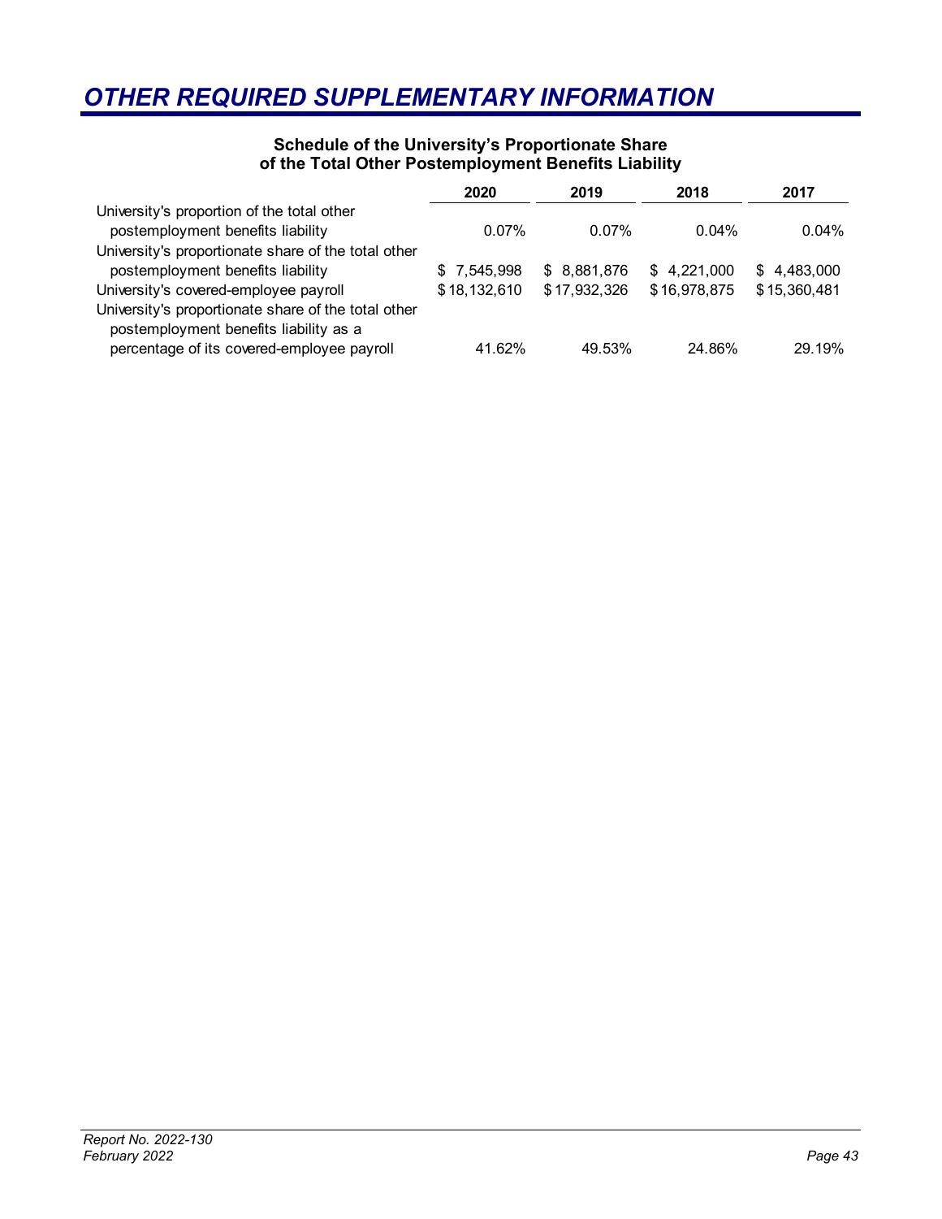# OTHER REQUIRED SUPPLEMENTARY INFORMATION

**Schedule of the University's Proportionate Share of the Total Other Postemployment Benefits Liability**

| | 2020 | 2019 | 2018 | 2017 |
|---|---|---|---|---|
| University's proportion of the total other postemployment benefits liability | 0.07% | 0.07% | 0.04% | 0.04% |
| University's proportionate share of the total other postemployment benefits liability | $ 7,545,998 | $ 8,881,876 | $ 4,221,000 | $ 4,483,000 |
| University's covered-employee payroll | $ 18,132,610 | $ 17,932,326 | $ 16,978,875 | $ 15,360,481 |
| University's proportionate share of the total other postemployment benefits liability as a percentage of its covered-employee payroll | 41.62% | 49.53% | 24.86% | 29.19% |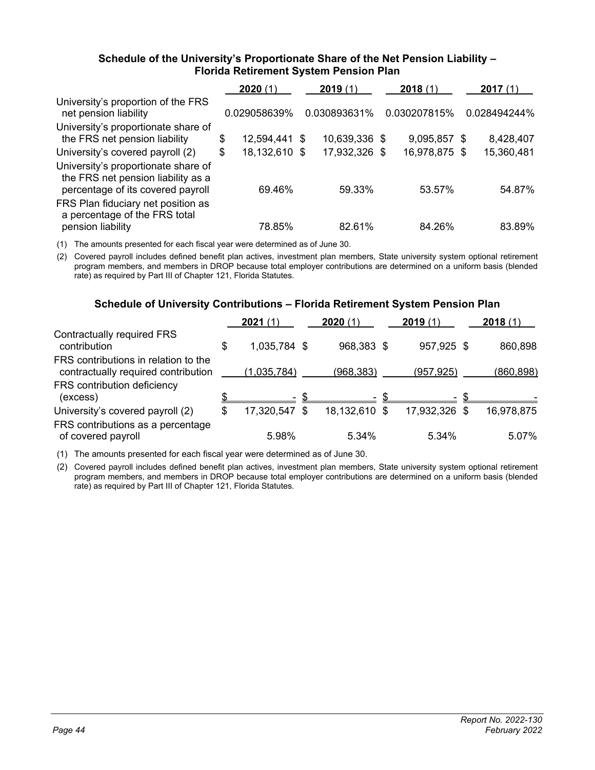### Schedule of the University's Proportionate Share of the Net Pension Liability – Florida Retirement System Pension Plan

| | **2020** (1) | **2019** (1) | **2018** (1) | **2017** (1) |
|---|---|---|---|---|
| University's proportion of the FRS net pension liability | 0.029058639% | 0.030893631% | 0.030207815% | 0.028494244% |
| University's proportionate share of the FRS net pension liability | $ 12,594,441 | $ 10,639,336 | $ 9,095,857 | $ 8,428,407 |
| University's covered payroll (2) | $ 18,132,610 | $ 17,932,326 | $ 16,978,875 | $ 15,360,481 |
| University's proportionate share of the FRS net pension liability as a percentage of its covered payroll | 69.46% | 59.33% | 53.57% | 54.87% |
| FRS Plan fiduciary net position as a percentage of the FRS total pension liability | 78.85% | 82.61% | 84.26% | 83.89% |

(1) The amounts presented for each fiscal year were determined as of June 30.

(2) Covered payroll includes defined benefit plan actives, investment plan members, State university system optional retirement program members, and members in DROP because total employer contributions are determined on a uniform basis (blended rate) as required by Part III of Chapter 121, Florida Statutes.

### Schedule of University Contributions – Florida Retirement System Pension Plan

| | **2021** (1) | **2020** (1) | **2019** (1) | **2018** (1) |
|---|---|---|---|---|
| Contractually required FRS contribution | $ 1,035,784 | $ 968,383 | $ 957,925 | $ 860,898 |
| FRS contributions in relation to the contractually required contribution | (1,035,784) | (968,383) | (957,925) | (860,898) |
| FRS contribution deficiency (excess) | $ - | $ - | $ - | $ - |
| University's covered payroll (2) | $ 17,320,547 | $ 18,132,610 | $ 17,932,326 | $ 16,978,875 |
| FRS contributions as a percentage of covered payroll | 5.98% | 5.34% | 5.34% | 5.07% |

(1) The amounts presented for each fiscal year were determined as of June 30.

(2) Covered payroll includes defined benefit plan actives, investment plan members, State university system optional retirement program members, and members in DROP because total employer contributions are determined on a uniform basis (blended rate) as required by Part III of Chapter 121, Florida Statutes.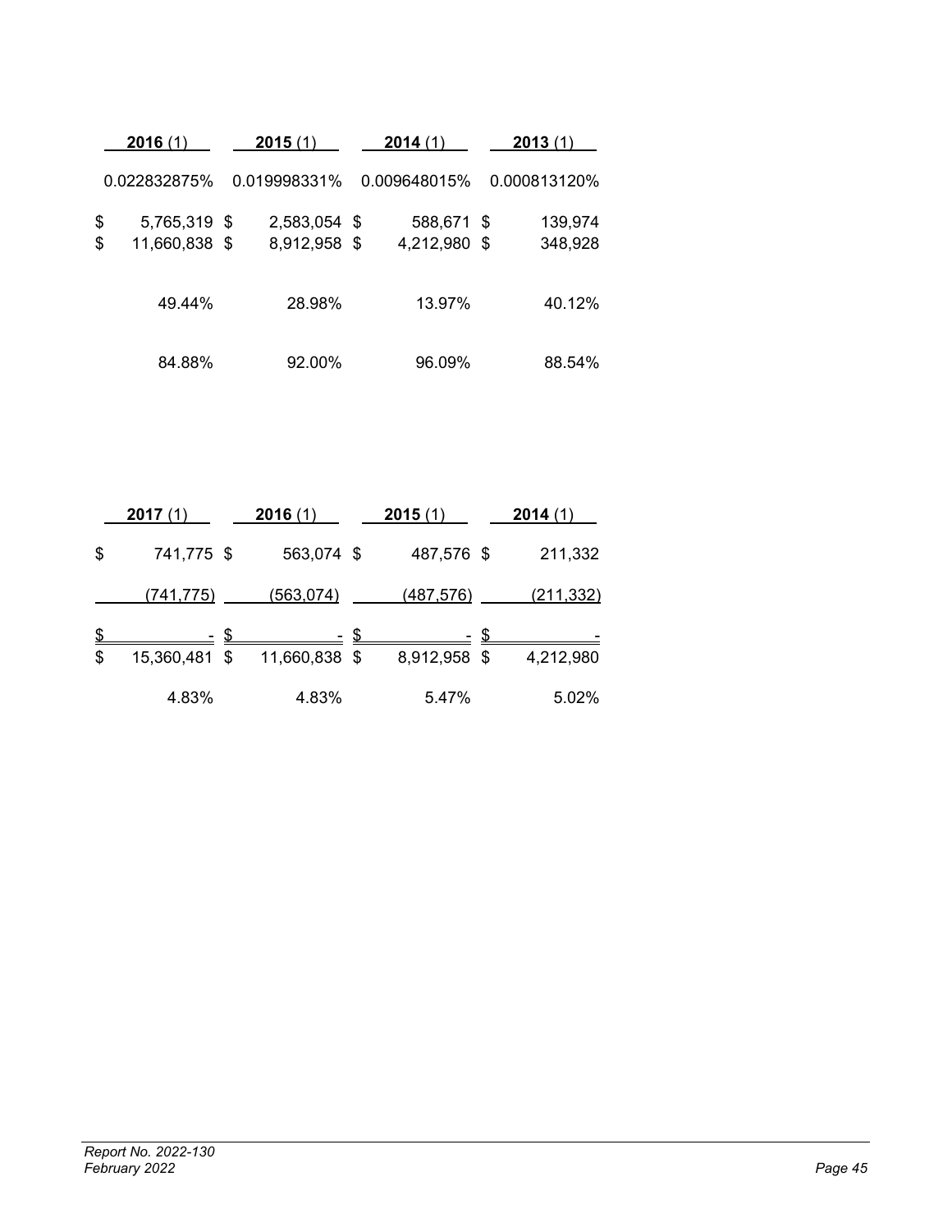| 2016 (1) | 2015 (1) | 2014 (1) | 2013 (1) |
|---|---|---|---|
| 0.022832875% | 0.019998331% | 0.009648015% | 0.000813120% |
| $ 5,765,319 | $ 2,583,054 | $ 588,671 | $ 139,974 |
| $ 11,660,838 | $ 8,912,958 | $ 4,212,980 | $ 348,928 |
| 49.44% | 28.98% | 13.97% | 40.12% |
| 84.88% | 92.00% | 96.09% | 88.54% |

| 2017 (1) | 2016 (1) | 2015 (1) | 2014 (1) |
|---|---|---|---|
| $ 741,775 | $ 563,074 | $ 487,576 | $ 211,332 |
| (741,775) | (563,074) | (487,576) | (211,332) |
| $ - | $ - | $ - | $ - |
| $ 15,360,481 | $ 11,660,838 | $ 8,912,958 | $ 4,212,980 |
| 4.83% | 4.83% | 5.47% | 5.02% |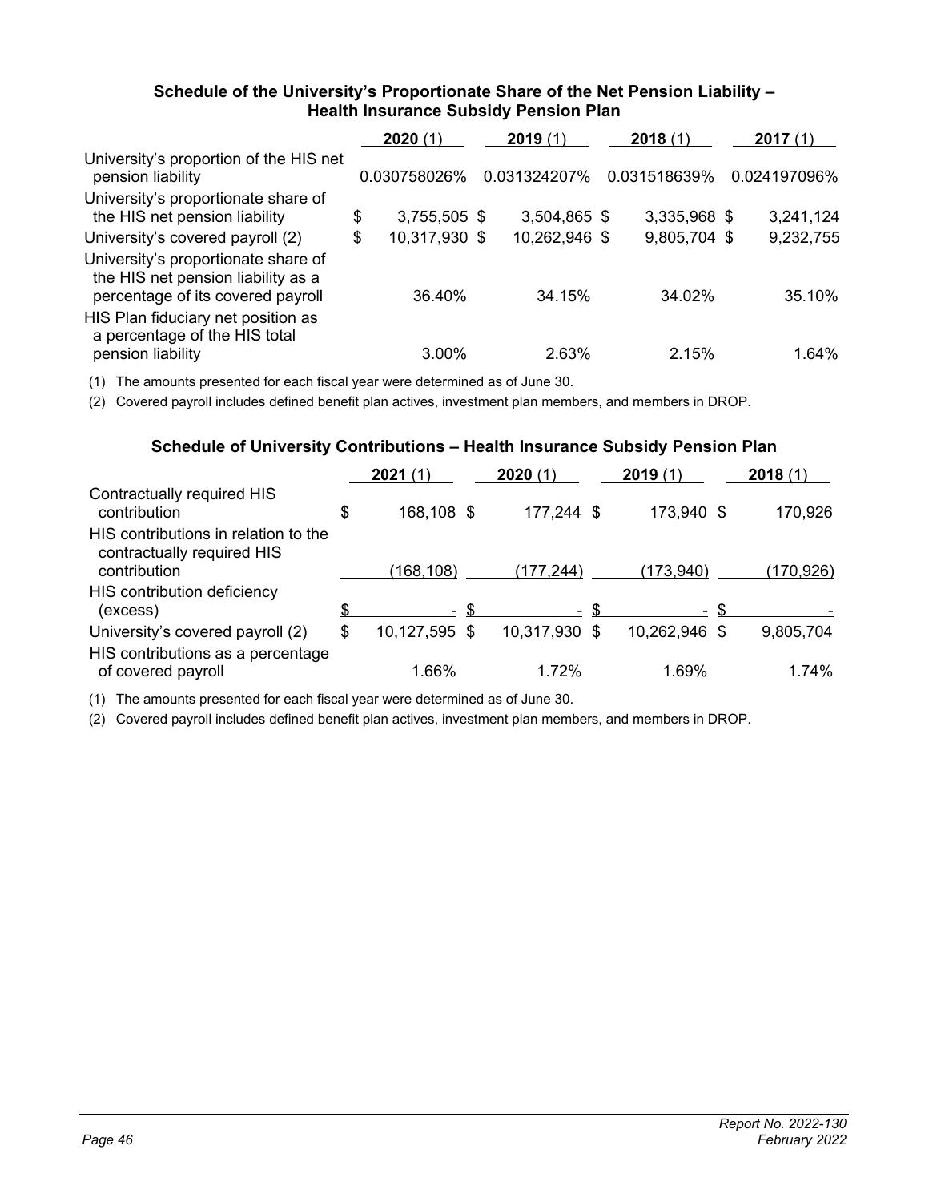### Schedule of the University's Proportionate Share of the Net Pension Liability – Health Insurance Subsidy Pension Plan

| | **2020** (1) | **2019** (1) | **2018** (1) | **2017** (1) |
|---|---|---|---|---|
| University's proportion of the HIS net pension liability | 0.030758026% | 0.031324207% | 0.031518639% | 0.024197096% |
| University's proportionate share of the HIS net pension liability | $ 3,755,505 | $ 3,504,865 | $ 3,335,968 | $ 3,241,124 |
| University's covered payroll (2) | $ 10,317,930 | $ 10,262,946 | $ 9,805,704 | $ 9,232,755 |
| University's proportionate share of the HIS net pension liability as a percentage of its covered payroll | 36.40% | 34.15% | 34.02% | 35.10% |
| HIS Plan fiduciary net position as a percentage of the HIS total pension liability | 3.00% | 2.63% | 2.15% | 1.64% |

(1) The amounts presented for each fiscal year were determined as of June 30.

(2) Covered payroll includes defined benefit plan actives, investment plan members, and members in DROP.

### Schedule of University Contributions – Health Insurance Subsidy Pension Plan

| | **2021** (1) | **2020** (1) | **2019** (1) | **2018** (1) |
|---|---|---|---|---|
| Contractually required HIS contribution | $ 168,108 | $ 177,244 | $ 173,940 | $ 170,926 |
| HIS contributions in relation to the contractually required HIS contribution | (168,108) | (177,244) | (173,940) | (170,926) |
| HIS contribution deficiency (excess) | $ - | $ - | $ - | $ - |
| University's covered payroll (2) | $ 10,127,595 | $ 10,317,930 | $ 10,262,946 | $ 9,805,704 |
| HIS contributions as a percentage of covered payroll | 1.66% | 1.72% | 1.69% | 1.74% |

(1) The amounts presented for each fiscal year were determined as of June 30.

(2) Covered payroll includes defined benefit plan actives, investment plan members, and members in DROP.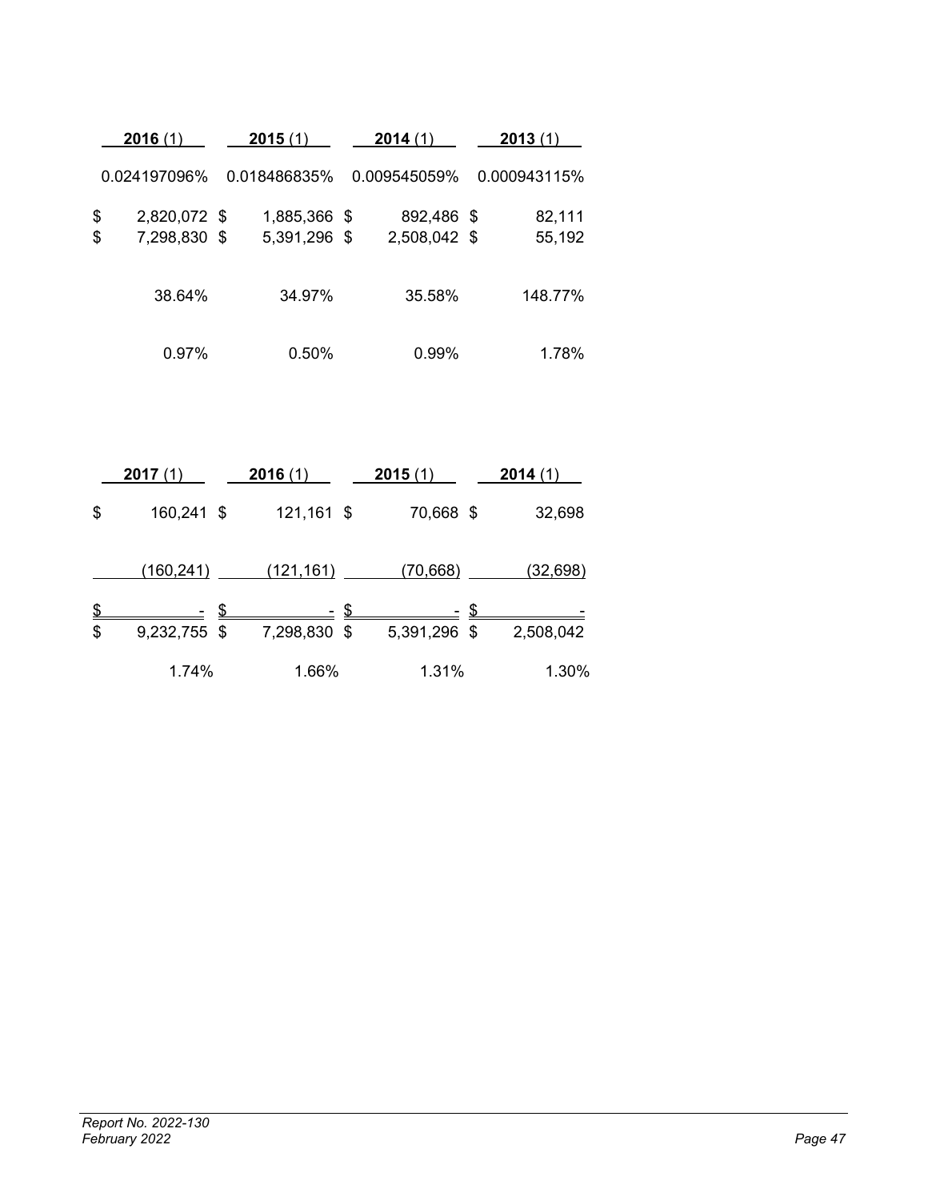| 2016 (1) | 2015 (1) | 2014 (1) | 2013 (1) |
|---|---|---|---|
| 0.024197096% | 0.018486835% | 0.009545059% | 0.000943115% |
| $ 2,820,072 | $ 1,885,366 | $ 892,486 | $ 82,111 |
| $ 7,298,830 | $ 5,391,296 | $ 2,508,042 | $ 55,192 |
| 38.64% | 34.97% | 35.58% | 148.77% |
| 0.97% | 0.50% | 0.99% | 1.78% |

| 2017 (1) | 2016 (1) | 2015 (1) | 2014 (1) |
|---|---|---|---|
| $ 160,241 | $ 121,161 | $ 70,668 | $ 32,698 |
| (160,241) | (121,161) | (70,668) | (32,698) |
| $ - | $ - | $ - | $ - |
| $ 9,232,755 | $ 7,298,830 | $ 5,391,296 | $ 2,508,042 |
| 1.74% | 1.66% | 1.31% | 1.30% |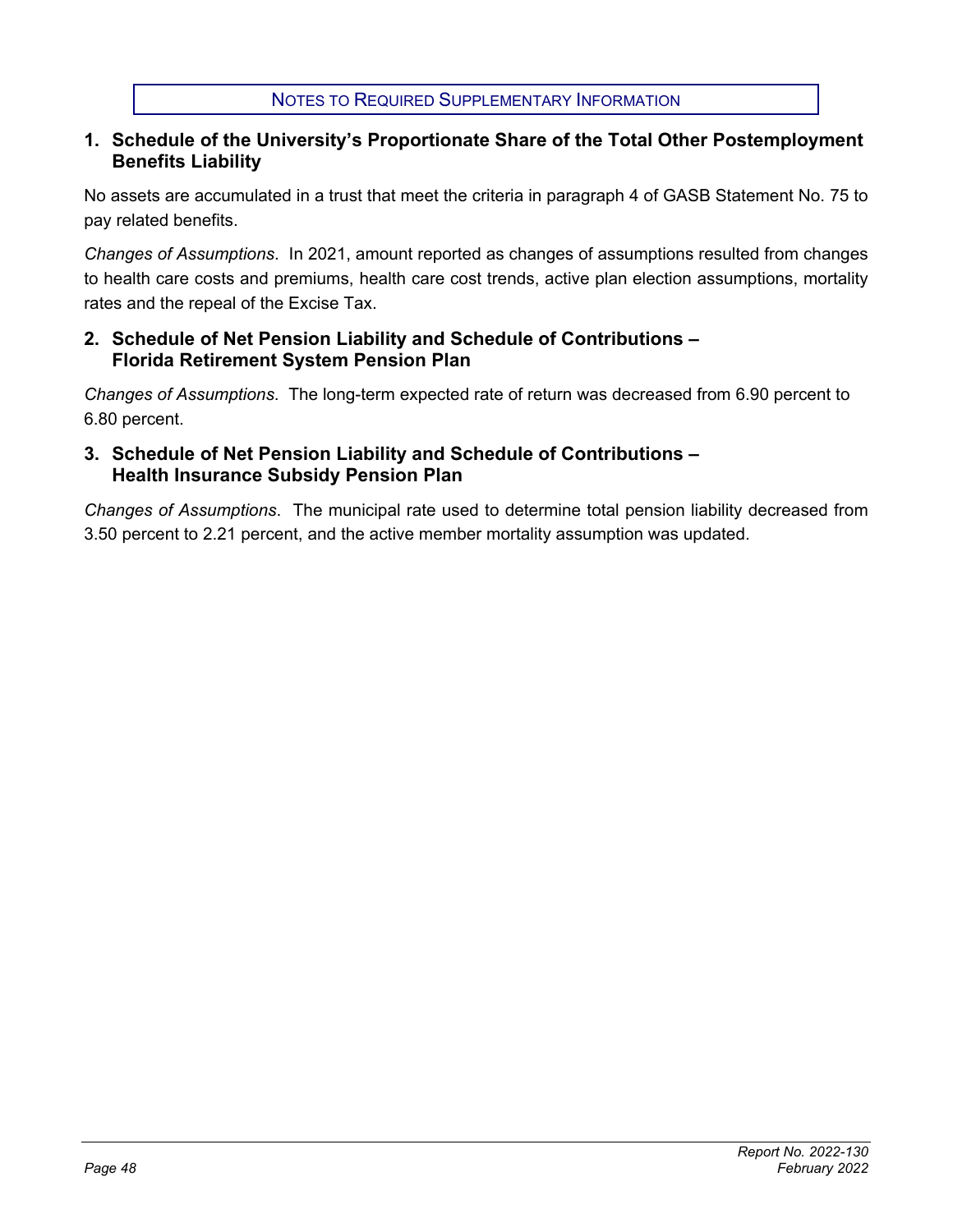## Notes to Required Supplementary Information

### 1. Schedule of the University's Proportionate Share of the Total Other Postemployment Benefits Liability

No assets are accumulated in a trust that meet the criteria in paragraph 4 of GASB Statement No. 75 to pay related benefits.

*Changes of Assumptions*. In 2021, amount reported as changes of assumptions resulted from changes to health care costs and premiums, health care cost trends, active plan election assumptions, mortality rates and the repeal of the Excise Tax.

### 2. Schedule of Net Pension Liability and Schedule of Contributions – Florida Retirement System Pension Plan

*Changes of Assumptions*. The long-term expected rate of return was decreased from 6.90 percent to 6.80 percent.

### 3. Schedule of Net Pension Liability and Schedule of Contributions – Health Insurance Subsidy Pension Plan

*Changes of Assumptions*. The municipal rate used to determine total pension liability decreased from 3.50 percent to 2.21 percent, and the active member mortality assumption was updated.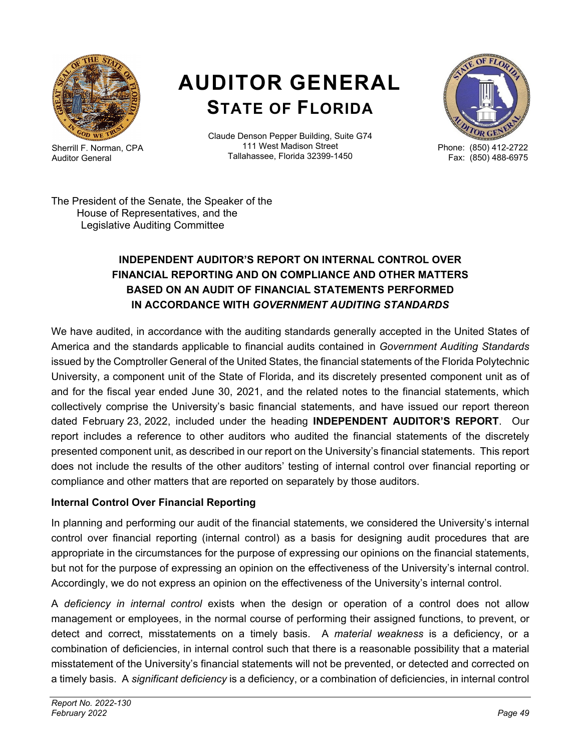# AUDITOR GENERAL
## STATE OF FLORIDA

Sherrill F. Norman, CPA
Auditor General

Claude Denson Pepper Building, Suite G74
111 West Madison Street
Tallahassee, Florida 32399-1450

Phone: (850) 412-2722
Fax: (850) 488-6975

The President of the Senate, the Speaker of the House of Representatives, and the Legislative Auditing Committee

### INDEPENDENT AUDITOR'S REPORT ON INTERNAL CONTROL OVER FINANCIAL REPORTING AND ON COMPLIANCE AND OTHER MATTERS BASED ON AN AUDIT OF FINANCIAL STATEMENTS PERFORMED IN ACCORDANCE WITH *GOVERNMENT AUDITING STANDARDS*

We have audited, in accordance with the auditing standards generally accepted in the United States of America and the standards applicable to financial audits contained in *Government Auditing Standards* issued by the Comptroller General of the United States, the financial statements of the Florida Polytechnic University, a component unit of the State of Florida, and its discretely presented component unit as of and for the fiscal year ended June 30, 2021, and the related notes to the financial statements, which collectively comprise the University's basic financial statements, and have issued our report thereon dated February 23, 2022, included under the heading **INDEPENDENT AUDITOR'S REPORT**. Our report includes a reference to other auditors who audited the financial statements of the discretely presented component unit, as described in our report on the University's financial statements. This report does not include the results of the other auditors' testing of internal control over financial reporting or compliance and other matters that are reported on separately by those auditors.

**Internal Control Over Financial Reporting**

In planning and performing our audit of the financial statements, we considered the University's internal control over financial reporting (internal control) as a basis for designing audit procedures that are appropriate in the circumstances for the purpose of expressing our opinions on the financial statements, but not for the purpose of expressing an opinion on the effectiveness of the University's internal control. Accordingly, we do not express an opinion on the effectiveness of the University's internal control.

A *deficiency in internal control* exists when the design or operation of a control does not allow management or employees, in the normal course of performing their assigned functions, to prevent, or detect and correct, misstatements on a timely basis. A *material weakness* is a deficiency, or a combination of deficiencies, in internal control such that there is a reasonable possibility that a material misstatement of the University's financial statements will not be prevented, or detected and corrected on a timely basis. A *significant deficiency* is a deficiency, or a combination of deficiencies, in internal control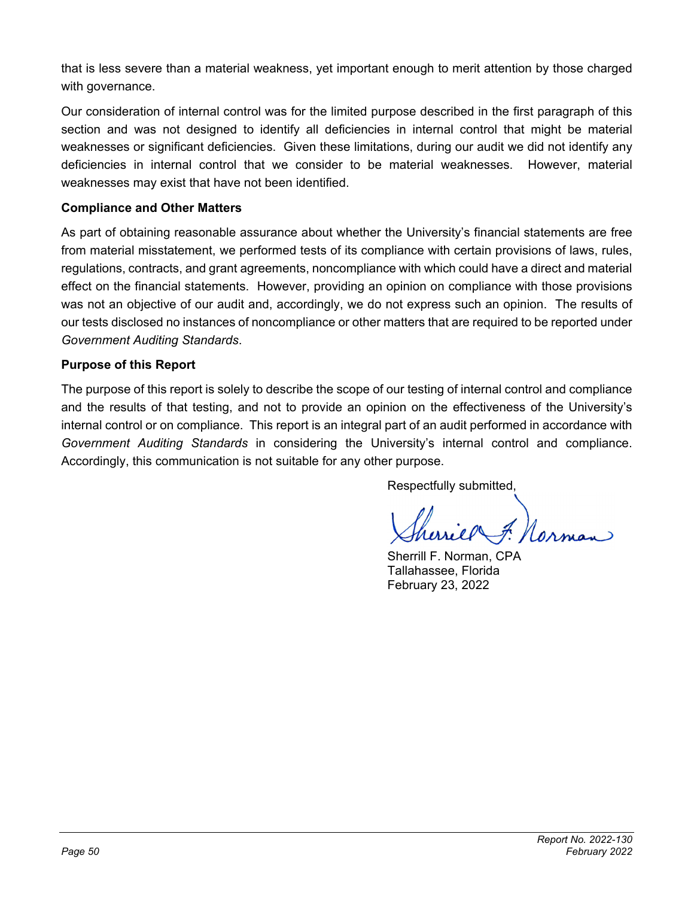that is less severe than a material weakness, yet important enough to merit attention by those charged with governance.

Our consideration of internal control was for the limited purpose described in the first paragraph of this section and was not designed to identify all deficiencies in internal control that might be material weaknesses or significant deficiencies. Given these limitations, during our audit we did not identify any deficiencies in internal control that we consider to be material weaknesses. However, material weaknesses may exist that have not been identified.

**Compliance and Other Matters**

As part of obtaining reasonable assurance about whether the University's financial statements are free from material misstatement, we performed tests of its compliance with certain provisions of laws, rules, regulations, contracts, and grant agreements, noncompliance with which could have a direct and material effect on the financial statements. However, providing an opinion on compliance with those provisions was not an objective of our audit and, accordingly, we do not express such an opinion. The results of our tests disclosed no instances of noncompliance or other matters that are required to be reported under *Government Auditing Standards*.

**Purpose of this Report**

The purpose of this report is solely to describe the scope of our testing of internal control and compliance and the results of that testing, and not to provide an opinion on the effectiveness of the University's internal control or on compliance. This report is an integral part of an audit performed in accordance with *Government Auditing Standards* in considering the University's internal control and compliance. Accordingly, this communication is not suitable for any other purpose.

Respectfully submitted,

Sherrill F. Norman, CPA
Tallahassee, Florida
February 23, 2022